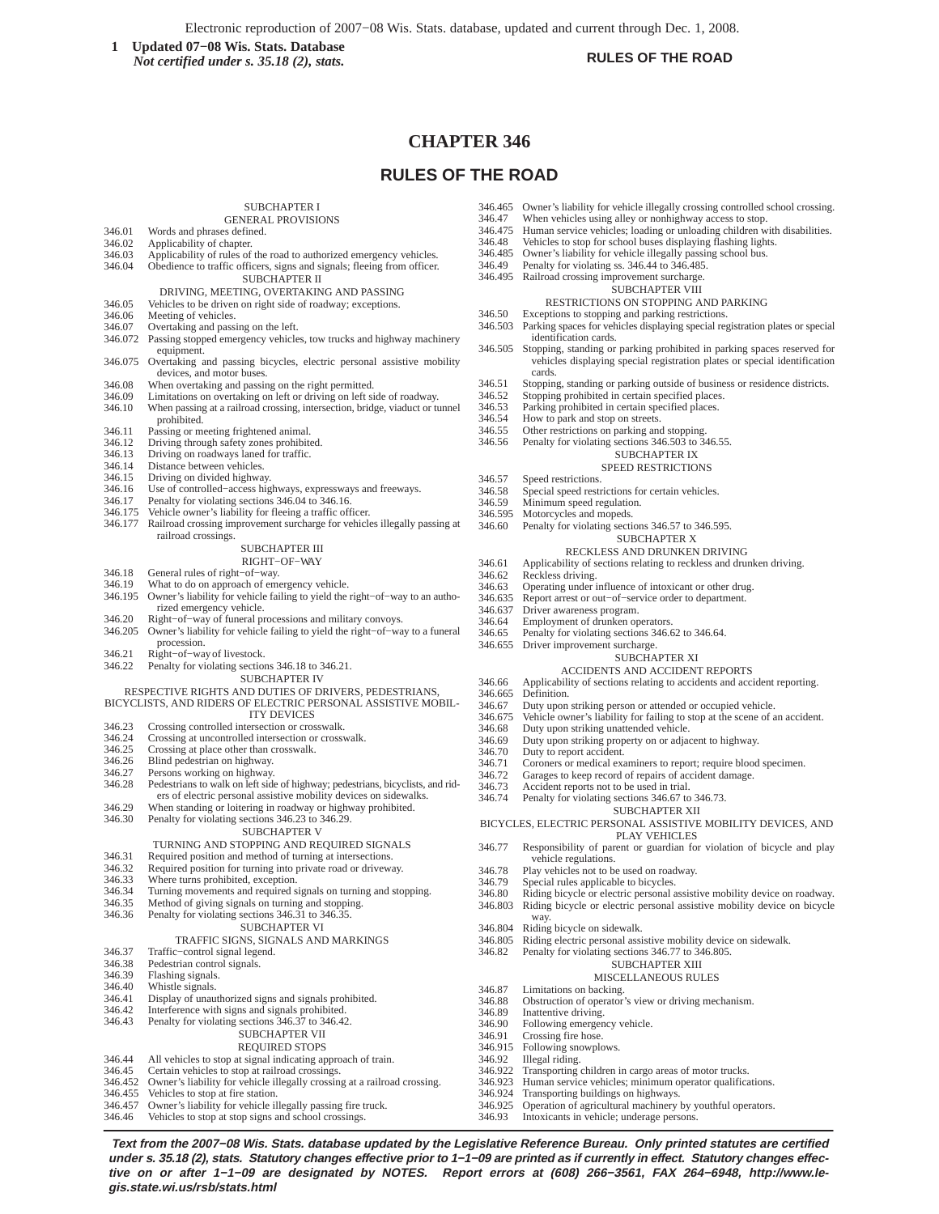# CHAPTER 346

## RULES OF THE ROAD

SUBCHAPTER I
GENERAL PROVISIONS

346.01 Words and phrases defined.
346.02 Applicability of chapter.
346.03 Applicability of rules of the road to authorized emergency vehicles.
346.04 Obedience to traffic officers, signs and signals; fleeing from officer.

SUBCHAPTER II
DRIVING, MEETING, OVERTAKING AND PASSING

346.05 Vehicles to be driven on right side of roadway; exceptions.
346.06 Meeting of vehicles.
346.07 Overtaking and passing on the left.
346.072 Passing stopped emergency vehicles, tow trucks and highway machinery equipment.
346.075 Overtaking and passing bicycles, electric personal assistive mobility devices, and motor buses.
346.08 When overtaking and passing on the right permitted.
346.09 Limitations on overtaking on left or driving on left side of roadway.
346.10 When passing at a railroad crossing, intersection, bridge, viaduct or tunnel prohibited.
346.11 Passing or meeting frightened animal.
346.12 Driving through safety zones prohibited.
346.13 Driving on roadways laned for traffic.
346.14 Distance between vehicles.
346.15 Driving on divided highway.
346.16 Use of controlled−access highways, expressways and freeways.
346.17 Penalty for violating sections 346.04 to 346.16.
346.175 Vehicle owner's liability for fleeing a traffic officer.
346.177 Railroad crossing improvement surcharge for vehicles illegally passing at railroad crossings.

SUBCHAPTER III
RIGHT−OF−WAY

346.18 General rules of right−of−way.
346.19 What to do on approach of emergency vehicle.
346.195 Owner's liability for vehicle failing to yield the right−of−way to an authorized emergency vehicle.
346.20 Right−of−way of funeral processions and military convoys.
346.205 Owner's liability for vehicle failing to yield the right−of−way to a funeral procession.
346.21 Right−of−way of livestock.
346.22 Penalty for violating sections 346.18 to 346.21.

SUBCHAPTER IV
RESPECTIVE RIGHTS AND DUTIES OF DRIVERS, PEDESTRIANS, BICYCLISTS, AND RIDERS OF ELECTRIC PERSONAL ASSISTIVE MOBILITY DEVICES

346.23 Crossing controlled intersection or crosswalk.
346.24 Crossing at uncontrolled intersection or crosswalk.
346.25 Crossing at place other than crosswalk.
346.26 Blind pedestrian on highway.
346.27 Persons working on highway.
346.28 Pedestrians to walk on left side of highway; pedestrians, bicyclists, and riders of electric personal assistive mobility devices on sidewalks.
346.29 When standing or loitering in roadway or highway prohibited.
346.30 Penalty for violating sections 346.23 to 346.29.

SUBCHAPTER V
TURNING AND STOPPING AND REQUIRED SIGNALS

346.31 Required position and method of turning at intersections.
346.32 Required position for turning into private road or driveway.
346.33 Where turns prohibited, exception.
346.34 Turning movements and required signals on turning and stopping.
346.35 Method of giving signals on turning and stopping.
346.36 Penalty for violating sections 346.31 to 346.35.

SUBCHAPTER VI
TRAFFIC SIGNS, SIGNALS AND MARKINGS

346.37 Traffic−control signal legend.
346.38 Pedestrian control signals.
346.39 Flashing signals.
346.40 Whistle signals.
346.41 Display of unauthorized signs and signals prohibited.
346.42 Interference with signs and signals prohibited.
346.43 Penalty for violating sections 346.37 to 346.42.

SUBCHAPTER VII
REQUIRED STOPS

346.44 All vehicles to stop at signal indicating approach of train.
346.45 Certain vehicles to stop at railroad crossings.
346.452 Owner's liability for vehicle illegally crossing at a railroad crossing.
346.455 Vehicles to stop at fire station.
346.457 Owner's liability for vehicle illegally passing fire truck.
346.46 Vehicles to stop at stop signs and school crossings.
346.465 Owner's liability for vehicle illegally crossing controlled school crossing.
346.47 When vehicles using alley or nonhighway access to stop.
346.475 Human service vehicles; loading or unloading children with disabilities.
346.48 Vehicles to stop for school buses displaying flashing lights.
346.485 Owner's liability for vehicle illegally passing school bus.
346.49 Penalty for violating ss. 346.44 to 346.485.
346.495 Railroad crossing improvement surcharge.

SUBCHAPTER VIII
RESTRICTIONS ON STOPPING AND PARKING

346.50 Exceptions to stopping and parking restrictions.
346.503 Parking spaces for vehicles displaying special registration plates or special identification cards.
346.505 Stopping, standing or parking prohibited in parking spaces reserved for vehicles displaying special registration plates or special identification cards.
346.51 Stopping, standing or parking outside of business or residence districts.
346.52 Stopping prohibited in certain specified places.
346.53 Parking prohibited in certain specified places.
346.54 How to park and stop on streets.
346.55 Other restrictions on parking and stopping.
346.56 Penalty for violating sections 346.503 to 346.55.

SUBCHAPTER IX
SPEED RESTRICTIONS

346.57 Speed restrictions.
346.58 Special speed restrictions for certain vehicles.
346.59 Minimum speed regulation.
346.595 Motorcycles and mopeds.
346.60 Penalty for violating sections 346.57 to 346.595.

SUBCHAPTER X
RECKLESS AND DRUNKEN DRIVING

346.61 Applicability of sections relating to reckless and drunken driving.
346.62 Reckless driving.
346.63 Operating under influence of intoxicant or other drug.
346.635 Report arrest or out−of−service order to department.
346.637 Driver awareness program.
346.64 Employment of drunken operators.
346.65 Penalty for violating sections 346.62 to 346.64.
346.655 Driver improvement surcharge.

SUBCHAPTER XI
ACCIDENTS AND ACCIDENT REPORTS

346.66 Applicability of sections relating to accidents and accident reporting.
346.665 Definition.
346.67 Duty upon striking person or attended or occupied vehicle.
346.675 Vehicle owner's liability for failing to stop at the scene of an accident.
346.68 Duty upon striking unattended vehicle.
346.69 Duty upon striking property on or adjacent to highway.
346.70 Duty to report accident.
346.71 Coroners or medical examiners to report; require blood specimen.
346.72 Garages to keep record of repairs of accident damage.
346.73 Accident reports not to be used in trial.
346.74 Penalty for violating sections 346.67 to 346.73.

SUBCHAPTER XII
BICYCLES, ELECTRIC PERSONAL ASSISTIVE MOBILITY DEVICES, AND PLAY VEHICLES

346.77 Responsibility of parent or guardian for violation of bicycle and play vehicle regulations.
346.78 Play vehicles not to be used on roadway.
346.79 Special rules applicable to bicycles.
346.80 Riding bicycle or electric personal assistive mobility device on roadway.
346.803 Riding bicycle or electric personal assistive mobility device on bicycle way.
346.804 Riding bicycle on sidewalk.
346.805 Riding electric personal assistive mobility device on sidewalk.
346.82 Penalty for violating sections 346.77 to 346.805.

SUBCHAPTER XIII
MISCELLANEOUS RULES

346.87 Limitations on backing.
346.88 Obstruction of operator's view or driving mechanism.
346.89 Inattentive driving.
346.90 Following emergency vehicle.
346.91 Crossing fire hose.
346.915 Following snowplows.
346.92 Illegal riding.
346.922 Transporting children in cargo areas of motor trucks.
346.923 Human service vehicles; minimum operator qualifications.
346.924 Transporting buildings on highways.
346.925 Operation of agricultural machinery by youthful operators.
346.93 Intoxicants in vehicle; underage persons.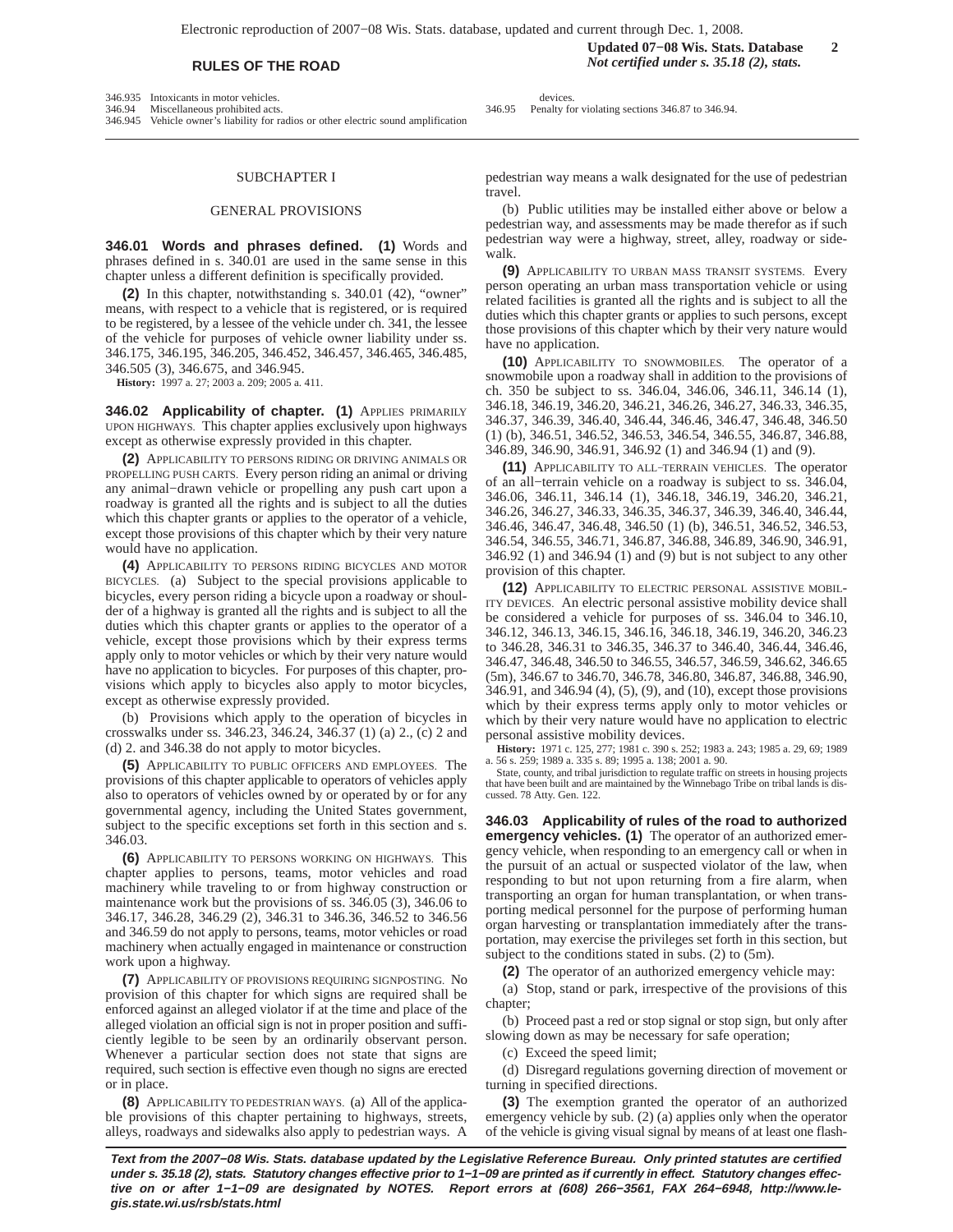346.935 Intoxicants in motor vehicles.
346.94 Miscellaneous prohibited acts.
346.945 Vehicle owner's liability for radios or other electric sound amplification devices.
346.95 Penalty for violating sections 346.87 to 346.94.

## SUBCHAPTER I

## GENERAL PROVISIONS

**346.01 Words and phrases defined. (1)** Words and phrases defined in s. 340.01 are used in the same sense in this chapter unless a different definition is specifically provided.

**(2)** In this chapter, notwithstanding s. 340.01 (42), "owner" means, with respect to a vehicle that is registered, or is required to be registered, by a lessee of the vehicle under ch. 341, the lessee of the vehicle for purposes of vehicle owner liability under ss. 346.175, 346.195, 346.205, 346.452, 346.457, 346.465, 346.485, 346.505 (3), 346.675, and 346.945.

**History:** 1997 a. 27; 2003 a. 209; 2005 a. 411.

**346.02 Applicability of chapter. (1)** APPLIES PRIMARILY UPON HIGHWAYS. This chapter applies exclusively upon highways except as otherwise expressly provided in this chapter.

**(2)** APPLICABILITY TO PERSONS RIDING OR DRIVING ANIMALS OR PROPELLING PUSH CARTS. Every person riding an animal or driving any animal−drawn vehicle or propelling any push cart upon a roadway is granted all the rights and is subject to all the duties which this chapter grants or applies to the operator of a vehicle, except those provisions of this chapter which by their very nature would have no application.

**(4)** APPLICABILITY TO PERSONS RIDING BICYCLES AND MOTOR BICYCLES. (a) Subject to the special provisions applicable to bicycles, every person riding a bicycle upon a roadway or shoulder of a highway is granted all the rights and is subject to all the duties which this chapter grants or applies to the operator of a vehicle, except those provisions which by their express terms apply only to motor vehicles or which by their very nature would have no application to bicycles. For purposes of this chapter, provisions which apply to bicycles also apply to motor bicycles, except as otherwise expressly provided.

(b) Provisions which apply to the operation of bicycles in crosswalks under ss. 346.23, 346.24, 346.37 (1) (a) 2., (c) 2 and (d) 2. and 346.38 do not apply to motor bicycles.

**(5)** APPLICABILITY TO PUBLIC OFFICERS AND EMPLOYEES. The provisions of this chapter applicable to operators of vehicles apply also to operators of vehicles owned by or operated by or for any governmental agency, including the United States government, subject to the specific exceptions set forth in this section and s. 346.03.

**(6)** APPLICABILITY TO PERSONS WORKING ON HIGHWAYS. This chapter applies to persons, teams, motor vehicles and road machinery while traveling to or from highway construction or maintenance work but the provisions of ss. 346.05 (3), 346.06 to 346.17, 346.28, 346.29 (2), 346.31 to 346.36, 346.52 to 346.56 and 346.59 do not apply to persons, teams, motor vehicles or road machinery when actually engaged in maintenance or construction work upon a highway.

**(7)** APPLICABILITY OF PROVISIONS REQUIRING SIGNPOSTING. No provision of this chapter for which signs are required shall be enforced against an alleged violator if at the time and place of the alleged violation an official sign is not in proper position and sufficiently legible to be seen by an ordinarily observant person. Whenever a particular section does not state that signs are required, such section is effective even though no signs are erected or in place.

**(8)** APPLICABILITY TO PEDESTRIAN WAYS. (a) All of the applicable provisions of this chapter pertaining to highways, streets, alleys, roadways and sidewalks also apply to pedestrian ways. A pedestrian way means a walk designated for the use of pedestrian travel.

(b) Public utilities may be installed either above or below a pedestrian way, and assessments may be made therefor as if such pedestrian way were a highway, street, alley, roadway or sidewalk.

**(9)** APPLICABILITY TO URBAN MASS TRANSIT SYSTEMS. Every person operating an urban mass transportation vehicle or using related facilities is granted all the rights and is subject to all the duties which this chapter grants or applies to such persons, except those provisions of this chapter which by their very nature would have no application.

**(10)** APPLICABILITY TO SNOWMOBILES. The operator of a snowmobile upon a roadway shall in addition to the provisions of ch. 350 be subject to ss. 346.04, 346.06, 346.11, 346.14 (1), 346.18, 346.19, 346.20, 346.21, 346.26, 346.27, 346.33, 346.35, 346.37, 346.39, 346.40, 346.44, 346.46, 346.47, 346.48, 346.50 (1) (b), 346.51, 346.52, 346.53, 346.54, 346.55, 346.87, 346.88, 346.89, 346.90, 346.91, 346.92 (1) and 346.94 (1) and (9).

**(11)** APPLICABILITY TO ALL−TERRAIN VEHICLES. The operator of an all−terrain vehicle on a roadway is subject to ss. 346.04, 346.06, 346.11, 346.14 (1), 346.18, 346.19, 346.20, 346.21, 346.26, 346.27, 346.33, 346.35, 346.37, 346.39, 346.40, 346.44, 346.46, 346.47, 346.48, 346.50 (1) (b), 346.51, 346.52, 346.53, 346.54, 346.55, 346.71, 346.87, 346.88, 346.89, 346.90, 346.91, 346.92 (1) and 346.94 (1) and (9) but is not subject to any other provision of this chapter.

**(12)** APPLICABILITY TO ELECTRIC PERSONAL ASSISTIVE MOBILITY DEVICES. An electric personal assistive mobility device shall be considered a vehicle for purposes of ss. 346.04 to 346.10, 346.12, 346.13, 346.15, 346.16, 346.18, 346.19, 346.20, 346.23 to 346.28, 346.31 to 346.35, 346.37 to 346.40, 346.44, 346.46, 346.47, 346.48, 346.50 to 346.55, 346.57, 346.59, 346.62, 346.65 (5m), 346.67 to 346.70, 346.78, 346.80, 346.87, 346.88, 346.90, 346.91, and 346.94 (4), (5), (9), and (10), except those provisions which by their express terms apply only to motor vehicles or which by their very nature would have no application to electric personal assistive mobility devices.

**History:** 1971 c. 125, 277; 1981 c. 390 s. 252; 1983 a. 243; 1985 a. 29, 69; 1989 a. 56 s. 259; 1989 a. 335 s. 89; 1995 a. 138; 2001 a. 90.

State, county, and tribal jurisdiction to regulate traffic on streets in housing projects that have been built and are maintained by the Winnebago Tribe on tribal lands is discussed. 78 Atty. Gen. 122.

**346.03 Applicability of rules of the road to authorized emergency vehicles. (1)** The operator of an authorized emergency vehicle, when responding to an emergency call or when in the pursuit of an actual or suspected violator of the law, when responding to but not upon returning from a fire alarm, when transporting an organ for human transplantation, or when transporting medical personnel for the purpose of performing human organ harvesting or transplantation immediately after the transportation, may exercise the privileges set forth in this section, but subject to the conditions stated in subs. (2) to (5m).

**(2)** The operator of an authorized emergency vehicle may:

(a) Stop, stand or park, irrespective of the provisions of this chapter;

(b) Proceed past a red or stop signal or stop sign, but only after slowing down as may be necessary for safe operation;

(c) Exceed the speed limit;

(d) Disregard regulations governing direction of movement or turning in specified directions.

**(3)** The exemption granted the operator of an authorized emergency vehicle by sub. (2) (a) applies only when the operator of the vehicle is giving visual signal by means of at least one flash-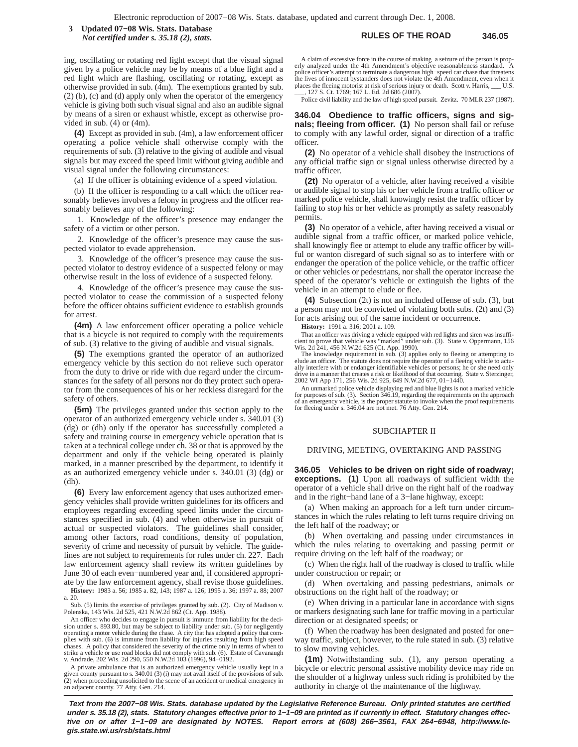ing, oscillating or rotating red light except that the visual signal given by a police vehicle may be by means of a blue light and a red light which are flashing, oscillating or rotating, except as otherwise provided in sub. (4m). The exemptions granted by sub. (2) (b), (c) and (d) apply only when the operator of the emergency vehicle is giving both such visual signal and also an audible signal by means of a siren or exhaust whistle, except as otherwise provided in sub. (4) or (4m).

**(4)** Except as provided in sub. (4m), a law enforcement officer operating a police vehicle shall otherwise comply with the requirements of sub. (3) relative to the giving of audible and visual signals but may exceed the speed limit without giving audible and visual signal under the following circumstances:

(a) If the officer is obtaining evidence of a speed violation.

(b) If the officer is responding to a call which the officer reasonably believes involves a felony in progress and the officer reasonably believes any of the following:

1. Knowledge of the officer's presence may endanger the safety of a victim or other person.

2. Knowledge of the officer's presence may cause the suspected violator to evade apprehension.

3. Knowledge of the officer's presence may cause the suspected violator to destroy evidence of a suspected felony or may otherwise result in the loss of evidence of a suspected felony.

4. Knowledge of the officer's presence may cause the suspected violator to cease the commission of a suspected felony before the officer obtains sufficient evidence to establish grounds for arrest.

**(4m)** A law enforcement officer operating a police vehicle that is a bicycle is not required to comply with the requirements of sub. (3) relative to the giving of audible and visual signals.

**(5)** The exemptions granted the operator of an authorized emergency vehicle by this section do not relieve such operator from the duty to drive or ride with due regard under the circumstances for the safety of all persons nor do they protect such operator from the consequences of his or her reckless disregard for the safety of others.

**(5m)** The privileges granted under this section apply to the operator of an authorized emergency vehicle under s. 340.01 (3) (dg) or (dh) only if the operator has successfully completed a safety and training course in emergency vehicle operation that is taken at a technical college under ch. 38 or that is approved by the department and only if the vehicle being operated is plainly marked, in a manner prescribed by the department, to identify it as an authorized emergency vehicle under s. 340.01 (3) (dg) or (dh).

**(6)** Every law enforcement agency that uses authorized emergency vehicles shall provide written guidelines for its officers and employees regarding exceeding speed limits under the circumstances specified in sub. (4) and when otherwise in pursuit of actual or suspected violators. The guidelines shall consider, among other factors, road conditions, density of population, severity of crime and necessity of pursuit by vehicle. The guidelines are not subject to requirements for rules under ch. 227. Each law enforcement agency shall review its written guidelines by June 30 of each even−numbered year and, if considered appropriate by the law enforcement agency, shall revise those guidelines.

**History:** 1983 a. 56; 1985 a. 82, 143; 1987 a. 126; 1995 a. 36; 1997 a. 88; 2007 a. 20.

Sub. (5) limits the exercise of privileges granted by sub. (2). City of Madison v. Polenska, 143 Wis. 2d 525, 421 N.W.2d 862 (Ct. App. 1988).

An officer who decides to engage in pursuit is immune from liability for the decision under s. 893.80, but may be subject to liability under sub. (5) for negligently operating a motor vehicle during the chase. A city that has adopted a policy that complies with sub. (6) is immune from liability for injuries resulting from high speed chases. A policy that considered the severity of the crime only in terms of when to strike a vehicle or use road blocks did not comply with sub. (6). Estate of Cavanaugh v. Andrade, 202 Wis. 2d 290, 550 N.W.2d 103 (1996), 94−0192.

A private ambulance that is an authorized emergency vehicle usually kept in a given county pursuant to s. 340.01 (3) (i) may not avail itself of the provisions of sub. (2) when proceeding unsolicited to the scene of an accident or medical emergency in an adjacent county. 77 Atty. Gen. 214.

A claim of excessive force in the course of making a seizure of the person is properly analyzed under the 4th Amendment's objective reasonableness standard. A police officer's attempt to terminate a dangerous high−speed car chase that threatens the lives of innocent bystanders does not violate the 4th Amendment, even when it places the fleeing motorist at risk of serious injury or death. Scott v. Harris, ___ U.S. ___, 127 S. Ct. 1769; 167 L. Ed. 2d 686 (2007).

Police civil liability and the law of high speed pursuit. Zevitz. 70 MLR 237 (1987).

**346.04 Obedience to traffic officers, signs and signals; fleeing from officer.** **(1)** No person shall fail or refuse to comply with any lawful order, signal or direction of a traffic officer.

**(2)** No operator of a vehicle shall disobey the instructions of any official traffic sign or signal unless otherwise directed by a traffic officer.

**(2t)** No operator of a vehicle, after having received a visible or audible signal to stop his or her vehicle from a traffic officer or marked police vehicle, shall knowingly resist the traffic officer by failing to stop his or her vehicle as promptly as safety reasonably permits.

**(3)** No operator of a vehicle, after having received a visual or audible signal from a traffic officer, or marked police vehicle, shall knowingly flee or attempt to elude any traffic officer by willful or wanton disregard of such signal so as to interfere with or endanger the operation of the police vehicle, or the traffic officer or other vehicles or pedestrians, nor shall the operator increase the speed of the operator's vehicle or extinguish the lights of the vehicle in an attempt to elude or flee.

**(4)** Subsection (2t) is not an included offense of sub. (3), but a person may not be convicted of violating both subs. (2t) and (3) for acts arising out of the same incident or occurrence.

**History:** 1991 a. 316; 2001 a. 109.

That an officer was driving a vehicle equipped with red lights and siren was insufficient to prove that vehicle was "marked" under sub. (3). State v. Oppermann, 156 Wis. 2d 241, 456 N.W.2d 625 (Ct. App. 1990).

The knowledge requirement in sub. (3) applies only to fleeing or attempting to elude an officer. The statute does not require the operator of a fleeing vehicle to actually interfere with or endanger identifiable vehicles or persons; he or she need only drive in a manner that creates a risk or likelihood of that occurring. State v. Sterzinger, 2002 WI App 171, 256 Wis. 2d 925, 649 N.W.2d 677, 01−1440.

An unmarked police vehicle displaying red and blue lights is not a marked vehicle for purposes of sub. (3). Section 346.19, regarding the requirements on the approach of an emergency vehicle, is the proper statute to invoke when the proof requirements for fleeing under s. 346.04 are not met. 76 Atty. Gen. 214.

## SUBCHAPTER II

## DRIVING, MEETING, OVERTAKING AND PASSING

**346.05 Vehicles to be driven on right side of roadway; exceptions.** **(1)** Upon all roadways of sufficient width the operator of a vehicle shall drive on the right half of the roadway and in the right−hand lane of a 3−lane highway, except:

(a) When making an approach for a left turn under circumstances in which the rules relating to left turns require driving on the left half of the roadway; or

(b) When overtaking and passing under circumstances in which the rules relating to overtaking and passing permit or require driving on the left half of the roadway; or

(c) When the right half of the roadway is closed to traffic while under construction or repair; or

(d) When overtaking and passing pedestrians, animals or obstructions on the right half of the roadway; or

(e) When driving in a particular lane in accordance with signs or markers designating such lane for traffic moving in a particular direction or at designated speeds; or

(f) When the roadway has been designated and posted for one−way traffic, subject, however, to the rule stated in sub. (3) relative to slow moving vehicles.

**(1m)** Notwithstanding sub. (1), any person operating a bicycle or electric personal assistive mobility device may ride on the shoulder of a highway unless such riding is prohibited by the authority in charge of the maintenance of the highway.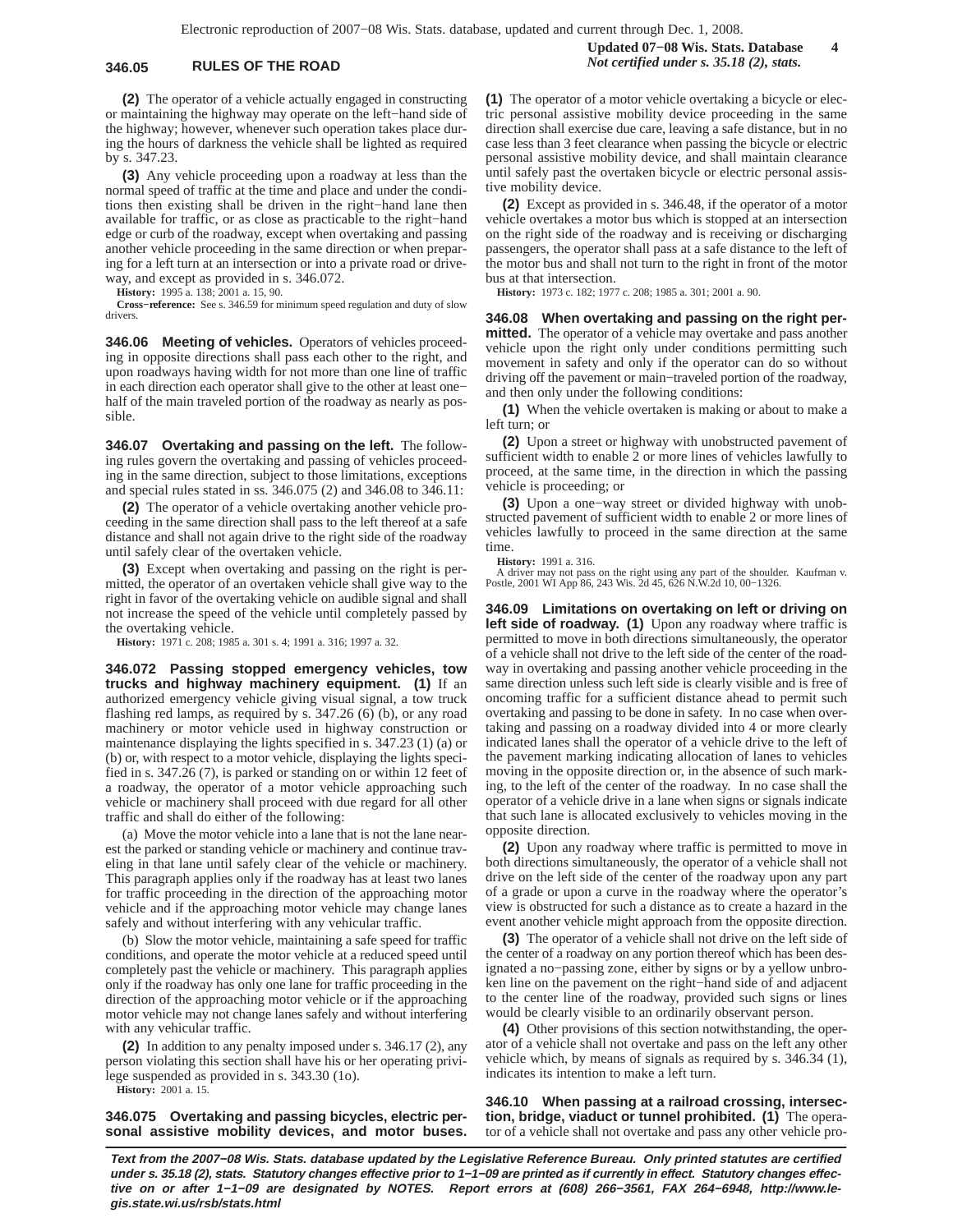**(2)** The operator of a vehicle actually engaged in constructing or maintaining the highway may operate on the left−hand side of the highway; however, whenever such operation takes place during the hours of darkness the vehicle shall be lighted as required by s. 347.23.

**(3)** Any vehicle proceeding upon a roadway at less than the normal speed of traffic at the time and place and under the conditions then existing shall be driven in the right−hand lane then available for traffic, or as close as practicable to the right−hand edge or curb of the roadway, except when overtaking and passing another vehicle proceeding in the same direction or when preparing for a left turn at an intersection or into a private road or driveway, and except as provided in s. 346.072.

**History:** 1995 a. 138; 2001 a. 15, 90.

**Cross−reference:** See s. 346.59 for minimum speed regulation and duty of slow drivers.

**346.06 Meeting of vehicles.** Operators of vehicles proceeding in opposite directions shall pass each other to the right, and upon roadways having width for not more than one line of traffic in each direction each operator shall give to the other at least one−half of the main traveled portion of the roadway as nearly as possible.

**346.07 Overtaking and passing on the left.** The following rules govern the overtaking and passing of vehicles proceeding in the same direction, subject to those limitations, exceptions and special rules stated in ss. 346.075 (2) and 346.08 to 346.11:

**(2)** The operator of a vehicle overtaking another vehicle proceeding in the same direction shall pass to the left thereof at a safe distance and shall not again drive to the right side of the roadway until safely clear of the overtaken vehicle.

**(3)** Except when overtaking and passing on the right is permitted, the operator of an overtaken vehicle shall give way to the right in favor of the overtaking vehicle on audible signal and shall not increase the speed of the vehicle until completely passed by the overtaking vehicle.

**History:** 1971 c. 208; 1985 a. 301 s. 4; 1991 a. 316; 1997 a. 32.

**346.072 Passing stopped emergency vehicles, tow trucks and highway machinery equipment. (1)** If an authorized emergency vehicle giving visual signal, a tow truck flashing red lamps, as required by s. 347.26 (6) (b), or any road machinery or motor vehicle used in highway construction or maintenance displaying the lights specified in s. 347.23 (1) (a) or (b) or, with respect to a motor vehicle, displaying the lights specified in s. 347.26 (7), is parked or standing on or within 12 feet of a roadway, the operator of a motor vehicle approaching such vehicle or machinery shall proceed with due regard for all other traffic and shall do either of the following:

(a) Move the motor vehicle into a lane that is not the lane nearest the parked or standing vehicle or machinery and continue traveling in that lane until safely clear of the vehicle or machinery. This paragraph applies only if the roadway has at least two lanes for traffic proceeding in the direction of the approaching motor vehicle and if the approaching motor vehicle may change lanes safely and without interfering with any vehicular traffic.

(b) Slow the motor vehicle, maintaining a safe speed for traffic conditions, and operate the motor vehicle at a reduced speed until completely past the vehicle or machinery. This paragraph applies only if the roadway has only one lane for traffic proceeding in the direction of the approaching motor vehicle or if the approaching motor vehicle may not change lanes safely and without interfering with any vehicular traffic.

**(2)** In addition to any penalty imposed under s. 346.17 (2), any person violating this section shall have his or her operating privilege suspended as provided in s. 343.30 (1o).

**History:** 2001 a. 15.

**346.075 Overtaking and passing bicycles, electric personal assistive mobility devices, and motor buses.**

**(1)** The operator of a motor vehicle overtaking a bicycle or electric personal assistive mobility device proceeding in the same direction shall exercise due care, leaving a safe distance, but in no case less than 3 feet clearance when passing the bicycle or electric personal assistive mobility device, and shall maintain clearance until safely past the overtaken bicycle or electric personal assistive mobility device.

**(2)** Except as provided in s. 346.48, if the operator of a motor vehicle overtakes a motor bus which is stopped at an intersection on the right side of the roadway and is receiving or discharging passengers, the operator shall pass at a safe distance to the left of the motor bus and shall not turn to the right in front of the motor bus at that intersection.

**History:** 1973 c. 182; 1977 c. 208; 1985 a. 301; 2001 a. 90.

**346.08 When overtaking and passing on the right permitted.** The operator of a vehicle may overtake and pass another vehicle upon the right only under conditions permitting such movement in safety and only if the operator can do so without driving off the pavement or main−traveled portion of the roadway, and then only under the following conditions:

**(1)** When the vehicle overtaken is making or about to make a left turn; or

**(2)** Upon a street or highway with unobstructed pavement of sufficient width to enable 2 or more lines of vehicles lawfully to proceed, at the same time, in the direction in which the passing vehicle is proceeding; or

**(3)** Upon a one−way street or divided highway with unobstructed pavement of sufficient width to enable 2 or more lines of vehicles lawfully to proceed in the same direction at the same time.

**History:** 1991 a. 316.

A driver may not pass on the right using any part of the shoulder. Kaufman v. Postle, 2001 WI App 86, 243 Wis. 2d 45, 626 N.W.2d 10, 00−1326.

**346.09 Limitations on overtaking on left or driving on left side of roadway. (1)** Upon any roadway where traffic is permitted to move in both directions simultaneously, the operator of a vehicle shall not drive to the left side of the center of the roadway in overtaking and passing another vehicle proceeding in the same direction unless such left side is clearly visible and is free of oncoming traffic for a sufficient distance ahead to permit such overtaking and passing to be done in safety. In no case when overtaking and passing on a roadway divided into 4 or more clearly indicated lanes shall the operator of a vehicle drive to the left of the pavement marking indicating allocation of lanes to vehicles moving in the opposite direction or, in the absence of such marking, to the left of the center of the roadway. In no case shall the operator of a vehicle drive in a lane when signs or signals indicate that such lane is allocated exclusively to vehicles moving in the opposite direction.

**(2)** Upon any roadway where traffic is permitted to move in both directions simultaneously, the operator of a vehicle shall not drive on the left side of the center of the roadway upon any part of a grade or upon a curve in the roadway where the operator's view is obstructed for such a distance as to create a hazard in the event another vehicle might approach from the opposite direction.

**(3)** The operator of a vehicle shall not drive on the left side of the center of a roadway on any portion thereof which has been designated a no−passing zone, either by signs or by a yellow unbroken line on the pavement on the right−hand side of and adjacent to the center line of the roadway, provided such signs or lines would be clearly visible to an ordinarily observant person.

**(4)** Other provisions of this section notwithstanding, the operator of a vehicle shall not overtake and pass on the left any other vehicle which, by means of signals as required by s. 346.34 (1), indicates its intention to make a left turn.

**346.10 When passing at a railroad crossing, intersection, bridge, viaduct or tunnel prohibited. (1)** The operator of a vehicle shall not overtake and pass any other vehicle pro-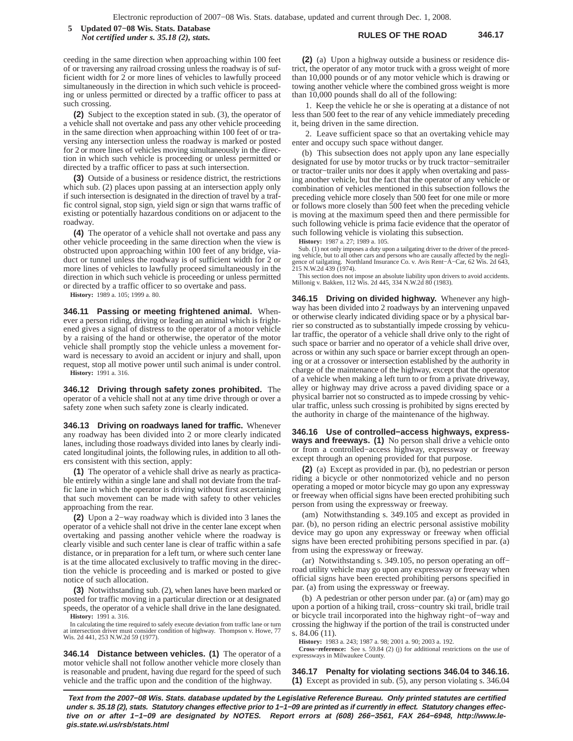ceeding in the same direction when approaching within 100 feet of or traversing any railroad crossing unless the roadway is of sufficient width for 2 or more lines of vehicles to lawfully proceed simultaneously in the direction in which such vehicle is proceeding or unless permitted or directed by a traffic officer to pass at such crossing.

**(2)** Subject to the exception stated in sub. (3), the operator of a vehicle shall not overtake and pass any other vehicle proceeding in the same direction when approaching within 100 feet of or traversing any intersection unless the roadway is marked or posted for 2 or more lines of vehicles moving simultaneously in the direction in which such vehicle is proceeding or unless permitted or directed by a traffic officer to pass at such intersection.

**(3)** Outside of a business or residence district, the restrictions which sub. (2) places upon passing at an intersection apply only if such intersection is designated in the direction of travel by a traffic control signal, stop sign, yield sign or sign that warns traffic of existing or potentially hazardous conditions on or adjacent to the roadway.

**(4)** The operator of a vehicle shall not overtake and pass any other vehicle proceeding in the same direction when the view is obstructed upon approaching within 100 feet of any bridge, viaduct or tunnel unless the roadway is of sufficient width for 2 or more lines of vehicles to lawfully proceed simultaneously in the direction in which such vehicle is proceeding or unless permitted or directed by a traffic officer to so overtake and pass.

**History:** 1989 a. 105; 1999 a. 80.

**346.11 Passing or meeting frightened animal.** Whenever a person riding, driving or leading an animal which is frightened gives a signal of distress to the operator of a motor vehicle by a raising of the hand or otherwise, the operator of the motor vehicle shall promptly stop the vehicle unless a movement forward is necessary to avoid an accident or injury and shall, upon request, stop all motive power until such animal is under control.

**History:** 1991 a. 316.

**346.12 Driving through safety zones prohibited.** The operator of a vehicle shall not at any time drive through or over a safety zone when such safety zone is clearly indicated.

**346.13 Driving on roadways laned for traffic.** Whenever any roadway has been divided into 2 or more clearly indicated lanes, including those roadways divided into lanes by clearly indicated longitudinal joints, the following rules, in addition to all others consistent with this section, apply:

**(1)** The operator of a vehicle shall drive as nearly as practicable entirely within a single lane and shall not deviate from the traffic lane in which the operator is driving without first ascertaining that such movement can be made with safety to other vehicles approaching from the rear.

**(2)** Upon a 2−way roadway which is divided into 3 lanes the operator of a vehicle shall not drive in the center lane except when overtaking and passing another vehicle where the roadway is clearly visible and such center lane is clear of traffic within a safe distance, or in preparation for a left turn, or where such center lane is at the time allocated exclusively to traffic moving in the direction the vehicle is proceeding and is marked or posted to give notice of such allocation.

**(3)** Notwithstanding sub. (2), when lanes have been marked or posted for traffic moving in a particular direction or at designated speeds, the operator of a vehicle shall drive in the lane designated.

**History:** 1991 a. 316.

In calculating the time required to safely execute deviation from traffic lane or turn at intersection driver must consider condition of highway. Thompson v. Howe, 77 Wis. 2d 441, 253 N.W.2d 59 (1977).

**346.14 Distance between vehicles. (1)** The operator of a motor vehicle shall not follow another vehicle more closely than is reasonable and prudent, having due regard for the speed of such vehicle and the traffic upon and the condition of the highway.

**(2)** (a) Upon a highway outside a business or residence district, the operator of any motor truck with a gross weight of more than 10,000 pounds or of any motor vehicle which is drawing or towing another vehicle where the combined gross weight is more than 10,000 pounds shall do all of the following:

1. Keep the vehicle he or she is operating at a distance of not less than 500 feet to the rear of any vehicle immediately preceding it, being driven in the same direction.

2. Leave sufficient space so that an overtaking vehicle may enter and occupy such space without danger.

(b) This subsection does not apply upon any lane especially designated for use by motor trucks or by truck tractor−semitrailer or tractor−trailer units nor does it apply when overtaking and passing another vehicle, but the fact that the operator of any vehicle or combination of vehicles mentioned in this subsection follows the preceding vehicle more closely than 500 feet for one mile or more or follows more closely than 500 feet when the preceding vehicle is moving at the maximum speed then and there permissible for such following vehicle is prima facie evidence that the operator of such following vehicle is violating this subsection.

**History:** 1987 a. 27; 1989 a. 105.

Sub. (1) not only imposes a duty upon a tailgating driver to the driver of the preceding vehicle, but to all other cars and persons who are causally affected by the negligence of tailgating. Northland Insurance Co. v. Avis Rent−A−Car, 62 Wis. 2d 643, 215 N.W.2d 439 (1974).

This section does not impose an absolute liability upon drivers to avoid accidents. Millonig v. Bakken, 112 Wis. 2d 445, 334 N.W.2d 80 (1983).

**346.15 Driving on divided highway.** Whenever any highway has been divided into 2 roadways by an intervening unpaved or otherwise clearly indicated dividing space or by a physical barrier so constructed as to substantially impede crossing by vehicular traffic, the operator of a vehicle shall drive only to the right of such space or barrier and no operator of a vehicle shall drive over, across or within any such space or barrier except through an opening or at a crossover or intersection established by the authority in charge of the maintenance of the highway, except that the operator of a vehicle when making a left turn to or from a private driveway, alley or highway may drive across a paved dividing space or a physical barrier not so constructed as to impede crossing by vehicular traffic, unless such crossing is prohibited by signs erected by the authority in charge of the maintenance of the highway.

**346.16 Use of controlled−access highways, expressways and freeways. (1)** No person shall drive a vehicle onto or from a controlled−access highway, expressway or freeway except through an opening provided for that purpose.

**(2)** (a) Except as provided in par. (b), no pedestrian or person riding a bicycle or other nonmotorized vehicle and no person operating a moped or motor bicycle may go upon any expressway or freeway when official signs have been erected prohibiting such person from using the expressway or freeway.

(am) Notwithstanding s. 349.105 and except as provided in par. (b), no person riding an electric personal assistive mobility device may go upon any expressway or freeway when official signs have been erected prohibiting persons specified in par. (a) from using the expressway or freeway.

(ar) Notwithstanding s. 349.105, no person operating an off−road utility vehicle may go upon any expressway or freeway when official signs have been erected prohibiting persons specified in par. (a) from using the expressway or freeway.

(b) A pedestrian or other person under par. (a) or (am) may go upon a portion of a hiking trail, cross−country ski trail, bridle trail or bicycle trail incorporated into the highway right−of−way and crossing the highway if the portion of the trail is constructed under s. 84.06 (11).

**History:** 1983 a. 243; 1987 a. 98; 2001 a. 90; 2003 a. 192.

**Cross−reference:** See s. 59.84 (2) (j) for additional restrictions on the use of expressways in Milwaukee County.

**346.17 Penalty for violating sections 346.04 to 346.16.**
**(1)** Except as provided in sub. (5), any person violating s. 346.04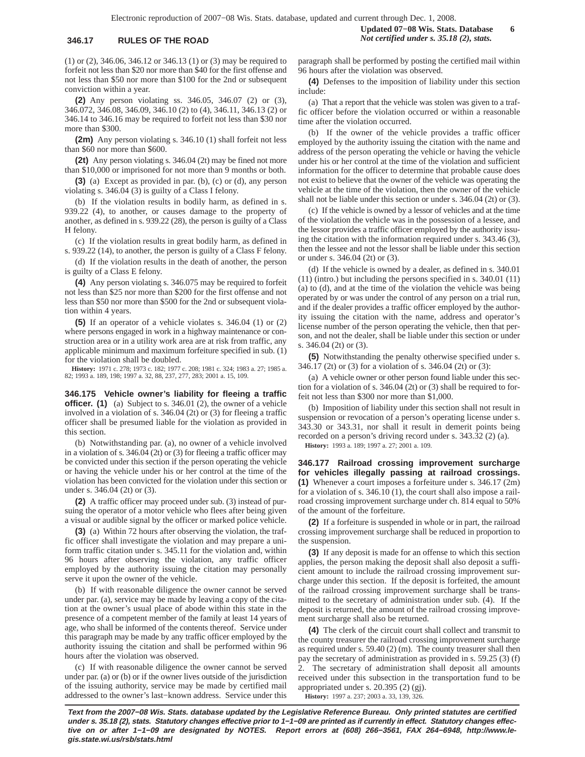(1) or (2), 346.06, 346.12 or 346.13 (1) or (3) may be required to forfeit not less than $20 nor more than $40 for the first offense and not less than $50 nor more than $100 for the 2nd or subsequent conviction within a year.

**(2)** Any person violating ss. 346.05, 346.07 (2) or (3), 346.072, 346.08, 346.09, 346.10 (2) to (4), 346.11, 346.13 (2) or 346.14 to 346.16 may be required to forfeit not less than $30 nor more than $300.

**(2m)** Any person violating s. 346.10 (1) shall forfeit not less than $60 nor more than $600.

**(2t)** Any person violating s. 346.04 (2t) may be fined not more than $10,000 or imprisoned for not more than 9 months or both.

**(3)** (a) Except as provided in par. (b), (c) or (d), any person violating s. 346.04 (3) is guilty of a Class I felony.

(b) If the violation results in bodily harm, as defined in s. 939.22 (4), to another, or causes damage to the property of another, as defined in s. 939.22 (28), the person is guilty of a Class H felony.

(c) If the violation results in great bodily harm, as defined in s. 939.22 (14), to another, the person is guilty of a Class F felony.

(d) If the violation results in the death of another, the person is guilty of a Class E felony.

**(4)** Any person violating s. 346.075 may be required to forfeit not less than $25 nor more than $200 for the first offense and not less than $50 nor more than $500 for the 2nd or subsequent violation within 4 years.

**(5)** If an operator of a vehicle violates s. 346.04 (1) or (2) where persons engaged in work in a highway maintenance or construction area or in a utility work area are at risk from traffic, any applicable minimum and maximum forfeiture specified in sub. (1) for the violation shall be doubled.

**History:** 1971 c. 278; 1973 c. 182; 1977 c. 208; 1981 c. 324; 1983 a. 27; 1985 a. 82; 1993 a. 189, 198; 1997 a. 32, 88, 237, 277, 283; 2001 a. 15, 109.

**346.175 Vehicle owner's liability for fleeing a traffic officer.** **(1)** (a) Subject to s. 346.01 (2), the owner of a vehicle involved in a violation of s. 346.04 (2t) or (3) for fleeing a traffic officer shall be presumed liable for the violation as provided in this section.

(b) Notwithstanding par. (a), no owner of a vehicle involved in a violation of s. 346.04 (2t) or (3) for fleeing a traffic officer may be convicted under this section if the person operating the vehicle or having the vehicle under his or her control at the time of the violation has been convicted for the violation under this section or under s. 346.04 (2t) or (3).

**(2)** A traffic officer may proceed under sub. (3) instead of pursuing the operator of a motor vehicle who flees after being given a visual or audible signal by the officer or marked police vehicle.

**(3)** (a) Within 72 hours after observing the violation, the traffic officer shall investigate the violation and may prepare a uniform traffic citation under s. 345.11 for the violation and, within 96 hours after observing the violation, any traffic officer employed by the authority issuing the citation may personally serve it upon the owner of the vehicle.

(b) If with reasonable diligence the owner cannot be served under par. (a), service may be made by leaving a copy of the citation at the owner's usual place of abode within this state in the presence of a competent member of the family at least 14 years of age, who shall be informed of the contents thereof. Service under this paragraph may be made by any traffic officer employed by the authority issuing the citation and shall be performed within 96 hours after the violation was observed.

(c) If with reasonable diligence the owner cannot be served under par. (a) or (b) or if the owner lives outside of the jurisdiction of the issuing authority, service may be made by certified mail addressed to the owner's last−known address. Service under this paragraph shall be performed by posting the certified mail within 96 hours after the violation was observed.

**(4)** Defenses to the imposition of liability under this section include:

(a) That a report that the vehicle was stolen was given to a traffic officer before the violation occurred or within a reasonable time after the violation occurred.

(b) If the owner of the vehicle provides a traffic officer employed by the authority issuing the citation with the name and address of the person operating the vehicle or having the vehicle under his or her control at the time of the violation and sufficient information for the officer to determine that probable cause does not exist to believe that the owner of the vehicle was operating the vehicle at the time of the violation, then the owner of the vehicle shall not be liable under this section or under s. 346.04 (2t) or (3).

(c) If the vehicle is owned by a lessor of vehicles and at the time of the violation the vehicle was in the possession of a lessee, and the lessor provides a traffic officer employed by the authority issuing the citation with the information required under s. 343.46 (3), then the lessee and not the lessor shall be liable under this section or under s. 346.04 (2t) or (3).

(d) If the vehicle is owned by a dealer, as defined in s. 340.01 (11) (intro.) but including the persons specified in s. 340.01 (11) (a) to (d), and at the time of the violation the vehicle was being operated by or was under the control of any person on a trial run, and if the dealer provides a traffic officer employed by the authority issuing the citation with the name, address and operator's license number of the person operating the vehicle, then that person, and not the dealer, shall be liable under this section or under s. 346.04 (2t) or (3).

**(5)** Notwithstanding the penalty otherwise specified under s. 346.17 (2t) or (3) for a violation of s. 346.04 (2t) or (3):

(a) A vehicle owner or other person found liable under this section for a violation of s. 346.04 (2t) or (3) shall be required to forfeit not less than $300 nor more than $1,000.

(b) Imposition of liability under this section shall not result in suspension or revocation of a person's operating license under s. 343.30 or 343.31, nor shall it result in demerit points being recorded on a person's driving record under s. 343.32 (2) (a).

**History:** 1993 a. 189; 1997 a. 27; 2001 a. 109.

**346.177 Railroad crossing improvement surcharge for vehicles illegally passing at railroad crossings.** **(1)** Whenever a court imposes a forfeiture under s. 346.17 (2m) for a violation of s. 346.10 (1), the court shall also impose a railroad crossing improvement surcharge under ch. 814 equal to 50% of the amount of the forfeiture.

**(2)** If a forfeiture is suspended in whole or in part, the railroad crossing improvement surcharge shall be reduced in proportion to the suspension.

**(3)** If any deposit is made for an offense to which this section applies, the person making the deposit shall also deposit a sufficient amount to include the railroad crossing improvement surcharge under this section. If the deposit is forfeited, the amount of the railroad crossing improvement surcharge shall be transmitted to the secretary of administration under sub. (4). If the deposit is returned, the amount of the railroad crossing improvement surcharge shall also be returned.

**(4)** The clerk of the circuit court shall collect and transmit to the county treasurer the railroad crossing improvement surcharge as required under s. 59.40 (2) (m). The county treasurer shall then pay the secretary of administration as provided in s. 59.25 (3) (f) 2. The secretary of administration shall deposit all amounts received under this subsection in the transportation fund to be appropriated under s. 20.395 (2) (gj).

**History:** 1997 a. 237; 2003 a. 33, 139, 326.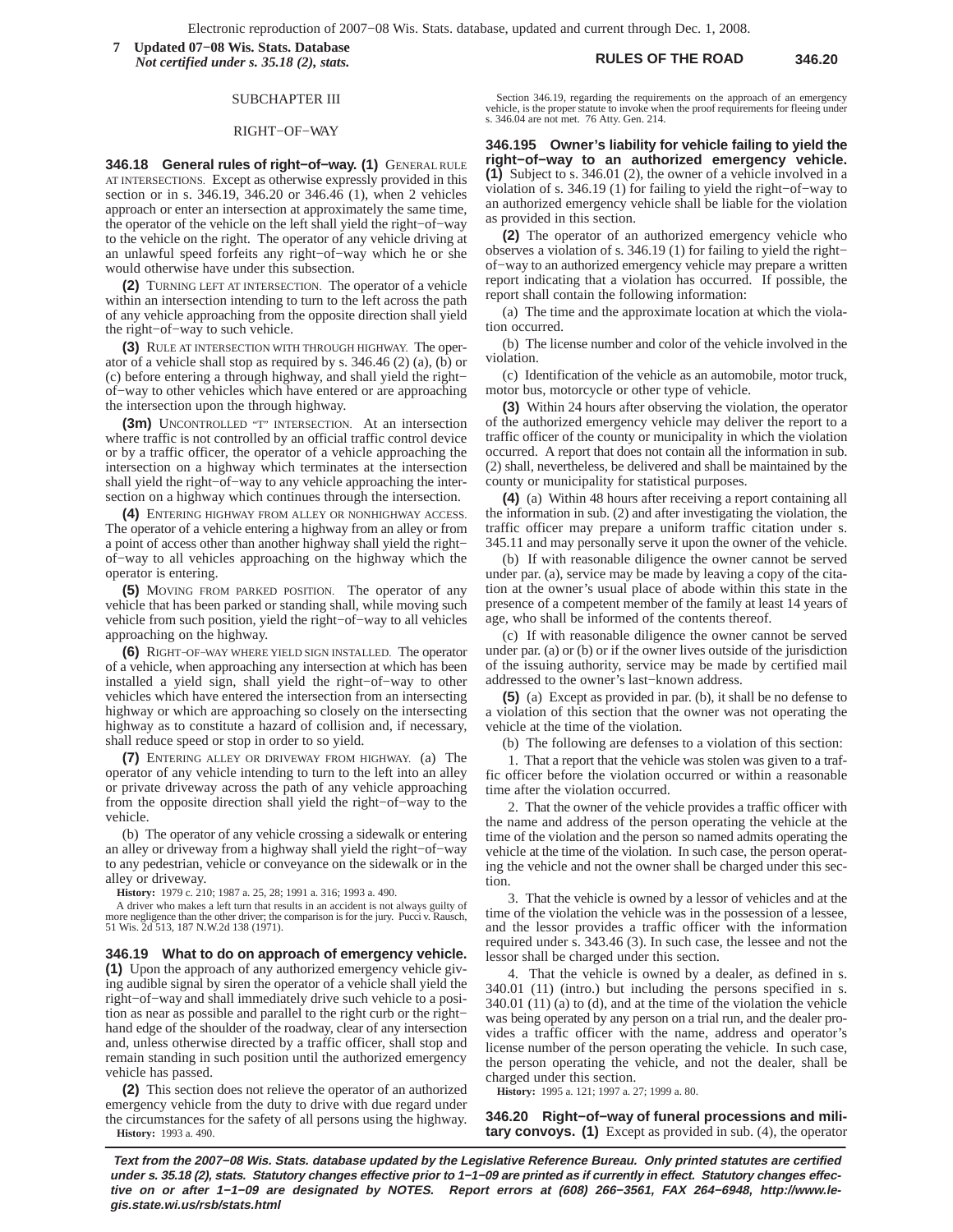SUBCHAPTER III

RIGHT−OF−WAY

**346.18 General rules of right−of−way. (1)** GENERAL RULE AT INTERSECTIONS. Except as otherwise expressly provided in this section or in s. 346.19, 346.20 or 346.46 (1), when 2 vehicles approach or enter an intersection at approximately the same time, the operator of the vehicle on the left shall yield the right−of−way to the vehicle on the right. The operator of any vehicle driving at an unlawful speed forfeits any right−of−way which he or she would otherwise have under this subsection.

**(2)** TURNING LEFT AT INTERSECTION. The operator of a vehicle within an intersection intending to turn to the left across the path of any vehicle approaching from the opposite direction shall yield the right−of−way to such vehicle.

**(3)** RULE AT INTERSECTION WITH THROUGH HIGHWAY. The operator of a vehicle shall stop as required by s. 346.46 (2) (a), (b) or (c) before entering a through highway, and shall yield the right−of−way to other vehicles which have entered or are approaching the intersection upon the through highway.

**(3m)** UNCONTROLLED "T" INTERSECTION. At an intersection where traffic is not controlled by an official traffic control device or by a traffic officer, the operator of a vehicle approaching the intersection on a highway which terminates at the intersection shall yield the right−of−way to any vehicle approaching the intersection on a highway which continues through the intersection.

**(4)** ENTERING HIGHWAY FROM ALLEY OR NONHIGHWAY ACCESS. The operator of a vehicle entering a highway from an alley or from a point of access other than another highway shall yield the right−of−way to all vehicles approaching on the highway which the operator is entering.

**(5)** MOVING FROM PARKED POSITION. The operator of any vehicle that has been parked or standing shall, while moving such vehicle from such position, yield the right−of−way to all vehicles approaching on the highway.

**(6)** RIGHT−OF−WAY WHERE YIELD SIGN INSTALLED. The operator of a vehicle, when approaching any intersection at which has been installed a yield sign, shall yield the right−of−way to other vehicles which have entered the intersection from an intersecting highway or which are approaching so closely on the intersecting highway as to constitute a hazard of collision and, if necessary, shall reduce speed or stop in order to so yield.

**(7)** ENTERING ALLEY OR DRIVEWAY FROM HIGHWAY. (a) The operator of any vehicle intending to turn to the left into an alley or private driveway across the path of any vehicle approaching from the opposite direction shall yield the right−of−way to the vehicle.

(b) The operator of any vehicle crossing a sidewalk or entering an alley or driveway from a highway shall yield the right−of−way to any pedestrian, vehicle or conveyance on the sidewalk or in the alley or driveway.

**History:** 1979 c. 210; 1987 a. 25, 28; 1991 a. 316; 1993 a. 490.

A driver who makes a left turn that results in an accident is not always guilty of more negligence than the other driver; the comparison is for the jury. Pucci v. Rausch, 51 Wis. 2d 513, 187 N.W.2d 138 (1971).

**346.19 What to do on approach of emergency vehicle. (1)** Upon the approach of any authorized emergency vehicle giving audible signal by siren the operator of a vehicle shall yield the right−of−way and shall immediately drive such vehicle to a position as near as possible and parallel to the right curb or the right−hand edge of the shoulder of the roadway, clear of any intersection and, unless otherwise directed by a traffic officer, shall stop and remain standing in such position until the authorized emergency vehicle has passed.

**(2)** This section does not relieve the operator of an authorized emergency vehicle from the duty to drive with due regard under the circumstances for the safety of all persons using the highway.

**History:** 1993 a. 490.

Section 346.19, regarding the requirements on the approach of an emergency vehicle, is the proper statute to invoke when the proof requirements for fleeing under s. 346.04 are not met. 76 Atty. Gen. 214.

**346.195 Owner's liability for vehicle failing to yield the right−of−way to an authorized emergency vehicle. (1)** Subject to s. 346.01 (2), the owner of a vehicle involved in a violation of s. 346.19 (1) for failing to yield the right−of−way to an authorized emergency vehicle shall be liable for the violation as provided in this section.

**(2)** The operator of an authorized emergency vehicle who observes a violation of s. 346.19 (1) for failing to yield the right−of−way to an authorized emergency vehicle may prepare a written report indicating that a violation has occurred. If possible, the report shall contain the following information:

(a) The time and the approximate location at which the violation occurred.

(b) The license number and color of the vehicle involved in the violation.

(c) Identification of the vehicle as an automobile, motor truck, motor bus, motorcycle or other type of vehicle.

**(3)** Within 24 hours after observing the violation, the operator of the authorized emergency vehicle may deliver the report to a traffic officer of the county or municipality in which the violation occurred. A report that does not contain all the information in sub. (2) shall, nevertheless, be delivered and shall be maintained by the county or municipality for statistical purposes.

**(4)** (a) Within 48 hours after receiving a report containing all the information in sub. (2) and after investigating the violation, the traffic officer may prepare a uniform traffic citation under s. 345.11 and may personally serve it upon the owner of the vehicle.

(b) If with reasonable diligence the owner cannot be served under par. (a), service may be made by leaving a copy of the citation at the owner's usual place of abode within this state in the presence of a competent member of the family at least 14 years of age, who shall be informed of the contents thereof.

(c) If with reasonable diligence the owner cannot be served under par. (a) or (b) or if the owner lives outside of the jurisdiction of the issuing authority, service may be made by certified mail addressed to the owner's last−known address.

**(5)** (a) Except as provided in par. (b), it shall be no defense to a violation of this section that the owner was not operating the vehicle at the time of the violation.

(b) The following are defenses to a violation of this section:

1. That a report that the vehicle was stolen was given to a traffic officer before the violation occurred or within a reasonable time after the violation occurred.

2. That the owner of the vehicle provides a traffic officer with the name and address of the person operating the vehicle at the time of the violation and the person so named admits operating the vehicle at the time of the violation. In such case, the person operating the vehicle and not the owner shall be charged under this section.

3. That the vehicle is owned by a lessor of vehicles and at the time of the violation the vehicle was in the possession of a lessee, and the lessor provides a traffic officer with the information required under s. 343.46 (3). In such case, the lessee and not the lessor shall be charged under this section.

4. That the vehicle is owned by a dealer, as defined in s. 340.01 (11) (intro.) but including the persons specified in s. 340.01 (11) (a) to (d), and at the time of the violation the vehicle was being operated by any person on a trial run, and the dealer provides a traffic officer with the name, address and operator's license number of the person operating the vehicle. In such case, the person operating the vehicle, and not the dealer, shall be charged under this section.

**History:** 1995 a. 121; 1997 a. 27; 1999 a. 80.

**346.20 Right−of−way of funeral processions and military convoys. (1)** Except as provided in sub. (4), the operator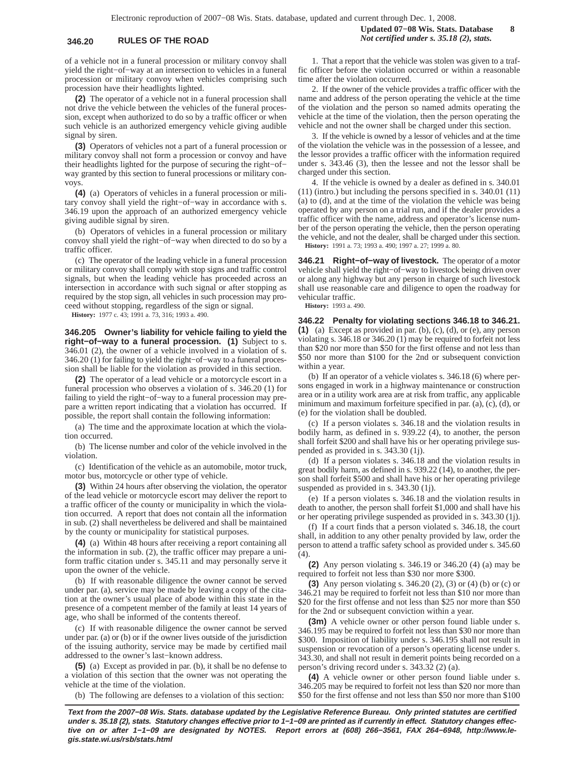of a vehicle not in a funeral procession or military convoy shall yield the right−of−way at an intersection to vehicles in a funeral procession or military convoy when vehicles comprising such procession have their headlights lighted.

**(2)** The operator of a vehicle not in a funeral procession shall not drive the vehicle between the vehicles of the funeral procession, except when authorized to do so by a traffic officer or when such vehicle is an authorized emergency vehicle giving audible signal by siren.

**(3)** Operators of vehicles not a part of a funeral procession or military convoy shall not form a procession or convoy and have their headlights lighted for the purpose of securing the right−of−way granted by this section to funeral processions or military convoys.

**(4)** (a) Operators of vehicles in a funeral procession or military convoy shall yield the right−of−way in accordance with s. 346.19 upon the approach of an authorized emergency vehicle giving audible signal by siren.

(b) Operators of vehicles in a funeral procession or military convoy shall yield the right−of−way when directed to do so by a traffic officer.

(c) The operator of the leading vehicle in a funeral procession or military convoy shall comply with stop signs and traffic control signals, but when the leading vehicle has proceeded across an intersection in accordance with such signal or after stopping as required by the stop sign, all vehicles in such procession may proceed without stopping, regardless of the sign or signal.

**History:** 1977 c. 43; 1991 a. 73, 316; 1993 a. 490.

**346.205 Owner's liability for vehicle failing to yield the right−of−way to a funeral procession. (1)** Subject to s. 346.01 (2), the owner of a vehicle involved in a violation of s. 346.20 (1) for failing to yield the right−of−way to a funeral procession shall be liable for the violation as provided in this section.

**(2)** The operator of a lead vehicle or a motorcycle escort in a funeral procession who observes a violation of s. 346.20 (1) for failing to yield the right−of−way to a funeral procession may prepare a written report indicating that a violation has occurred. If possible, the report shall contain the following information:

(a) The time and the approximate location at which the violation occurred.

(b) The license number and color of the vehicle involved in the violation.

(c) Identification of the vehicle as an automobile, motor truck, motor bus, motorcycle or other type of vehicle.

**(3)** Within 24 hours after observing the violation, the operator of the lead vehicle or motorcycle escort may deliver the report to a traffic officer of the county or municipality in which the violation occurred. A report that does not contain all the information in sub. (2) shall nevertheless be delivered and shall be maintained by the county or municipality for statistical purposes.

**(4)** (a) Within 48 hours after receiving a report containing all the information in sub. (2), the traffic officer may prepare a uniform traffic citation under s. 345.11 and may personally serve it upon the owner of the vehicle.

(b) If with reasonable diligence the owner cannot be served under par. (a), service may be made by leaving a copy of the citation at the owner's usual place of abode within this state in the presence of a competent member of the family at least 14 years of age, who shall be informed of the contents thereof.

(c) If with reasonable diligence the owner cannot be served under par. (a) or (b) or if the owner lives outside of the jurisdiction of the issuing authority, service may be made by certified mail addressed to the owner's last−known address.

**(5)** (a) Except as provided in par. (b), it shall be no defense to a violation of this section that the owner was not operating the vehicle at the time of the violation.

(b) The following are defenses to a violation of this section:

1. That a report that the vehicle was stolen was given to a traffic officer before the violation occurred or within a reasonable time after the violation occurred.

2. If the owner of the vehicle provides a traffic officer with the name and address of the person operating the vehicle at the time of the violation and the person so named admits operating the vehicle at the time of the violation, then the person operating the vehicle and not the owner shall be charged under this section.

3. If the vehicle is owned by a lessor of vehicles and at the time of the violation the vehicle was in the possession of a lessee, and the lessor provides a traffic officer with the information required under s. 343.46 (3), then the lessee and not the lessor shall be charged under this section.

4. If the vehicle is owned by a dealer as defined in s. 340.01 (11) (intro.) but including the persons specified in s. 340.01 (11) (a) to (d), and at the time of the violation the vehicle was being operated by any person on a trial run, and if the dealer provides a traffic officer with the name, address and operator's license number of the person operating the vehicle, then the person operating the vehicle, and not the dealer, shall be charged under this section.

**History:** 1991 a. 73; 1993 a. 490; 1997 a. 27; 1999 a. 80.

**346.21 Right−of−way of livestock.** The operator of a motor vehicle shall yield the right−of−way to livestock being driven over or along any highway but any person in charge of such livestock shall use reasonable care and diligence to open the roadway for vehicular traffic.

**History:** 1993 a. 490.

**346.22 Penalty for violating sections 346.18 to 346.21. (1)** (a) Except as provided in par. (b), (c), (d), or (e), any person violating s. 346.18 or 346.20 (1) may be required to forfeit not less than $20 nor more than $50 for the first offense and not less than $50 nor more than $100 for the 2nd or subsequent conviction within a year.

(b) If an operator of a vehicle violates s. 346.18 (6) where persons engaged in work in a highway maintenance or construction area or in a utility work area are at risk from traffic, any applicable minimum and maximum forfeiture specified in par. (a), (c), (d), or (e) for the violation shall be doubled.

(c) If a person violates s. 346.18 and the violation results in bodily harm, as defined in s. 939.22 (4), to another, the person shall forfeit $200 and shall have his or her operating privilege suspended as provided in s. 343.30 (1j).

(d) If a person violates s. 346.18 and the violation results in great bodily harm, as defined in s. 939.22 (14), to another, the person shall forfeit $500 and shall have his or her operating privilege suspended as provided in s. 343.30 (1j).

(e) If a person violates s. 346.18 and the violation results in death to another, the person shall forfeit $1,000 and shall have his or her operating privilege suspended as provided in s. 343.30 (1j).

(f) If a court finds that a person violated s. 346.18, the court shall, in addition to any other penalty provided by law, order the person to attend a traffic safety school as provided under s. 345.60 (4).

**(2)** Any person violating s. 346.19 or 346.20 (4) (a) may be required to forfeit not less than $30 nor more $300.

**(3)** Any person violating s. 346.20 (2), (3) or (4) (b) or (c) or 346.21 may be required to forfeit not less than $10 nor more than $20 for the first offense and not less than $25 nor more than $50 for the 2nd or subsequent conviction within a year.

**(3m)** A vehicle owner or other person found liable under s. 346.195 may be required to forfeit not less than $30 nor more than $300. Imposition of liability under s. 346.195 shall not result in suspension or revocation of a person's operating license under s. 343.30, and shall not result in demerit points being recorded on a person's driving record under s. 343.32 (2) (a).

**(4)** A vehicle owner or other person found liable under s. 346.205 may be required to forfeit not less than $20 nor more than $50 for the first offense and not less than $50 nor more than $100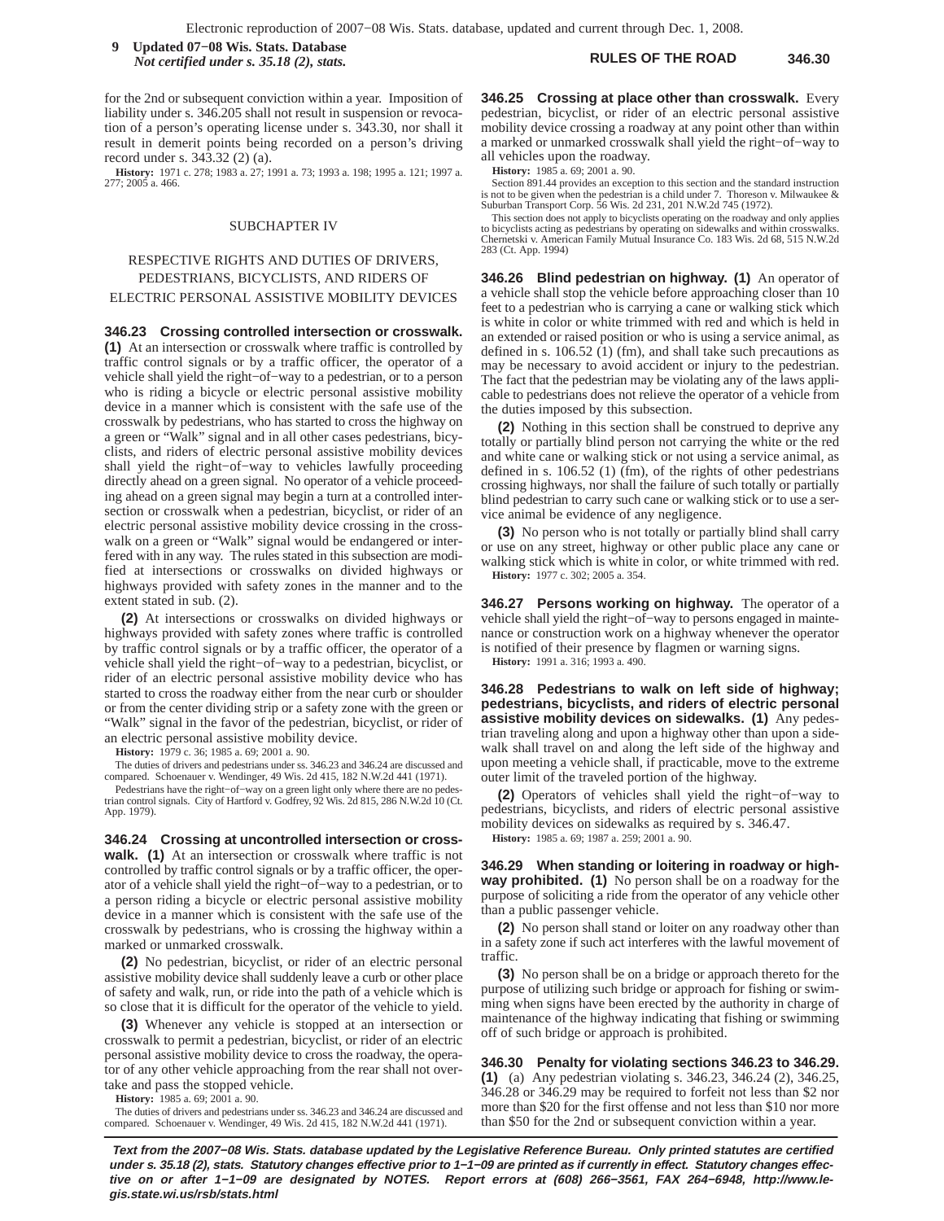for the 2nd or subsequent conviction within a year. Imposition of liability under s. 346.205 shall not result in suspension or revocation of a person's operating license under s. 343.30, nor shall it result in demerit points being recorded on a person's driving record under s. 343.32 (2) (a).

**History:** 1971 c. 278; 1983 a. 27; 1991 a. 73; 1993 a. 198; 1995 a. 121; 1997 a. 277; 2005 a. 466.

## SUBCHAPTER IV

## RESPECTIVE RIGHTS AND DUTIES OF DRIVERS, PEDESTRIANS, BICYCLISTS, AND RIDERS OF ELECTRIC PERSONAL ASSISTIVE MOBILITY DEVICES

**346.23 Crossing controlled intersection or crosswalk.** **(1)** At an intersection or crosswalk where traffic is controlled by traffic control signals or by a traffic officer, the operator of a vehicle shall yield the right−of−way to a pedestrian, or to a person who is riding a bicycle or electric personal assistive mobility device in a manner which is consistent with the safe use of the crosswalk by pedestrians, who has started to cross the highway on a green or "Walk" signal and in all other cases pedestrians, bicyclists, and riders of electric personal assistive mobility devices shall yield the right−of−way to vehicles lawfully proceeding directly ahead on a green signal. No operator of a vehicle proceeding ahead on a green signal may begin a turn at a controlled intersection or crosswalk when a pedestrian, bicyclist, or rider of an electric personal assistive mobility device crossing in the crosswalk on a green or "Walk" signal would be endangered or interfered with in any way. The rules stated in this subsection are modified at intersections or crosswalks on divided highways or highways provided with safety zones in the manner and to the extent stated in sub. (2).

**(2)** At intersections or crosswalks on divided highways or highways provided with safety zones where traffic is controlled by traffic control signals or by a traffic officer, the operator of a vehicle shall yield the right−of−way to a pedestrian, bicyclist, or rider of an electric personal assistive mobility device who has started to cross the roadway either from the near curb or shoulder or from the center dividing strip or a safety zone with the green or "Walk" signal in the favor of the pedestrian, bicyclist, or rider of an electric personal assistive mobility device.

**History:** 1979 c. 36; 1985 a. 69; 2001 a. 90.

The duties of drivers and pedestrians under ss. 346.23 and 346.24 are discussed and compared. Schoenauer v. Wendinger, 49 Wis. 2d 415, 182 N.W.2d 441 (1971).

Pedestrians have the right−of−way on a green light only where there are no pedestrian control signals. City of Hartford v. Godfrey, 92 Wis. 2d 815, 286 N.W.2d 10 (Ct. App. 1979).

**346.24 Crossing at uncontrolled intersection or crosswalk.** **(1)** At an intersection or crosswalk where traffic is not controlled by traffic control signals or by a traffic officer, the operator of a vehicle shall yield the right−of−way to a pedestrian, or to a person riding a bicycle or electric personal assistive mobility device in a manner which is consistent with the safe use of the crosswalk by pedestrians, who is crossing the highway within a marked or unmarked crosswalk.

**(2)** No pedestrian, bicyclist, or rider of an electric personal assistive mobility device shall suddenly leave a curb or other place of safety and walk, run, or ride into the path of a vehicle which is so close that it is difficult for the operator of the vehicle to yield.

**(3)** Whenever any vehicle is stopped at an intersection or crosswalk to permit a pedestrian, bicyclist, or rider of an electric personal assistive mobility device to cross the roadway, the operator of any other vehicle approaching from the rear shall not overtake and pass the stopped vehicle.

**History:** 1985 a. 69; 2001 a. 90.

The duties of drivers and pedestrians under ss. 346.23 and 346.24 are discussed and compared. Schoenauer v. Wendinger, 49 Wis. 2d 415, 182 N.W.2d 441 (1971).

**346.25 Crossing at place other than crosswalk.** Every pedestrian, bicyclist, or rider of an electric personal assistive mobility device crossing a roadway at any point other than within a marked or unmarked crosswalk shall yield the right−of−way to all vehicles upon the roadway.

**History:** 1985 a. 69; 2001 a. 90.

Section 891.44 provides an exception to this section and the standard instruction is not to be given when the pedestrian is a child under 7. Thoreson v. Milwaukee & Suburban Transport Corp. 56 Wis. 2d 231, 201 N.W.2d 745 (1972).

This section does not apply to bicyclists operating on the roadway and only applies to bicyclists acting as pedestrians by operating on sidewalks and within crosswalks. Chernetski v. American Family Mutual Insurance Co. 183 Wis. 2d 68, 515 N.W.2d 283 (Ct. App. 1994)

**346.26 Blind pedestrian on highway.** **(1)** An operator of a vehicle shall stop the vehicle before approaching closer than 10 feet to a pedestrian who is carrying a cane or walking stick which is white in color or white trimmed with red and which is held in an extended or raised position or who is using a service animal, as defined in s. 106.52 (1) (fm), and shall take such precautions as may be necessary to avoid accident or injury to the pedestrian. The fact that the pedestrian may be violating any of the laws applicable to pedestrians does not relieve the operator of a vehicle from the duties imposed by this subsection.

**(2)** Nothing in this section shall be construed to deprive any totally or partially blind person not carrying the white or the red and white cane or walking stick or not using a service animal, as defined in s. 106.52 (1) (fm), of the rights of other pedestrians crossing highways, nor shall the failure of such totally or partially blind pedestrian to carry such cane or walking stick or to use a service animal be evidence of any negligence.

**(3)** No person who is not totally or partially blind shall carry or use on any street, highway or other public place any cane or walking stick which is white in color, or white trimmed with red.

**History:** 1977 c. 302; 2005 a. 354.

**346.27 Persons working on highway.** The operator of a vehicle shall yield the right−of−way to persons engaged in maintenance or construction work on a highway whenever the operator is notified of their presence by flagmen or warning signs.

**History:** 1991 a. 316; 1993 a. 490.

**346.28 Pedestrians to walk on left side of highway; pedestrians, bicyclists, and riders of electric personal assistive mobility devices on sidewalks.** **(1)** Any pedestrian traveling along and upon a highway other than upon a sidewalk shall travel on and along the left side of the highway and upon meeting a vehicle shall, if practicable, move to the extreme outer limit of the traveled portion of the highway.

**(2)** Operators of vehicles shall yield the right−of−way to pedestrians, bicyclists, and riders of electric personal assistive mobility devices on sidewalks as required by s. 346.47.

**History:** 1985 a. 69; 1987 a. 259; 2001 a. 90.

**346.29 When standing or loitering in roadway or highway prohibited.** **(1)** No person shall be on a roadway for the purpose of soliciting a ride from the operator of any vehicle other than a public passenger vehicle.

**(2)** No person shall stand or loiter on any roadway other than in a safety zone if such act interferes with the lawful movement of traffic.

**(3)** No person shall be on a bridge or approach thereto for the purpose of utilizing such bridge or approach for fishing or swimming when signs have been erected by the authority in charge of maintenance of the highway indicating that fishing or swimming off of such bridge or approach is prohibited.

**346.30 Penalty for violating sections 346.23 to 346.29.** **(1)** (a) Any pedestrian violating s. 346.23, 346.24 (2), 346.25, 346.28 or 346.29 may be required to forfeit not less than $2 nor more than $20 for the first offense and not less than $10 nor more than $50 for the 2nd or subsequent conviction within a year.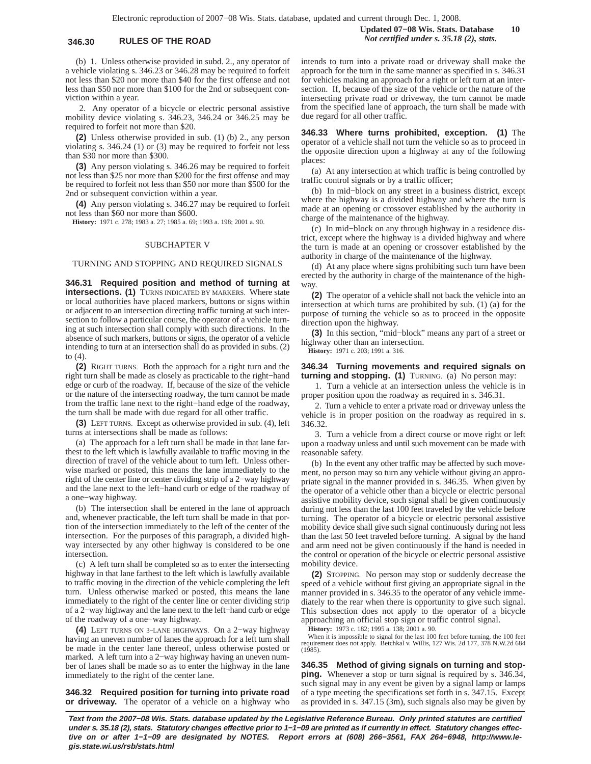(b) 1. Unless otherwise provided in subd. 2., any operator of a vehicle violating s. 346.23 or 346.28 may be required to forfeit not less than $20 nor more than $40 for the first offense and not less than $50 nor more than $100 for the 2nd or subsequent conviction within a year.

2. Any operator of a bicycle or electric personal assistive mobility device violating s. 346.23, 346.24 or 346.25 may be required to forfeit not more than $20.

**(2)** Unless otherwise provided in sub. (1) (b) 2., any person violating s. 346.24 (1) or (3) may be required to forfeit not less than $30 nor more than $300.

**(3)** Any person violating s. 346.26 may be required to forfeit not less than $25 nor more than $200 for the first offense and may be required to forfeit not less than $50 nor more than $500 for the 2nd or subsequent conviction within a year.

**(4)** Any person violating s. 346.27 may be required to forfeit not less than $60 nor more than $600.

**History:** 1971 c. 278; 1983 a. 27; 1985 a. 69; 1993 a. 198; 2001 a. 90.

## SUBCHAPTER V

## TURNING AND STOPPING AND REQUIRED SIGNALS

**346.31 Required position and method of turning at intersections. (1)** TURNS INDICATED BY MARKERS. Where state or local authorities have placed markers, buttons or signs within or adjacent to an intersection directing traffic turning at such intersection to follow a particular course, the operator of a vehicle turning at such intersection shall comply with such directions. In the absence of such markers, buttons or signs, the operator of a vehicle intending to turn at an intersection shall do as provided in subs. (2) to (4).

**(2)** RIGHT TURNS. Both the approach for a right turn and the right turn shall be made as closely as practicable to the right−hand edge or curb of the roadway. If, because of the size of the vehicle or the nature of the intersecting roadway, the turn cannot be made from the traffic lane next to the right−hand edge of the roadway, the turn shall be made with due regard for all other traffic.

**(3)** LEFT TURNS. Except as otherwise provided in sub. (4), left turns at intersections shall be made as follows:

(a) The approach for a left turn shall be made in that lane farthest to the left which is lawfully available to traffic moving in the direction of travel of the vehicle about to turn left. Unless otherwise marked or posted, this means the lane immediately to the right of the center line or center dividing strip of a 2−way highway and the lane next to the left−hand curb or edge of the roadway of a one−way highway.

(b) The intersection shall be entered in the lane of approach and, whenever practicable, the left turn shall be made in that portion of the intersection immediately to the left of the center of the intersection. For the purposes of this paragraph, a divided highway intersected by any other highway is considered to be one intersection.

(c) A left turn shall be completed so as to enter the intersecting highway in that lane farthest to the left which is lawfully available to traffic moving in the direction of the vehicle completing the left turn. Unless otherwise marked or posted, this means the lane immediately to the right of the center line or center dividing strip of a 2−way highway and the lane next to the left−hand curb or edge of the roadway of a one−way highway.

**(4)** LEFT TURNS ON 3−LANE HIGHWAYS. On a 2−way highway having an uneven number of lanes the approach for a left turn shall be made in the center lane thereof, unless otherwise posted or marked. A left turn into a 2−way highway having an uneven number of lanes shall be made so as to enter the highway in the lane immediately to the right of the center lane.

**346.32 Required position for turning into private road or driveway.** The operator of a vehicle on a highway who intends to turn into a private road or driveway shall make the approach for the turn in the same manner as specified in s. 346.31 for vehicles making an approach for a right or left turn at an intersection. If, because of the size of the vehicle or the nature of the intersecting private road or driveway, the turn cannot be made from the specified lane of approach, the turn shall be made with due regard for all other traffic.

**346.33 Where turns prohibited, exception. (1)** The operator of a vehicle shall not turn the vehicle so as to proceed in the opposite direction upon a highway at any of the following places:

(a) At any intersection at which traffic is being controlled by traffic control signals or by a traffic officer;

(b) In mid−block on any street in a business district, except where the highway is a divided highway and where the turn is made at an opening or crossover established by the authority in charge of the maintenance of the highway.

(c) In mid−block on any through highway in a residence district, except where the highway is a divided highway and where the turn is made at an opening or crossover established by the authority in charge of the maintenance of the highway.

(d) At any place where signs prohibiting such turn have been erected by the authority in charge of the maintenance of the highway.

**(2)** The operator of a vehicle shall not back the vehicle into an intersection at which turns are prohibited by sub. (1) (a) for the purpose of turning the vehicle so as to proceed in the opposite direction upon the highway.

**(3)** In this section, "mid−block" means any part of a street or highway other than an intersection.

**History:** 1971 c. 203; 1991 a. 316.

**346.34 Turning movements and required signals on turning and stopping. (1)** TURNING. (a) No person may:

1. Turn a vehicle at an intersection unless the vehicle is in proper position upon the roadway as required in s. 346.31.

2. Turn a vehicle to enter a private road or driveway unless the vehicle is in proper position on the roadway as required in s. 346.32.

3. Turn a vehicle from a direct course or move right or left upon a roadway unless and until such movement can be made with reasonable safety.

(b) In the event any other traffic may be affected by such movement, no person may so turn any vehicle without giving an appropriate signal in the manner provided in s. 346.35. When given by the operator of a vehicle other than a bicycle or electric personal assistive mobility device, such signal shall be given continuously during not less than the last 100 feet traveled by the vehicle before turning. The operator of a bicycle or electric personal assistive mobility device shall give such signal continuously during not less than the last 50 feet traveled before turning. A signal by the hand and arm need not be given continuously if the hand is needed in the control or operation of the bicycle or electric personal assistive mobility device.

**(2)** STOPPING. No person may stop or suddenly decrease the speed of a vehicle without first giving an appropriate signal in the manner provided in s. 346.35 to the operator of any vehicle immediately to the rear when there is opportunity to give such signal. This subsection does not apply to the operator of a bicycle approaching an official stop sign or traffic control signal.

**History:** 1973 c. 182; 1995 a. 138; 2001 a. 90.

When it is impossible to signal for the last 100 feet before turning, the 100 feet requirement does not apply. Betchkal v. Willis, 127 Wis. 2d 177, 378 N.W.2d 684 (1985).

**346.35 Method of giving signals on turning and stopping.** Whenever a stop or turn signal is required by s. 346.34, such signal in any event be given by a signal lamp or lamps of a type meeting the specifications set forth in s. 347.15. Except as provided in s. 347.15 (3m), such signals also may be given by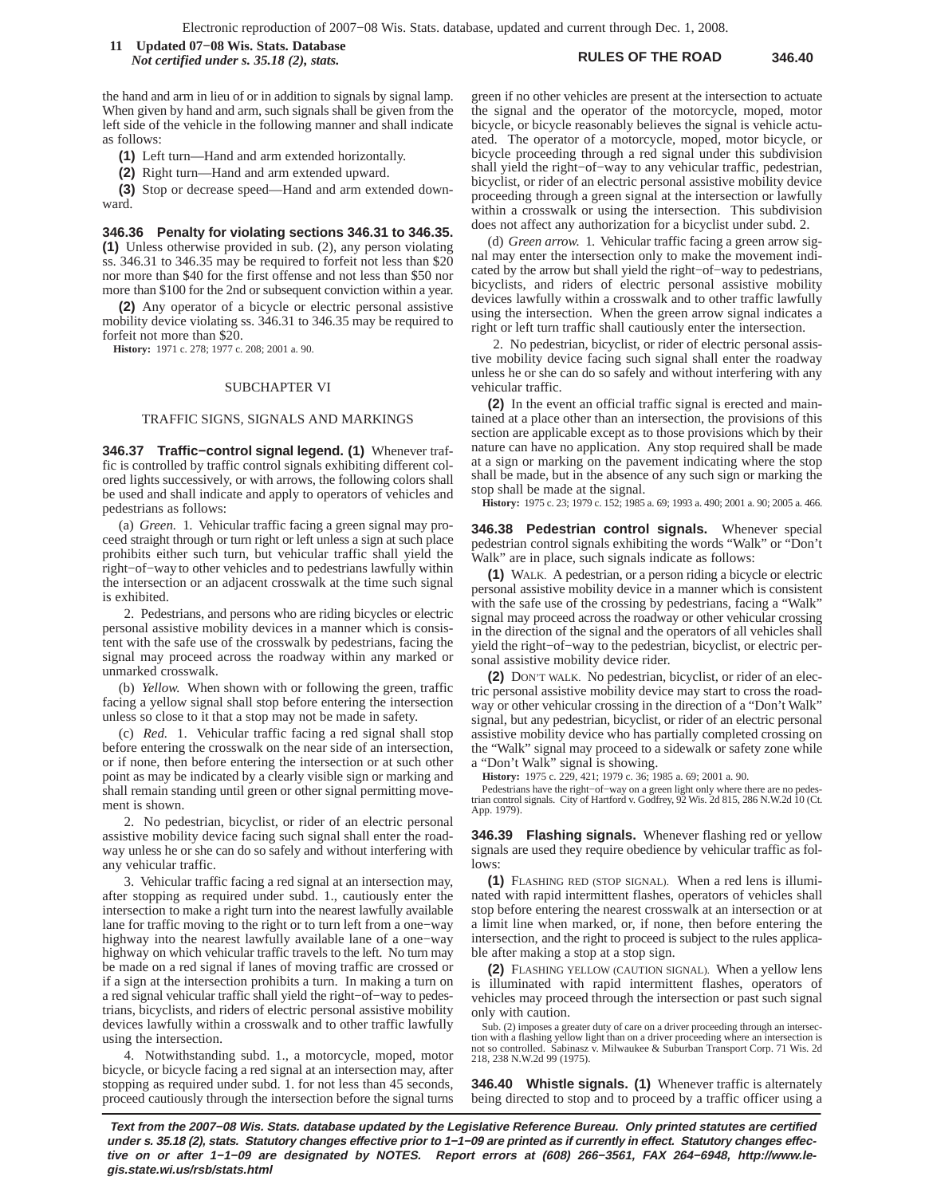the hand and arm in lieu of or in addition to signals by signal lamp. When given by hand and arm, such signals shall be given from the left side of the vehicle in the following manner and shall indicate as follows:

**(1)** Left turn—Hand and arm extended horizontally.

**(2)** Right turn—Hand and arm extended upward.

**(3)** Stop or decrease speed—Hand and arm extended downward.

**346.36 Penalty for violating sections 346.31 to 346.35.** **(1)** Unless otherwise provided in sub. (2), any person violating ss. 346.31 to 346.35 may be required to forfeit not less than $20 nor more than $40 for the first offense and not less than $50 nor more than $100 for the 2nd or subsequent conviction within a year.

**(2)** Any operator of a bicycle or electric personal assistive mobility device violating ss. 346.31 to 346.35 may be required to forfeit not more than $20.

**History:** 1971 c. 278; 1977 c. 208; 2001 a. 90.

## SUBCHAPTER VI

## TRAFFIC SIGNS, SIGNALS AND MARKINGS

**346.37 Traffic−control signal legend.** **(1)** Whenever traffic is controlled by traffic control signals exhibiting different colored lights successively, or with arrows, the following colors shall be used and shall indicate and apply to operators of vehicles and pedestrians as follows:

(a) *Green.* 1. Vehicular traffic facing a green signal may proceed straight through or turn right or left unless a sign at such place prohibits either such turn, but vehicular traffic shall yield the right−of−way to other vehicles and to pedestrians lawfully within the intersection or an adjacent crosswalk at the time such signal is exhibited.

2. Pedestrians, and persons who are riding bicycles or electric personal assistive mobility devices in a manner which is consistent with the safe use of the crosswalk by pedestrians, facing the signal may proceed across the roadway within any marked or unmarked crosswalk.

(b) *Yellow.* When shown with or following the green, traffic facing a yellow signal shall stop before entering the intersection unless so close to it that a stop may not be made in safety.

(c) *Red.* 1. Vehicular traffic facing a red signal shall stop before entering the crosswalk on the near side of an intersection, or if none, then before entering the intersection or at such other point as may be indicated by a clearly visible sign or marking and shall remain standing until green or other signal permitting movement is shown.

2. No pedestrian, bicyclist, or rider of an electric personal assistive mobility device facing such signal shall enter the roadway unless he or she can do so safely and without interfering with any vehicular traffic.

3. Vehicular traffic facing a red signal at an intersection may, after stopping as required under subd. 1., cautiously enter the intersection to make a right turn into the nearest lawfully available lane for traffic moving to the right or to turn left from a one−way highway into the nearest lawfully available lane of a one−way highway on which vehicular traffic travels to the left. No turn may be made on a red signal if lanes of moving traffic are crossed or if a sign at the intersection prohibits a turn. In making a turn on a red signal vehicular traffic shall yield the right−of−way to pedestrians, bicyclists, and riders of electric personal assistive mobility devices lawfully within a crosswalk and to other traffic lawfully using the intersection.

4. Notwithstanding subd. 1., a motorcycle, moped, motor bicycle, or bicycle facing a red signal at an intersection may, after stopping as required under subd. 1. for not less than 45 seconds, proceed cautiously through the intersection before the signal turns green if no other vehicles are present at the intersection to actuate the signal and the operator of the motorcycle, moped, motor bicycle, or bicycle reasonably believes the signal is vehicle actuated. The operator of a motorcycle, moped, motor bicycle, or bicycle proceeding through a red signal under this subdivision shall yield the right−of−way to any vehicular traffic, pedestrian, bicyclist, or rider of an electric personal assistive mobility device proceeding through a green signal at the intersection or lawfully within a crosswalk or using the intersection. This subdivision does not affect any authorization for a bicyclist under subd. 2.

(d) *Green arrow.* 1. Vehicular traffic facing a green arrow signal may enter the intersection only to make the movement indicated by the arrow but shall yield the right−of−way to pedestrians, bicyclists, and riders of electric personal assistive mobility devices lawfully within a crosswalk and to other traffic lawfully using the intersection. When the green arrow signal indicates a right or left turn traffic shall cautiously enter the intersection.

2. No pedestrian, bicyclist, or rider of electric personal assistive mobility device facing such signal shall enter the roadway unless he or she can do so safely and without interfering with any vehicular traffic.

**(2)** In the event an official traffic signal is erected and maintained at a place other than an intersection, the provisions of this section are applicable except as to those provisions which by their nature can have no application. Any stop required shall be made at a sign or marking on the pavement indicating where the stop shall be made, but in the absence of any such sign or marking the stop shall be made at the signal.

**History:** 1975 c. 23; 1979 c. 152; 1985 a. 69; 1993 a. 490; 2001 a. 90; 2005 a. 466.

**346.38 Pedestrian control signals.** Whenever special pedestrian control signals exhibiting the words "Walk" or "Don't Walk" are in place, such signals indicate as follows:

**(1)** WALK. A pedestrian, or a person riding a bicycle or electric personal assistive mobility device in a manner which is consistent with the safe use of the crossing by pedestrians, facing a "Walk" signal may proceed across the roadway or other vehicular crossing in the direction of the signal and the operators of all vehicles shall yield the right−of−way to the pedestrian, bicyclist, or electric personal assistive mobility device rider.

**(2)** DON'T WALK. No pedestrian, bicyclist, or rider of an electric personal assistive mobility device may start to cross the roadway or other vehicular crossing in the direction of a "Don't Walk" signal, but any pedestrian, bicyclist, or rider of an electric personal assistive mobility device who has partially completed crossing on the "Walk" signal may proceed to a sidewalk or safety zone while a "Don't Walk" signal is showing.

**History:** 1975 c. 229, 421; 1979 c. 36; 1985 a. 69; 2001 a. 90.

Pedestrians have the right−of−way on a green light only where there are no pedestrian control signals. City of Hartford v. Godfrey, 92 Wis. 2d 815, 286 N.W.2d 10 (Ct. App. 1979).

**346.39 Flashing signals.** Whenever flashing red or yellow signals are used they require obedience by vehicular traffic as follows:

**(1)** FLASHING RED (STOP SIGNAL). When a red lens is illuminated with rapid intermittent flashes, operators of vehicles shall stop before entering the nearest crosswalk at an intersection or at a limit line when marked, or, if none, then before entering the intersection, and the right to proceed is subject to the rules applicable after making a stop at a stop sign.

**(2)** FLASHING YELLOW (CAUTION SIGNAL). When a yellow lens is illuminated with rapid intermittent flashes, operators of vehicles may proceed through the intersection or past such signal only with caution.

Sub. (2) imposes a greater duty of care on a driver proceeding through an intersection with a flashing yellow light than on a driver proceeding where an intersection is not so controlled. Sabinasz v. Milwaukee & Suburban Transport Corp. 71 Wis. 2d 218, 238 N.W.2d 99 (1975).

**346.40 Whistle signals.** **(1)** Whenever traffic is alternately being directed to stop and to proceed by a traffic officer using a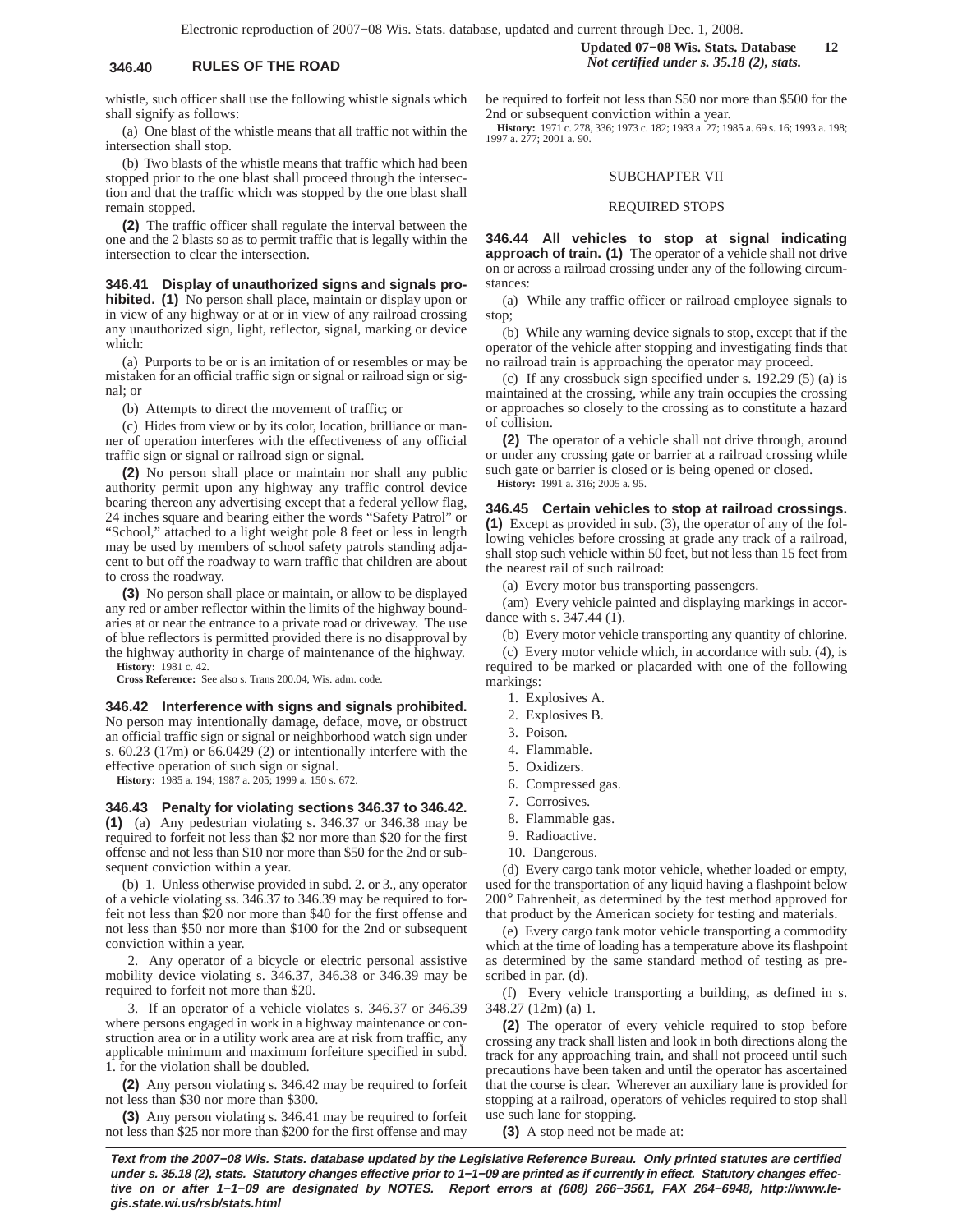whistle, such officer shall use the following whistle signals which shall signify as follows:

(a) One blast of the whistle means that all traffic not within the intersection shall stop.

(b) Two blasts of the whistle means that traffic which had been stopped prior to the one blast shall proceed through the intersection and that the traffic which was stopped by the one blast shall remain stopped.

**(2)** The traffic officer shall regulate the interval between the one and the 2 blasts so as to permit traffic that is legally within the intersection to clear the intersection.

**346.41 Display of unauthorized signs and signals prohibited. (1)** No person shall place, maintain or display upon or in view of any highway or at or in view of any railroad crossing any unauthorized sign, light, reflector, signal, marking or device which:

(a) Purports to be or is an imitation of or resembles or may be mistaken for an official traffic sign or signal or railroad sign or signal; or

(b) Attempts to direct the movement of traffic; or

(c) Hides from view or by its color, location, brilliance or manner of operation interferes with the effectiveness of any official traffic sign or signal or railroad sign or signal.

**(2)** No person shall place or maintain nor shall any public authority permit upon any highway any traffic control device bearing thereon any advertising except that a federal yellow flag, 24 inches square and bearing either the words "Safety Patrol" or "School," attached to a light weight pole 8 feet or less in length may be used by members of school safety patrols standing adjacent to but off the roadway to warn traffic that children are about to cross the roadway.

**(3)** No person shall place or maintain, or allow to be displayed any red or amber reflector within the limits of the highway boundaries at or near the entrance to a private road or driveway. The use of blue reflectors is permitted provided there is no disapproval by the highway authority in charge of maintenance of the highway.

**History:** 1981 c. 42.

**Cross Reference:** See also s. Trans 200.04, Wis. adm. code.

**346.42 Interference with signs and signals prohibited.** No person may intentionally damage, deface, move, or obstruct an official traffic sign or signal or neighborhood watch sign under s. 60.23 (17m) or 66.0429 (2) or intentionally interfere with the effective operation of such sign or signal.

**History:** 1985 a. 194; 1987 a. 205; 1999 a. 150 s. 672.

**346.43 Penalty for violating sections 346.37 to 346.42. (1)** (a) Any pedestrian violating s. 346.37 or 346.38 may be required to forfeit not less than $2 nor more than $20 for the first offense and not less than $10 nor more than $50 for the 2nd or subsequent conviction within a year.

(b) 1. Unless otherwise provided in subd. 2. or 3., any operator of a vehicle violating ss. 346.37 to 346.39 may be required to forfeit not less than $20 nor more than $40 for the first offense and not less than $50 nor more than $100 for the 2nd or subsequent conviction within a year.

2. Any operator of a bicycle or electric personal assistive mobility device violating s. 346.37, 346.38 or 346.39 may be required to forfeit not more than $20.

3. If an operator of a vehicle violates s. 346.37 or 346.39 where persons engaged in work in a highway maintenance or construction area or in a utility work area are at risk from traffic, any applicable minimum and maximum forfeiture specified in subd. 1. for the violation shall be doubled.

**(2)** Any person violating s. 346.42 may be required to forfeit not less than $30 nor more than $300.

**(3)** Any person violating s. 346.41 may be required to forfeit not less than $25 nor more than $200 for the first offense and may be required to forfeit not less than $50 nor more than $500 for the 2nd or subsequent conviction within a year.

**History:** 1971 c. 278, 336; 1973 c. 182; 1983 a. 27; 1985 a. 69 s. 16; 1993 a. 198; 1997 a. 277; 2001 a. 90.

## SUBCHAPTER VII

## REQUIRED STOPS

**346.44 All vehicles to stop at signal indicating approach of train. (1)** The operator of a vehicle shall not drive on or across a railroad crossing under any of the following circumstances:

(a) While any traffic officer or railroad employee signals to stop;

(b) While any warning device signals to stop, except that if the operator of the vehicle after stopping and investigating finds that no railroad train is approaching the operator may proceed.

(c) If any crossbuck sign specified under s. 192.29 (5) (a) is maintained at the crossing, while any train occupies the crossing or approaches so closely to the crossing as to constitute a hazard of collision.

**(2)** The operator of a vehicle shall not drive through, around or under any crossing gate or barrier at a railroad crossing while such gate or barrier is closed or is being opened or closed.

**History:** 1991 a. 316; 2005 a. 95.

**346.45 Certain vehicles to stop at railroad crossings. (1)** Except as provided in sub. (3), the operator of any of the following vehicles before crossing at grade any track of a railroad, shall stop such vehicle within 50 feet, but not less than 15 feet from the nearest rail of such railroad:

(a) Every motor bus transporting passengers.

(am) Every vehicle painted and displaying markings in accordance with s. 347.44 (1).

(b) Every motor vehicle transporting any quantity of chlorine.

(c) Every motor vehicle which, in accordance with sub. (4), is required to be marked or placarded with one of the following markings:

1. Explosives A.
2. Explosives B.
3. Poison.
4. Flammable.
5. Oxidizers.
6. Compressed gas.
7. Corrosives.
8. Flammable gas.
9. Radioactive.
10. Dangerous.

(d) Every cargo tank motor vehicle, whether loaded or empty, used for the transportation of any liquid having a flashpoint below 200° Fahrenheit, as determined by the test method approved for that product by the American society for testing and materials.

(e) Every cargo tank motor vehicle transporting a commodity which at the time of loading has a temperature above its flashpoint as determined by the same standard method of testing as prescribed in par. (d).

(f) Every vehicle transporting a building, as defined in s. 348.27 (12m) (a) 1.

**(2)** The operator of every vehicle required to stop before crossing any track shall listen and look in both directions along the track for any approaching train, and shall not proceed until such precautions have been taken and until the operator has ascertained that the course is clear. Wherever an auxiliary lane is provided for stopping at a railroad, operators of vehicles required to stop shall use such lane for stopping.

**(3)** A stop need not be made at: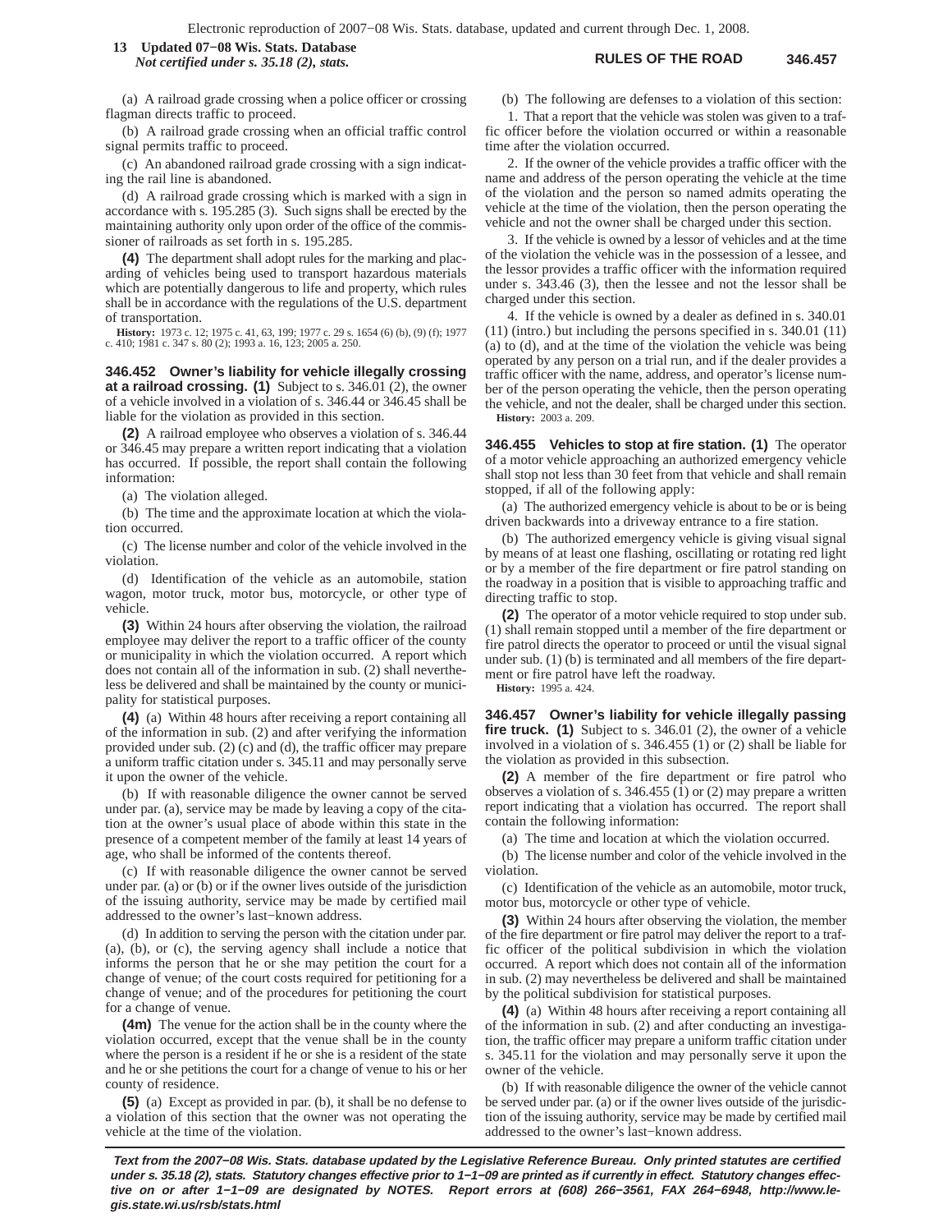(a) A railroad grade crossing when a police officer or crossing flagman directs traffic to proceed.

(b) A railroad grade crossing when an official traffic control signal permits traffic to proceed.

(c) An abandoned railroad grade crossing with a sign indicating the rail line is abandoned.

(d) A railroad grade crossing which is marked with a sign in accordance with s. 195.285 (3). Such signs shall be erected by the maintaining authority only upon order of the office of the commissioner of railroads as set forth in s. 195.285.

**(4)** The department shall adopt rules for the marking and placarding of vehicles being used to transport hazardous materials which are potentially dangerous to life and property, which rules shall be in accordance with the regulations of the U.S. department of transportation.

**History:** 1973 c. 12; 1975 c. 41, 63, 199; 1977 c. 29 s. 1654 (6) (b), (9) (f); 1977 c. 410; 1981 c. 347 s. 80 (2); 1993 a. 16, 123; 2005 a. 250.

**346.452 Owner's liability for vehicle illegally crossing at a railroad crossing. (1)** Subject to s. 346.01 (2), the owner of a vehicle involved in a violation of s. 346.44 or 346.45 shall be liable for the violation as provided in this section.

**(2)** A railroad employee who observes a violation of s. 346.44 or 346.45 may prepare a written report indicating that a violation has occurred. If possible, the report shall contain the following information:

(a) The violation alleged.

(b) The time and the approximate location at which the violation occurred.

(c) The license number and color of the vehicle involved in the violation.

(d) Identification of the vehicle as an automobile, station wagon, motor truck, motor bus, motorcycle, or other type of vehicle.

**(3)** Within 24 hours after observing the violation, the railroad employee may deliver the report to a traffic officer of the county or municipality in which the violation occurred. A report which does not contain all of the information in sub. (2) shall nevertheless be delivered and shall be maintained by the county or municipality for statistical purposes.

**(4)** (a) Within 48 hours after receiving a report containing all of the information in sub. (2) and after verifying the information provided under sub. (2) (c) and (d), the traffic officer may prepare a uniform traffic citation under s. 345.11 and may personally serve it upon the owner of the vehicle.

(b) If with reasonable diligence the owner cannot be served under par. (a), service may be made by leaving a copy of the citation at the owner's usual place of abode within this state in the presence of a competent member of the family at least 14 years of age, who shall be informed of the contents thereof.

(c) If with reasonable diligence the owner cannot be served under par. (a) or (b) or if the owner lives outside of the jurisdiction of the issuing authority, service may be made by certified mail addressed to the owner's last-known address.

(d) In addition to serving the person with the citation under par. (a), (b), or (c), the serving agency shall include a notice that informs the person that he or she may petition the court for a change of venue; of the court costs required for petitioning for a change of venue; and of the procedures for petitioning the court for a change of venue.

**(4m)** The venue for the action shall be in the county where the violation occurred, except that the venue shall be in the county where the person is a resident if he or she is a resident of the state and he or she petitions the court for a change of venue to his or her county of residence.

**(5)** (a) Except as provided in par. (b), it shall be no defense to a violation of this section that the owner was not operating the vehicle at the time of the violation.

(b) The following are defenses to a violation of this section:

1. That a report that the vehicle was stolen was given to a traffic officer before the violation occurred or within a reasonable time after the violation occurred.

2. If the owner of the vehicle provides a traffic officer with the name and address of the person operating the vehicle at the time of the violation and the person so named admits operating the vehicle at the time of the violation, then the person operating the vehicle and not the owner shall be charged under this section.

3. If the vehicle is owned by a lessor of vehicles and at the time of the violation the vehicle was in the possession of a lessee, and the lessor provides a traffic officer with the information required under s. 343.46 (3), then the lessee and not the lessor shall be charged under this section.

4. If the vehicle is owned by a dealer as defined in s. 340.01 (11) (intro.) but including the persons specified in s. 340.01 (11) (a) to (d), and at the time of the violation the vehicle was being operated by any person on a trial run, and if the dealer provides a traffic officer with the name, address, and operator's license number of the person operating the vehicle, then the person operating the vehicle, and not the dealer, shall be charged under this section.

**History:** 2003 a. 209.

**346.455 Vehicles to stop at fire station. (1)** The operator of a motor vehicle approaching an authorized emergency vehicle shall stop not less than 30 feet from that vehicle and shall remain stopped, if all of the following apply:

(a) The authorized emergency vehicle is about to be or is being driven backwards into a driveway entrance to a fire station.

(b) The authorized emergency vehicle is giving visual signal by means of at least one flashing, oscillating or rotating red light or by a member of the fire department or fire patrol standing on the roadway in a position that is visible to approaching traffic and directing traffic to stop.

**(2)** The operator of a motor vehicle required to stop under sub. (1) shall remain stopped until a member of the fire department or fire patrol directs the operator to proceed or until the visual signal under sub. (1) (b) is terminated and all members of the fire department or fire patrol have left the roadway.

**History:** 1995 a. 424.

**346.457 Owner's liability for vehicle illegally passing fire truck. (1)** Subject to s. 346.01 (2), the owner of a vehicle involved in a violation of s. 346.455 (1) or (2) shall be liable for the violation as provided in this subsection.

**(2)** A member of the fire department or fire patrol who observes a violation of s. 346.455 (1) or (2) may prepare a written report indicating that a violation has occurred. The report shall contain the following information:

(a) The time and location at which the violation occurred.

(b) The license number and color of the vehicle involved in the violation.

(c) Identification of the vehicle as an automobile, motor truck, motor bus, motorcycle or other type of vehicle.

**(3)** Within 24 hours after observing the violation, the member of the fire department or fire patrol may deliver the report to a traffic officer of the political subdivision in which the violation occurred. A report which does not contain all of the information in sub. (2) may nevertheless be delivered and shall be maintained by the political subdivision for statistical purposes.

**(4)** (a) Within 48 hours after receiving a report containing all of the information in sub. (2) and after conducting an investigation, the traffic officer may prepare a uniform traffic citation under s. 345.11 for the violation and may personally serve it upon the owner of the vehicle.

(b) If with reasonable diligence the owner of the vehicle cannot be served under par. (a) or if the owner lives outside of the jurisdiction of the issuing authority, service may be made by certified mail addressed to the owner's last-known address.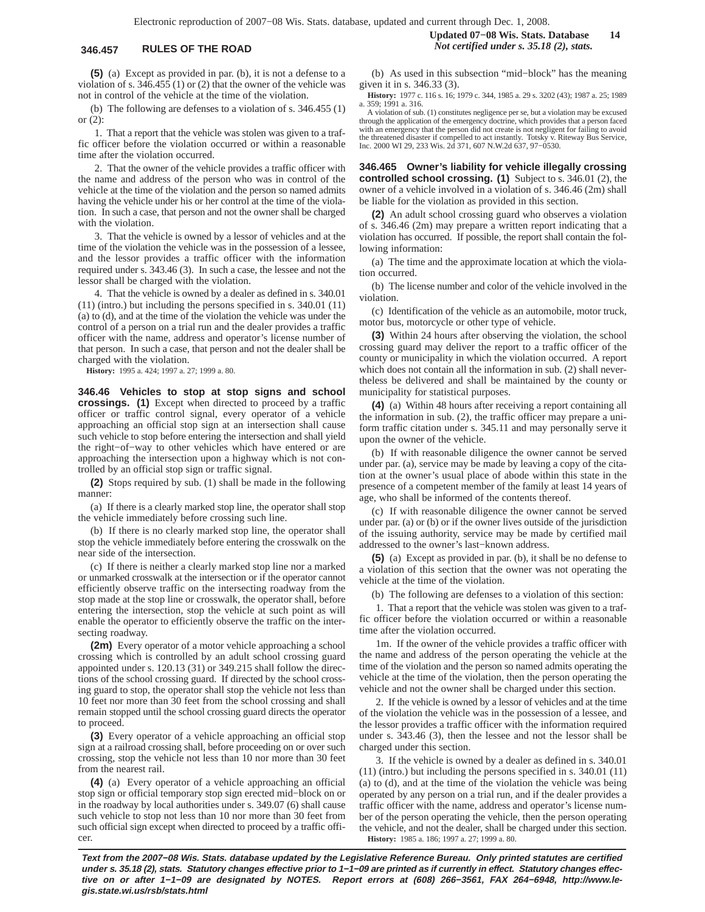**(5)** (a) Except as provided in par. (b), it is not a defense to a violation of s. 346.455 (1) or (2) that the owner of the vehicle was not in control of the vehicle at the time of the violation.

(b) The following are defenses to a violation of s. 346.455 (1) or (2):

1. That a report that the vehicle was stolen was given to a traffic officer before the violation occurred or within a reasonable time after the violation occurred.

2. That the owner of the vehicle provides a traffic officer with the name and address of the person who was in control of the vehicle at the time of the violation and the person so named admits having the vehicle under his or her control at the time of the violation. In such a case, that person and not the owner shall be charged with the violation.

3. That the vehicle is owned by a lessor of vehicles and at the time of the violation the vehicle was in the possession of a lessee, and the lessor provides a traffic officer with the information required under s. 343.46 (3). In such a case, the lessee and not the lessor shall be charged with the violation.

4. That the vehicle is owned by a dealer as defined in s. 340.01 (11) (intro.) but including the persons specified in s. 340.01 (11) (a) to (d), and at the time of the violation the vehicle was under the control of a person on a trial run and the dealer provides a traffic officer with the name, address and operator's license number of that person. In such a case, that person and not the dealer shall be charged with the violation.

**History:** 1995 a. 424; 1997 a. 27; 1999 a. 80.

**346.46 Vehicles to stop at stop signs and school crossings. (1)** Except when directed to proceed by a traffic officer or traffic control signal, every operator of a vehicle approaching an official stop sign at an intersection shall cause such vehicle to stop before entering the intersection and shall yield the right−of−way to other vehicles which have entered or are approaching the intersection upon a highway which is not controlled by an official stop sign or traffic signal.

**(2)** Stops required by sub. (1) shall be made in the following manner:

(a) If there is a clearly marked stop line, the operator shall stop the vehicle immediately before crossing such line.

(b) If there is no clearly marked stop line, the operator shall stop the vehicle immediately before entering the crosswalk on the near side of the intersection.

(c) If there is neither a clearly marked stop line nor a marked or unmarked crosswalk at the intersection or if the operator cannot efficiently observe traffic on the intersecting roadway from the stop made at the stop line or crosswalk, the operator shall, before entering the intersection, stop the vehicle at such point as will enable the operator to efficiently observe the traffic on the intersecting roadway.

**(2m)** Every operator of a motor vehicle approaching a school crossing which is controlled by an adult school crossing guard appointed under s. 120.13 (31) or 349.215 shall follow the directions of the school crossing guard. If directed by the school crossing guard to stop, the operator shall stop the vehicle not less than 10 feet nor more than 30 feet from the school crossing and shall remain stopped until the school crossing guard directs the operator to proceed.

**(3)** Every operator of a vehicle approaching an official stop sign at a railroad crossing shall, before proceeding on or over such crossing, stop the vehicle not less than 10 nor more than 30 feet from the nearest rail.

**(4)** (a) Every operator of a vehicle approaching an official stop sign or official temporary stop sign erected mid−block on or in the roadway by local authorities under s. 349.07 (6) shall cause such vehicle to stop not less than 10 nor more than 30 feet from such official sign except when directed to proceed by a traffic officer.

(b) As used in this subsection "mid−block" has the meaning given it in s. 346.33 (3).

**History:** 1977 c. 116 s. 16; 1979 c. 344, 1985 a. 29 s. 3202 (43); 1987 a. 25; 1989 a. 359; 1991 a. 316.

A violation of sub. (1) constitutes negligence per se, but a violation may be excused through the application of the emergency doctrine, which provides that a person faced with an emergency that the person did not create is not negligent for failing to avoid the threatened disaster if compelled to act instantly. Totsky v. Riteway Bus Service, Inc. 2000 WI 29, 233 Wis. 2d 371, 607 N.W.2d 637, 97−0530.

**346.465 Owner's liability for vehicle illegally crossing controlled school crossing. (1)** Subject to s. 346.01 (2), the owner of a vehicle involved in a violation of s. 346.46 (2m) shall be liable for the violation as provided in this section.

**(2)** An adult school crossing guard who observes a violation of s. 346.46 (2m) may prepare a written report indicating that a violation has occurred. If possible, the report shall contain the following information:

(a) The time and the approximate location at which the violation occurred.

(b) The license number and color of the vehicle involved in the violation.

(c) Identification of the vehicle as an automobile, motor truck, motor bus, motorcycle or other type of vehicle.

**(3)** Within 24 hours after observing the violation, the school crossing guard may deliver the report to a traffic officer of the county or municipality in which the violation occurred. A report which does not contain all the information in sub. (2) shall nevertheless be delivered and shall be maintained by the county or municipality for statistical purposes.

**(4)** (a) Within 48 hours after receiving a report containing all the information in sub. (2), the traffic officer may prepare a uniform traffic citation under s. 345.11 and may personally serve it upon the owner of the vehicle.

(b) If with reasonable diligence the owner cannot be served under par. (a), service may be made by leaving a copy of the citation at the owner's usual place of abode within this state in the presence of a competent member of the family at least 14 years of age, who shall be informed of the contents thereof.

(c) If with reasonable diligence the owner cannot be served under par. (a) or (b) or if the owner lives outside of the jurisdiction of the issuing authority, service may be made by certified mail addressed to the owner's last−known address.

**(5)** (a) Except as provided in par. (b), it shall be no defense to a violation of this section that the owner was not operating the vehicle at the time of the violation.

(b) The following are defenses to a violation of this section:

1. That a report that the vehicle was stolen was given to a traffic officer before the violation occurred or within a reasonable time after the violation occurred.

1m. If the owner of the vehicle provides a traffic officer with the name and address of the person operating the vehicle at the time of the violation and the person so named admits operating the vehicle at the time of the violation, then the person operating the vehicle and not the owner shall be charged under this section.

2. If the vehicle is owned by a lessor of vehicles and at the time of the violation the vehicle was in the possession of a lessee, and the lessor provides a traffic officer with the information required under s. 343.46 (3), then the lessee and not the lessor shall be charged under this section.

3. If the vehicle is owned by a dealer as defined in s. 340.01 (11) (intro.) but including the persons specified in s. 340.01 (11) (a) to (d), and at the time of the violation the vehicle was being operated by any person on a trial run, and if the dealer provides a traffic officer with the name, address and operator's license number of the person operating the vehicle, then the person operating the vehicle, and not the dealer, shall be charged under this section.

**History:** 1985 a. 186; 1997 a. 27; 1999 a. 80.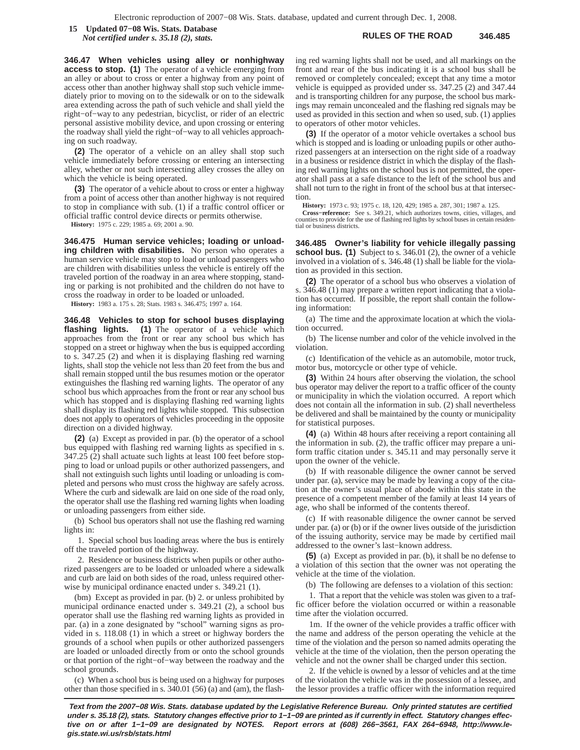**346.47 When vehicles using alley or nonhighway access to stop. (1)** The operator of a vehicle emerging from an alley or about to cross or enter a highway from any point of access other than another highway shall stop such vehicle immediately prior to moving on to the sidewalk or on to the sidewalk area extending across the path of such vehicle and shall yield the right−of−way to any pedestrian, bicyclist, or rider of an electric personal assistive mobility device, and upon crossing or entering the roadway shall yield the right−of−way to all vehicles approaching on such roadway.

**(2)** The operator of a vehicle on an alley shall stop such vehicle immediately before crossing or entering an intersecting alley, whether or not such intersecting alley crosses the alley on which the vehicle is being operated.

**(3)** The operator of a vehicle about to cross or enter a highway from a point of access other than another highway is not required to stop in compliance with sub. (1) if a traffic control officer or official traffic control device directs or permits otherwise.

**History:** 1975 c. 229; 1985 a. 69; 2001 a. 90.

**346.475 Human service vehicles; loading or unloading children with disabilities.** No person who operates a human service vehicle may stop to load or unload passengers who are children with disabilities unless the vehicle is entirely off the traveled portion of the roadway in an area where stopping, standing or parking is not prohibited and the children do not have to cross the roadway in order to be loaded or unloaded.

**History:** 1983 a. 175 s. 28; Stats. 1983 s. 346.475; 1997 a. 164.

**346.48 Vehicles to stop for school buses displaying flashing lights. (1)** The operator of a vehicle which approaches from the front or rear any school bus which has stopped on a street or highway when the bus is equipped according to s. 347.25 (2) and when it is displaying flashing red warning lights, shall stop the vehicle not less than 20 feet from the bus and shall remain stopped until the bus resumes motion or the operator extinguishes the flashing red warning lights. The operator of any school bus which approaches from the front or rear any school bus which has stopped and is displaying flashing red warning lights shall display its flashing red lights while stopped. This subsection does not apply to operators of vehicles proceeding in the opposite direction on a divided highway.

**(2)** (a) Except as provided in par. (b) the operator of a school bus equipped with flashing red warning lights as specified in s. 347.25 (2) shall actuate such lights at least 100 feet before stopping to load or unload pupils or other authorized passengers, and shall not extinguish such lights until loading or unloading is completed and persons who must cross the highway are safely across. Where the curb and sidewalk are laid on one side of the road only, the operator shall use the flashing red warning lights when loading or unloading passengers from either side.

(b) School bus operators shall not use the flashing red warning lights in:

1. Special school bus loading areas where the bus is entirely off the traveled portion of the highway.

2. Residence or business districts when pupils or other authorized passengers are to be loaded or unloaded where a sidewalk and curb are laid on both sides of the road, unless required otherwise by municipal ordinance enacted under s. 349.21 (1).

(bm) Except as provided in par. (b) 2. or unless prohibited by municipal ordinance enacted under s. 349.21 (2), a school bus operator shall use the flashing red warning lights as provided in par. (a) in a zone designated by "school" warning signs as provided in s. 118.08 (1) in which a street or highway borders the grounds of a school when pupils or other authorized passengers are loaded or unloaded directly from or onto the school grounds or that portion of the right−of−way between the roadway and the school grounds.

(c) When a school bus is being used on a highway for purposes other than those specified in s. 340.01 (56) (a) and (am), the flashing red warning lights shall not be used, and all markings on the front and rear of the bus indicating it is a school bus shall be removed or completely concealed; except that any time a motor vehicle is equipped as provided under ss. 347.25 (2) and 347.44 and is transporting children for any purpose, the school bus markings may remain unconcealed and the flashing red signals may be used as provided in this section and when so used, sub. (1) applies to operators of other motor vehicles.

**(3)** If the operator of a motor vehicle overtakes a school bus which is stopped and is loading or unloading pupils or other authorized passengers at an intersection on the right side of a roadway in a business or residence district in which the display of the flashing red warning lights on the school bus is not permitted, the operator shall pass at a safe distance to the left of the school bus and shall not turn to the right in front of the school bus at that intersection.

**History:** 1973 c. 93; 1975 c. 18, 120, 429; 1985 a. 287, 301; 1987 a. 125.

**Cross−reference:** See s. 349.21, which authorizes towns, cities, villages, and counties to provide for the use of flashing red lights by school buses in certain residential or business districts.

**346.485 Owner's liability for vehicle illegally passing school bus. (1)** Subject to s. 346.01 (2), the owner of a vehicle involved in a violation of s. 346.48 (1) shall be liable for the violation as provided in this section.

**(2)** The operator of a school bus who observes a violation of s. 346.48 (1) may prepare a written report indicating that a violation has occurred. If possible, the report shall contain the following information:

(a) The time and the approximate location at which the violation occurred.

(b) The license number and color of the vehicle involved in the violation.

(c) Identification of the vehicle as an automobile, motor truck, motor bus, motorcycle or other type of vehicle.

**(3)** Within 24 hours after observing the violation, the school bus operator may deliver the report to a traffic officer of the county or municipality in which the violation occurred. A report which does not contain all the information in sub. (2) shall nevertheless be delivered and shall be maintained by the county or municipality for statistical purposes.

**(4)** (a) Within 48 hours after receiving a report containing all the information in sub. (2), the traffic officer may prepare a uniform traffic citation under s. 345.11 and may personally serve it upon the owner of the vehicle.

(b) If with reasonable diligence the owner cannot be served under par. (a), service may be made by leaving a copy of the citation at the owner's usual place of abode within this state in the presence of a competent member of the family at least 14 years of age, who shall be informed of the contents thereof.

(c) If with reasonable diligence the owner cannot be served under par. (a) or (b) or if the owner lives outside of the jurisdiction of the issuing authority, service may be made by certified mail addressed to the owner's last−known address.

**(5)** (a) Except as provided in par. (b), it shall be no defense to a violation of this section that the owner was not operating the vehicle at the time of the violation.

(b) The following are defenses to a violation of this section:

1. That a report that the vehicle was stolen was given to a traffic officer before the violation occurred or within a reasonable time after the violation occurred.

1m. If the owner of the vehicle provides a traffic officer with the name and address of the person operating the vehicle at the time of the violation and the person so named admits operating the vehicle at the time of the violation, then the person operating the vehicle and not the owner shall be charged under this section.

2. If the vehicle is owned by a lessor of vehicles and at the time of the violation the vehicle was in the possession of a lessee, and the lessor provides a traffic officer with the information required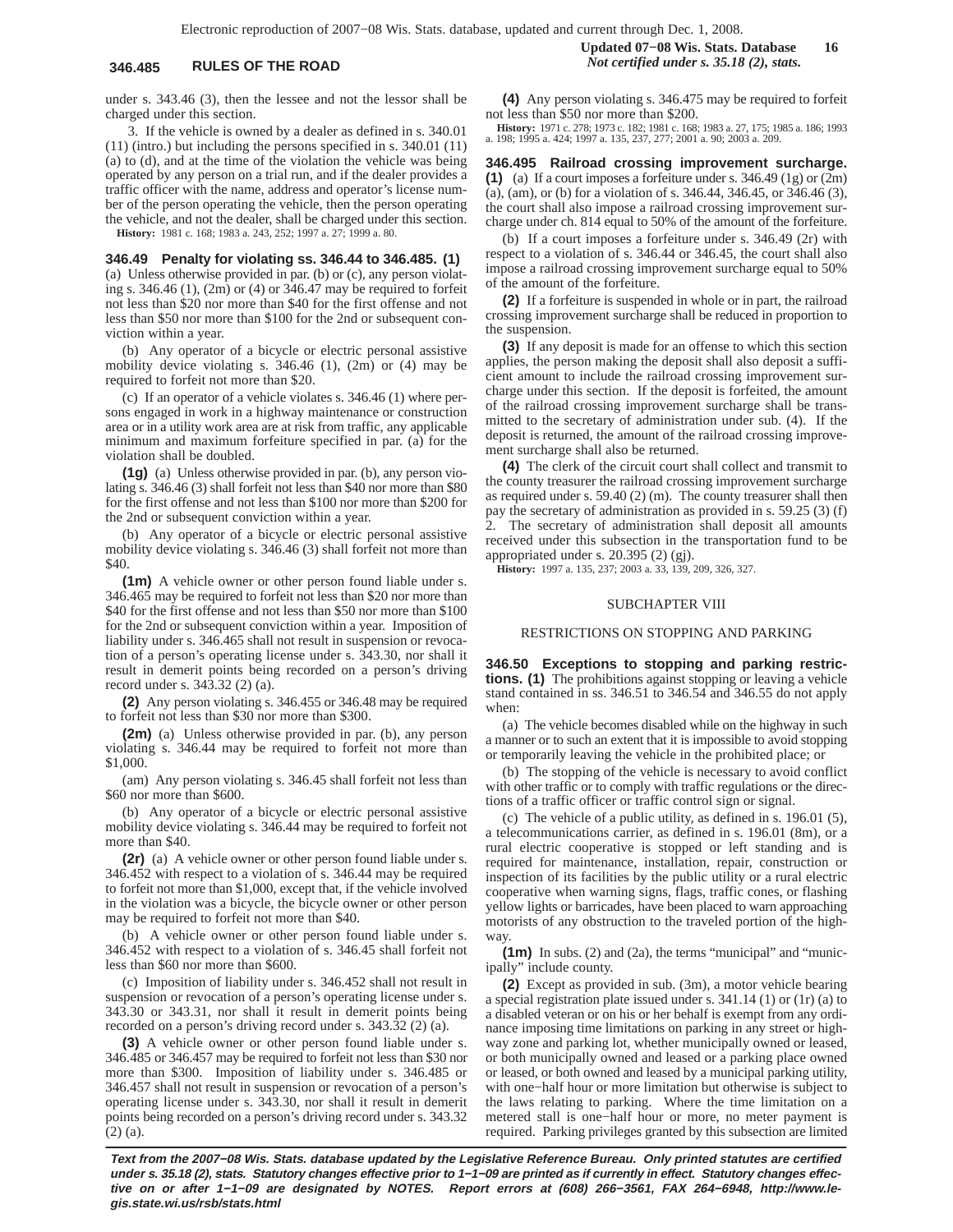under s. 343.46 (3), then the lessee and not the lessor shall be charged under this section.

3. If the vehicle is owned by a dealer as defined in s. 340.01 (11) (intro.) but including the persons specified in s. 340.01 (11) (a) to (d), and at the time of the violation the vehicle was being operated by any person on a trial run, and if the dealer provides a traffic officer with the name, address and operator's license number of the person operating the vehicle, then the person operating the vehicle, and not the dealer, shall be charged under this section.

**History:** 1981 c. 168; 1983 a. 243, 252; 1997 a. 27; 1999 a. 80.

**346.49 Penalty for violating ss. 346.44 to 346.485. (1)** (a) Unless otherwise provided in par. (b) or (c), any person violating s. 346.46 (1), (2m) or (4) or 346.47 may be required to forfeit not less than $20 nor more than $40 for the first offense and not less than $50 nor more than $100 for the 2nd or subsequent conviction within a year.

(b) Any operator of a bicycle or electric personal assistive mobility device violating s. 346.46 (1), (2m) or (4) may be required to forfeit not more than $20.

(c) If an operator of a vehicle violates s. 346.46 (1) where persons engaged in work in a highway maintenance or construction area or in a utility work area are at risk from traffic, any applicable minimum and maximum forfeiture specified in par. (a) for the violation shall be doubled.

**(1g)** (a) Unless otherwise provided in par. (b), any person violating s. 346.46 (3) shall forfeit not less than $40 nor more than $80 for the first offense and not less than $100 nor more than $200 for the 2nd or subsequent conviction within a year.

(b) Any operator of a bicycle or electric personal assistive mobility device violating s. 346.46 (3) shall forfeit not more than $40.

**(1m)** A vehicle owner or other person found liable under s. 346.465 may be required to forfeit not less than $20 nor more than $40 for the first offense and not less than $50 nor more than $100 for the 2nd or subsequent conviction within a year. Imposition of liability under s. 346.465 shall not result in suspension or revocation of a person's operating license under s. 343.30, nor shall it result in demerit points being recorded on a person's driving record under s. 343.32 (2) (a).

**(2)** Any person violating s. 346.455 or 346.48 may be required to forfeit not less than $30 nor more than $300.

**(2m)** (a) Unless otherwise provided in par. (b), any person violating s. 346.44 may be required to forfeit not more than $1,000.

(am) Any person violating s. 346.45 shall forfeit not less than $60 nor more than $600.

(b) Any operator of a bicycle or electric personal assistive mobility device violating s. 346.44 may be required to forfeit not more than $40.

**(2r)** (a) A vehicle owner or other person found liable under s. 346.452 with respect to a violation of s. 346.44 may be required to forfeit not more than $1,000, except that, if the vehicle involved in the violation was a bicycle, the bicycle owner or other person may be required to forfeit not more than $40.

(b) A vehicle owner or other person found liable under s. 346.452 with respect to a violation of s. 346.45 shall forfeit not less than $60 nor more than $600.

(c) Imposition of liability under s. 346.452 shall not result in suspension or revocation of a person's operating license under s. 343.30 or 343.31, nor shall it result in demerit points being recorded on a person's driving record under s. 343.32 (2) (a).

**(3)** A vehicle owner or other person found liable under s. 346.485 or 346.457 may be required to forfeit not less than $30 nor more than $300. Imposition of liability under s. 346.485 or 346.457 shall not result in suspension or revocation of a person's operating license under s. 343.30, nor shall it result in demerit points being recorded on a person's driving record under s. 343.32 (2) (a).

**(4)** Any person violating s. 346.475 may be required to forfeit not less than $50 nor more than $200.

**History:** 1971 c. 278; 1973 c. 182; 1981 c. 168; 1983 a. 27, 175; 1985 a. 186; 1993 a. 198; 1995 a. 424; 1997 a. 135, 237, 277; 2001 a. 90; 2003 a. 209.

**346.495 Railroad crossing improvement surcharge. (1)** (a) If a court imposes a forfeiture under s. 346.49 (1g) or (2m) (a), (am), or (b) for a violation of s. 346.44, 346.45, or 346.46 (3), the court shall also impose a railroad crossing improvement surcharge under ch. 814 equal to 50% of the amount of the forfeiture.

(b) If a court imposes a forfeiture under s. 346.49 (2r) with respect to a violation of s. 346.44 or 346.45, the court shall also impose a railroad crossing improvement surcharge equal to 50% of the amount of the forfeiture.

**(2)** If a forfeiture is suspended in whole or in part, the railroad crossing improvement surcharge shall be reduced in proportion to the suspension.

**(3)** If any deposit is made for an offense to which this section applies, the person making the deposit shall also deposit a sufficient amount to include the railroad crossing improvement surcharge under this section. If the deposit is forfeited, the amount of the railroad crossing improvement surcharge shall be transmitted to the secretary of administration under sub. (4). If the deposit is returned, the amount of the railroad crossing improvement surcharge shall also be returned.

**(4)** The clerk of the circuit court shall collect and transmit to the county treasurer the railroad crossing improvement surcharge as required under s. 59.40 (2) (m). The county treasurer shall then pay the secretary of administration as provided in s. 59.25 (3) (f) 2. The secretary of administration shall deposit all amounts received under this subsection in the transportation fund to be appropriated under s. 20.395 (2) (gj).

**History:** 1997 a. 135, 237; 2003 a. 33, 139, 209, 326, 327.

## SUBCHAPTER VIII

## RESTRICTIONS ON STOPPING AND PARKING

**346.50 Exceptions to stopping and parking restrictions. (1)** The prohibitions against stopping or leaving a vehicle stand contained in ss. 346.51 to 346.54 and 346.55 do not apply when:

(a) The vehicle becomes disabled while on the highway in such a manner or to such an extent that it is impossible to avoid stopping or temporarily leaving the vehicle in the prohibited place; or

(b) The stopping of the vehicle is necessary to avoid conflict with other traffic or to comply with traffic regulations or the directions of a traffic officer or traffic control sign or signal.

(c) The vehicle of a public utility, as defined in s. 196.01 (5), a telecommunications carrier, as defined in s. 196.01 (8m), or a rural electric cooperative is stopped or left standing and is required for maintenance, installation, repair, construction or inspection of its facilities by the public utility or a rural electric cooperative when warning signs, flags, traffic cones, or flashing yellow lights or barricades, have been placed to warn approaching motorists of any obstruction to the traveled portion of the highway.

**(1m)** In subs. (2) and (2a), the terms "municipal" and "municipally" include county.

**(2)** Except as provided in sub. (3m), a motor vehicle bearing a special registration plate issued under s. 341.14 (1) or (1r) (a) to a disabled veteran or on his or her behalf is exempt from any ordinance imposing time limitations on parking in any street or highway zone and parking lot, whether municipally owned or leased, or both municipally owned and leased or a parking place owned or leased, or both owned and leased by a municipal parking utility, with one−half hour or more limitation but otherwise is subject to the laws relating to parking. Where the time limitation on a metered stall is one−half hour or more, no meter payment is required. Parking privileges granted by this subsection are limited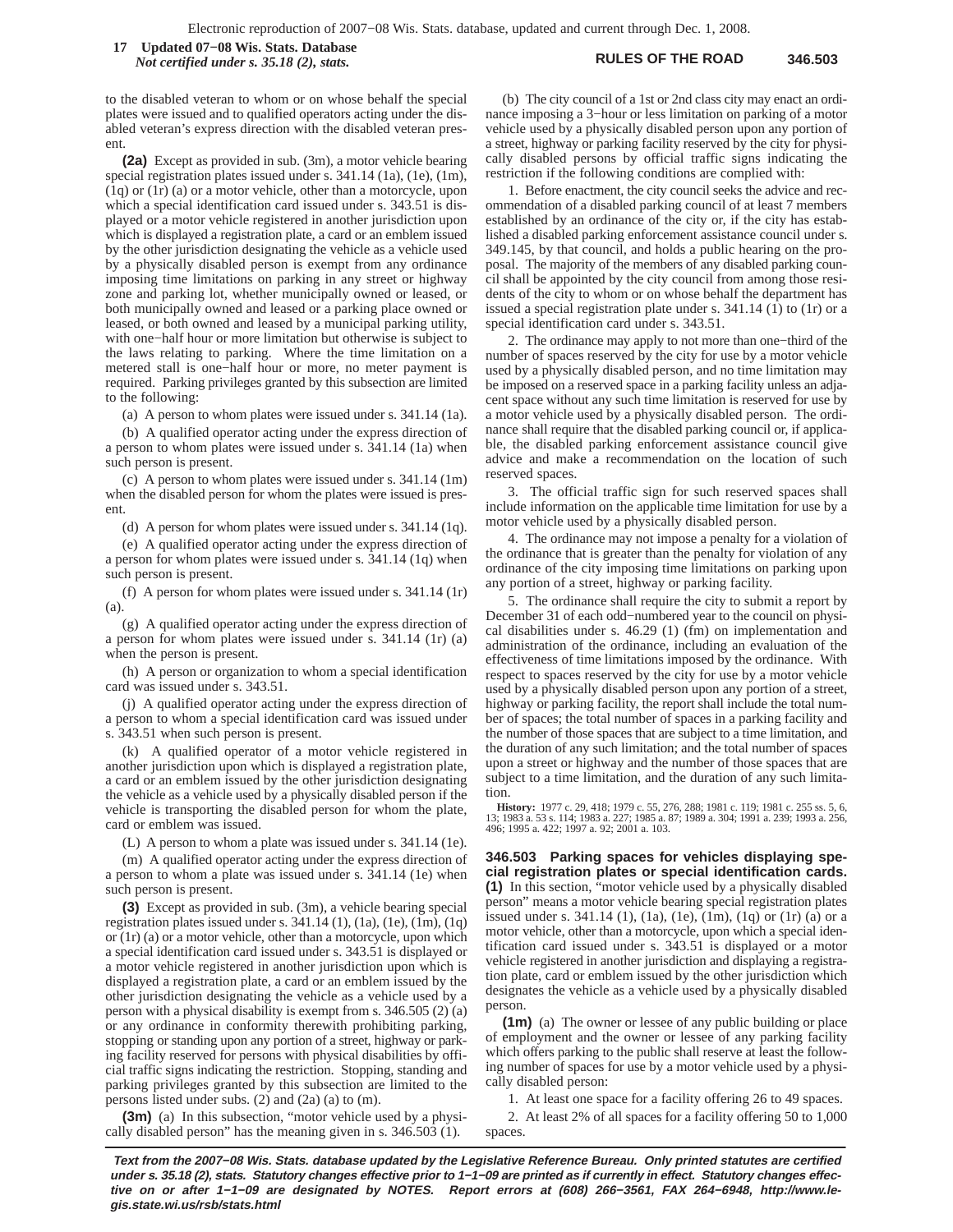to the disabled veteran to whom or on whose behalf the special plates were issued and to qualified operators acting under the disabled veteran's express direction with the disabled veteran present.

**(2a)** Except as provided in sub. (3m), a motor vehicle bearing special registration plates issued under s. 341.14 (1a), (1e), (1m), (1q) or (1r) (a) or a motor vehicle, other than a motorcycle, upon which a special identification card issued under s. 343.51 is displayed or a motor vehicle registered in another jurisdiction upon which is displayed a registration plate, a card or an emblem issued by the other jurisdiction designating the vehicle as a vehicle used by a physically disabled person is exempt from any ordinance imposing time limitations on parking in any street or highway zone and parking lot, whether municipally owned or leased, or both municipally owned and leased or a parking place owned or leased, or both owned and leased by a municipal parking utility, with one−half hour or more limitation but otherwise is subject to the laws relating to parking. Where the time limitation on a metered stall is one−half hour or more, no meter payment is required. Parking privileges granted by this subsection are limited to the following:

(a) A person to whom plates were issued under s. 341.14 (1a).

(b) A qualified operator acting under the express direction of a person to whom plates were issued under s. 341.14 (1a) when such person is present.

(c) A person to whom plates were issued under s. 341.14 (1m) when the disabled person for whom the plates were issued is present.

(d) A person for whom plates were issued under s. 341.14 (1q).

(e) A qualified operator acting under the express direction of a person for whom plates were issued under s. 341.14 (1q) when such person is present.

(f) A person for whom plates were issued under s. 341.14 (1r) (a).

(g) A qualified operator acting under the express direction of a person for whom plates were issued under s. 341.14 (1r) (a) when the person is present.

(h) A person or organization to whom a special identification card was issued under s. 343.51.

(j) A qualified operator acting under the express direction of a person to whom a special identification card was issued under s. 343.51 when such person is present.

(k) A qualified operator of a motor vehicle registered in another jurisdiction upon which is displayed a registration plate, a card or an emblem issued by the other jurisdiction designating the vehicle as a vehicle used by a physically disabled person if the vehicle is transporting the disabled person for whom the plate, card or emblem was issued.

(L) A person to whom a plate was issued under s. 341.14 (1e).

(m) A qualified operator acting under the express direction of a person to whom a plate was issued under s. 341.14 (1e) when such person is present.

**(3)** Except as provided in sub. (3m), a vehicle bearing special registration plates issued under s. 341.14 (1), (1a), (1e), (1m), (1q) or (1r) (a) or a motor vehicle, other than a motorcycle, upon which a special identification card issued under s. 343.51 is displayed or a motor vehicle registered in another jurisdiction upon which is displayed a registration plate, a card or an emblem issued by the other jurisdiction designating the vehicle as a vehicle used by a person with a physical disability is exempt from s. 346.505 (2) (a) or any ordinance in conformity therewith prohibiting parking, stopping or standing upon any portion of a street, highway or parking facility reserved for persons with physical disabilities by official traffic signs indicating the restriction. Stopping, standing and parking privileges granted by this subsection are limited to the persons listed under subs. (2) and (2a) (a) to (m).

**(3m)** (a) In this subsection, "motor vehicle used by a physically disabled person" has the meaning given in s. 346.503 (1).

(b) The city council of a 1st or 2nd class city may enact an ordinance imposing a 3−hour or less limitation on parking of a motor vehicle used by a physically disabled person upon any portion of a street, highway or parking facility reserved by the city for physically disabled persons by official traffic signs indicating the restriction if the following conditions are complied with:

1. Before enactment, the city council seeks the advice and recommendation of a disabled parking council of at least 7 members established by an ordinance of the city or, if the city has established a disabled parking enforcement assistance council under s. 349.145, by that council, and holds a public hearing on the proposal. The majority of the members of any disabled parking council shall be appointed by the city council from among those residents of the city to whom or on whose behalf the department has issued a special registration plate under s. 341.14 (1) to (1r) or a special identification card under s. 343.51.

2. The ordinance may apply to not more than one−third of the number of spaces reserved by the city for use by a motor vehicle used by a physically disabled person, and no time limitation may be imposed on a reserved space in a parking facility unless an adjacent space without any such time limitation is reserved for use by a motor vehicle used by a physically disabled person. The ordinance shall require that the disabled parking council or, if applicable, the disabled parking enforcement assistance council give advice and make a recommendation on the location of such reserved spaces.

3. The official traffic sign for such reserved spaces shall include information on the applicable time limitation for use by a motor vehicle used by a physically disabled person.

4. The ordinance may not impose a penalty for a violation of the ordinance that is greater than the penalty for violation of any ordinance of the city imposing time limitations on parking upon any portion of a street, highway or parking facility.

5. The ordinance shall require the city to submit a report by December 31 of each odd−numbered year to the council on physical disabilities under s. 46.29 (1) (fm) on implementation and administration of the ordinance, including an evaluation of the effectiveness of time limitations imposed by the ordinance. With respect to spaces reserved by the city for use by a motor vehicle used by a physically disabled person upon any portion of a street, highway or parking facility, the report shall include the total number of spaces; the total number of spaces in a parking facility and the number of those spaces that are subject to a time limitation, and the duration of any such limitation; and the total number of spaces upon a street or highway and the number of those spaces that are subject to a time limitation, and the duration of any such limitation.

**History:** 1977 c. 29, 418; 1979 c. 55, 276, 288; 1981 c. 119; 1981 c. 255 ss. 5, 6, 13; 1983 a. 53 s. 114; 1983 a. 227; 1985 a. 87; 1989 a. 304; 1991 a. 239; 1993 a. 256, 496; 1995 a. 422; 1997 a. 92; 2001 a. 103.

**346.503 Parking spaces for vehicles displaying special registration plates or special identification cards.**
**(1)** In this section, "motor vehicle used by a physically disabled person" means a motor vehicle bearing special registration plates issued under s. 341.14 (1), (1a), (1e), (1m), (1q) or (1r) (a) or a motor vehicle, other than a motorcycle, upon which a special identification card issued under s. 343.51 is displayed or a motor vehicle registered in another jurisdiction and displaying a registration plate, card or emblem issued by the other jurisdiction which designates the vehicle as a vehicle used by a physically disabled person.

**(1m)** (a) The owner or lessee of any public building or place of employment and the owner or lessee of any parking facility which offers parking to the public shall reserve at least the following number of spaces for use by a motor vehicle used by a physically disabled person:

1. At least one space for a facility offering 26 to 49 spaces.

2. At least 2% of all spaces for a facility offering 50 to 1,000 spaces.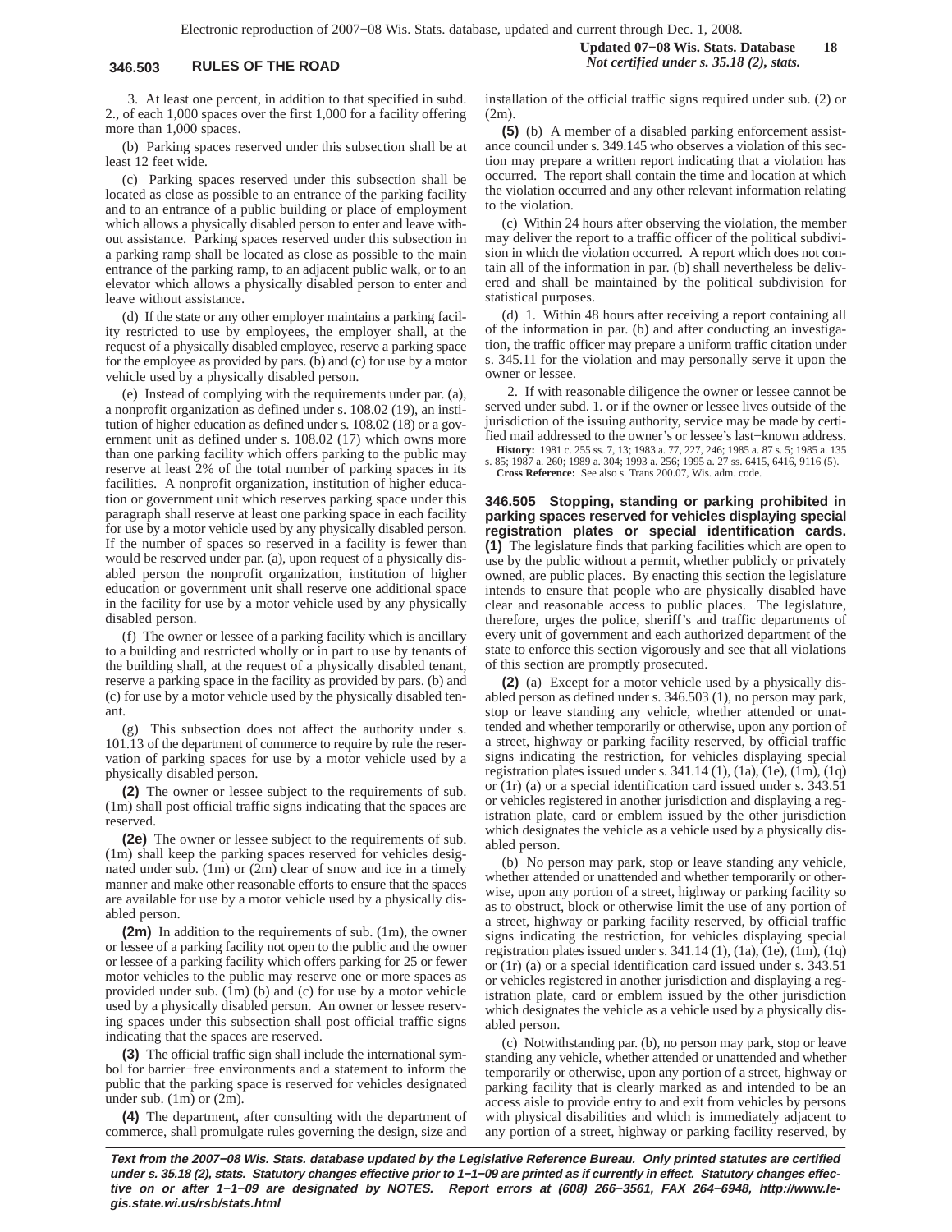3. At least one percent, in addition to that specified in subd. 2., of each 1,000 spaces over the first 1,000 for a facility offering more than 1,000 spaces.

(b) Parking spaces reserved under this subsection shall be at least 12 feet wide.

(c) Parking spaces reserved under this subsection shall be located as close as possible to an entrance of the parking facility and to an entrance of a public building or place of employment which allows a physically disabled person to enter and leave without assistance. Parking spaces reserved under this subsection in a parking ramp shall be located as close as possible to the main entrance of the parking ramp, to an adjacent public walk, or to an elevator which allows a physically disabled person to enter and leave without assistance.

(d) If the state or any other employer maintains a parking facility restricted to use by employees, the employer shall, at the request of a physically disabled employee, reserve a parking space for the employee as provided by pars. (b) and (c) for use by a motor vehicle used by a physically disabled person.

(e) Instead of complying with the requirements under par. (a), a nonprofit organization as defined under s. 108.02 (19), an institution of higher education as defined under s. 108.02 (18) or a government unit as defined under s. 108.02 (17) which owns more than one parking facility which offers parking to the public may reserve at least 2% of the total number of parking spaces in its facilities. A nonprofit organization, institution of higher education or government unit which reserves parking space under this paragraph shall reserve at least one parking space in each facility for use by a motor vehicle used by any physically disabled person. If the number of spaces so reserved in a facility is fewer than would be reserved under par. (a), upon request of a physically disabled person the nonprofit organization, institution of higher education or government unit shall reserve one additional space in the facility for use by a motor vehicle used by any physically disabled person.

(f) The owner or lessee of a parking facility which is ancillary to a building and restricted wholly or in part to use by tenants of the building shall, at the request of a physically disabled tenant, reserve a parking space in the facility as provided by pars. (b) and (c) for use by a motor vehicle used by the physically disabled tenant.

(g) This subsection does not affect the authority under s. 101.13 of the department of commerce to require by rule the reservation of parking spaces for use by a motor vehicle used by a physically disabled person.

**(2)** The owner or lessee subject to the requirements of sub. (1m) shall post official traffic signs indicating that the spaces are reserved.

**(2e)** The owner or lessee subject to the requirements of sub. (1m) shall keep the parking spaces reserved for vehicles designated under sub. (1m) or (2m) clear of snow and ice in a timely manner and make other reasonable efforts to ensure that the spaces are available for use by a motor vehicle used by a physically disabled person.

**(2m)** In addition to the requirements of sub. (1m), the owner or lessee of a parking facility not open to the public and the owner or lessee of a parking facility which offers parking for 25 or fewer motor vehicles to the public may reserve one or more spaces as provided under sub. (1m) (b) and (c) for use by a motor vehicle used by a physically disabled person. An owner or lessee reserving spaces under this subsection shall post official traffic signs indicating that the spaces are reserved.

**(3)** The official traffic sign shall include the international symbol for barrier−free environments and a statement to inform the public that the parking space is reserved for vehicles designated under sub. (1m) or (2m).

**(4)** The department, after consulting with the department of commerce, shall promulgate rules governing the design, size and installation of the official traffic signs required under sub. (2) or (2m).

**(5)** (b) A member of a disabled parking enforcement assistance council under s. 349.145 who observes a violation of this section may prepare a written report indicating that a violation has occurred. The report shall contain the time and location at which the violation occurred and any other relevant information relating to the violation.

(c) Within 24 hours after observing the violation, the member may deliver the report to a traffic officer of the political subdivision in which the violation occurred. A report which does not contain all of the information in par. (b) shall nevertheless be delivered and shall be maintained by the political subdivision for statistical purposes.

(d) 1. Within 48 hours after receiving a report containing all of the information in par. (b) and after conducting an investigation, the traffic officer may prepare a uniform traffic citation under s. 345.11 for the violation and may personally serve it upon the owner or lessee.

2. If with reasonable diligence the owner or lessee cannot be served under subd. 1. or if the owner or lessee lives outside of the jurisdiction of the issuing authority, service may be made by certified mail addressed to the owner's or lessee's last−known address.

**History:** 1981 c. 255 ss. 7, 13; 1983 a. 77, 227, 246; 1985 a. 87 s. 5; 1985 a. 135 s. 85; 1987 a. 260; 1989 a. 304; 1993 a. 256; 1995 a. 27 ss. 6415, 6416, 9116 (5).

**Cross Reference:** See also s. Trans 200.07, Wis. adm. code.

**346.505 Stopping, standing or parking prohibited in parking spaces reserved for vehicles displaying special registration plates or special identification cards.** **(1)** The legislature finds that parking facilities which are open to use by the public without a permit, whether publicly or privately owned, are public places. By enacting this section the legislature intends to ensure that people who are physically disabled have clear and reasonable access to public places. The legislature, therefore, urges the police, sheriff's and traffic departments of every unit of government and each authorized department of the state to enforce this section vigorously and see that all violations of this section are promptly prosecuted.

**(2)** (a) Except for a motor vehicle used by a physically disabled person as defined under s. 346.503 (1), no person may park, stop or leave standing any vehicle, whether attended or unattended and whether temporarily or otherwise, upon any portion of a street, highway or parking facility reserved, by official traffic signs indicating the restriction, for vehicles displaying special registration plates issued under s. 341.14 (1), (1a), (1e), (1m), (1q) or (1r) (a) or a special identification card issued under s. 343.51 or vehicles registered in another jurisdiction and displaying a registration plate, card or emblem issued by the other jurisdiction which designates the vehicle as a vehicle used by a physically disabled person.

(b) No person may park, stop or leave standing any vehicle, whether attended or unattended and whether temporarily or otherwise, upon any portion of a street, highway or parking facility so as to obstruct, block or otherwise limit the use of any portion of a street, highway or parking facility reserved, by official traffic signs indicating the restriction, for vehicles displaying special registration plates issued under s. 341.14 (1), (1a), (1e), (1m), (1q) or (1r) (a) or a special identification card issued under s. 343.51 or vehicles registered in another jurisdiction and displaying a registration plate, card or emblem issued by the other jurisdiction which designates the vehicle as a vehicle used by a physically disabled person.

(c) Notwithstanding par. (b), no person may park, stop or leave standing any vehicle, whether attended or unattended and whether temporarily or otherwise, upon any portion of a street, highway or parking facility that is clearly marked as and intended to be an access aisle to provide entry to and exit from vehicles by persons with physical disabilities and which is immediately adjacent to any portion of a street, highway or parking facility reserved, by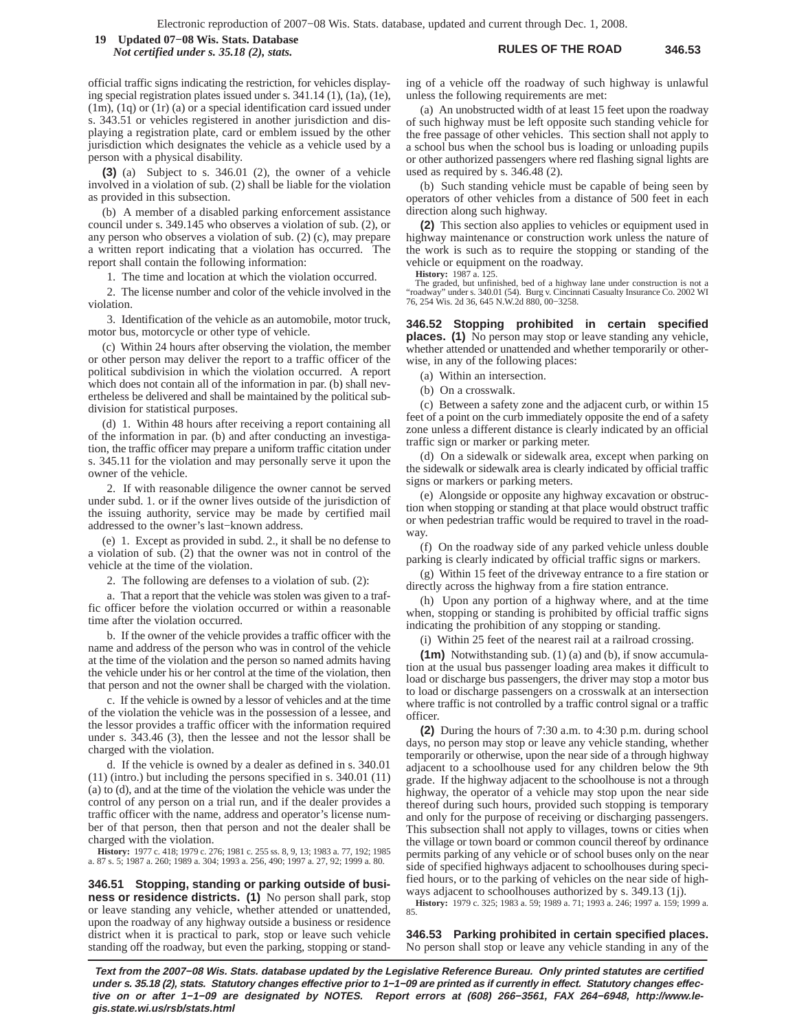official traffic signs indicating the restriction, for vehicles displaying special registration plates issued under s. 341.14 (1), (1a), (1e), (1m), (1q) or (1r) (a) or a special identification card issued under s. 343.51 or vehicles registered in another jurisdiction and displaying a registration plate, card or emblem issued by the other jurisdiction which designates the vehicle as a vehicle used by a person with a physical disability.

**(3)** (a) Subject to s. 346.01 (2), the owner of a vehicle involved in a violation of sub. (2) shall be liable for the violation as provided in this subsection.

(b) A member of a disabled parking enforcement assistance council under s. 349.145 who observes a violation of sub. (2), or any person who observes a violation of sub. (2) (c), may prepare a written report indicating that a violation has occurred. The report shall contain the following information:

1. The time and location at which the violation occurred.

2. The license number and color of the vehicle involved in the violation.

3. Identification of the vehicle as an automobile, motor truck, motor bus, motorcycle or other type of vehicle.

(c) Within 24 hours after observing the violation, the member or other person may deliver the report to a traffic officer of the political subdivision in which the violation occurred. A report which does not contain all of the information in par. (b) shall nevertheless be delivered and shall be maintained by the political subdivision for statistical purposes.

(d) 1. Within 48 hours after receiving a report containing all of the information in par. (b) and after conducting an investigation, the traffic officer may prepare a uniform traffic citation under s. 345.11 for the violation and may personally serve it upon the owner of the vehicle.

2. If with reasonable diligence the owner cannot be served under subd. 1. or if the owner lives outside of the jurisdiction of the issuing authority, service may be made by certified mail addressed to the owner's last−known address.

(e) 1. Except as provided in subd. 2., it shall be no defense to a violation of sub. (2) that the owner was not in control of the vehicle at the time of the violation.

2. The following are defenses to a violation of sub. (2):

a. That a report that the vehicle was stolen was given to a traffic officer before the violation occurred or within a reasonable time after the violation occurred.

b. If the owner of the vehicle provides a traffic officer with the name and address of the person who was in control of the vehicle at the time of the violation and the person so named admits having the vehicle under his or her control at the time of the violation, then that person and not the owner shall be charged with the violation.

c. If the vehicle is owned by a lessor of vehicles and at the time of the violation the vehicle was in the possession of a lessee, and the lessor provides a traffic officer with the information required under s. 343.46 (3), then the lessee and not the lessor shall be charged with the violation.

d. If the vehicle is owned by a dealer as defined in s. 340.01 (11) (intro.) but including the persons specified in s. 340.01 (11) (a) to (d), and at the time of the violation the vehicle was under the control of any person on a trial run, and if the dealer provides a traffic officer with the name, address and operator's license number of that person, then that person and not the dealer shall be charged with the violation.

**History:** 1977 c. 418; 1979 c. 276; 1981 c. 255 ss. 8, 9, 13; 1983 a. 77, 192; 1985 a. 87 s. 5; 1987 a. 260; 1989 a. 304; 1993 a. 256, 490; 1997 a. 27, 92; 1999 a. 80.

**346.51 Stopping, standing or parking outside of business or residence districts.** **(1)** No person shall park, stop or leave standing any vehicle, whether attended or unattended, upon the roadway of any highway outside a business or residence district when it is practical to park, stop or leave such vehicle standing off the roadway, but even the parking, stopping or standing of a vehicle off the roadway of such highway is unlawful unless the following requirements are met:

(a) An unobstructed width of at least 15 feet upon the roadway of such highway must be left opposite such standing vehicle for the free passage of other vehicles. This section shall not apply to a school bus when the school bus is loading or unloading pupils or other authorized passengers where red flashing signal lights are used as required by s. 346.48 (2).

(b) Such standing vehicle must be capable of being seen by operators of other vehicles from a distance of 500 feet in each direction along such highway.

**(2)** This section also applies to vehicles or equipment used in highway maintenance or construction work unless the nature of the work is such as to require the stopping or standing of the vehicle or equipment on the roadway.

**History:** 1987 a. 125.

The graded, but unfinished, bed of a highway lane under construction is not a "roadway" under s. 340.01 (54). Burg v. Cincinnati Casualty Insurance Co. 2002 WI 76, 254 Wis. 2d 36, 645 N.W.2d 880, 00−3258.

**346.52 Stopping prohibited in certain specified places.** **(1)** No person may stop or leave standing any vehicle, whether attended or unattended and whether temporarily or otherwise, in any of the following places:

(a) Within an intersection.

(b) On a crosswalk.

(c) Between a safety zone and the adjacent curb, or within 15 feet of a point on the curb immediately opposite the end of a safety zone unless a different distance is clearly indicated by an official traffic sign or marker or parking meter.

(d) On a sidewalk or sidewalk area, except when parking on the sidewalk or sidewalk area is clearly indicated by official traffic signs or markers or parking meters.

(e) Alongside or opposite any highway excavation or obstruction when stopping or standing at that place would obstruct traffic or when pedestrian traffic would be required to travel in the roadway.

(f) On the roadway side of any parked vehicle unless double parking is clearly indicated by official traffic signs or markers.

(g) Within 15 feet of the driveway entrance to a fire station or directly across the highway from a fire station entrance.

(h) Upon any portion of a highway where, and at the time when, stopping or standing is prohibited by official traffic signs indicating the prohibition of any stopping or standing.

(i) Within 25 feet of the nearest rail at a railroad crossing.

**(1m)** Notwithstanding sub. (1) (a) and (b), if snow accumulation at the usual bus passenger loading area makes it difficult to load or discharge bus passengers, the driver may stop a motor bus to load or discharge passengers on a crosswalk at an intersection where traffic is not controlled by a traffic control signal or a traffic officer.

**(2)** During the hours of 7:30 a.m. to 4:30 p.m. during school days, no person may stop or leave any vehicle standing, whether temporarily or otherwise, upon the near side of a through highway adjacent to a schoolhouse used for any children below the 9th grade. If the highway adjacent to the schoolhouse is not a through highway, the operator of a vehicle may stop upon the near side thereof during such hours, provided such stopping is temporary and only for the purpose of receiving or discharging passengers. This subsection shall not apply to villages, towns or cities when the village or town board or common council thereof by ordinance permits parking of any vehicle or of school buses only on the near side of specified highways adjacent to schoolhouses during specified hours, or to the parking of vehicles on the near side of highways adjacent to schoolhouses authorized by s. 349.13 (1j).

**History:** 1979 c. 325; 1983 a. 59; 1989 a. 71; 1993 a. 246; 1997 a. 159; 1999 a. 85.

**346.53 Parking prohibited in certain specified places.** No person shall stop or leave any vehicle standing in any of the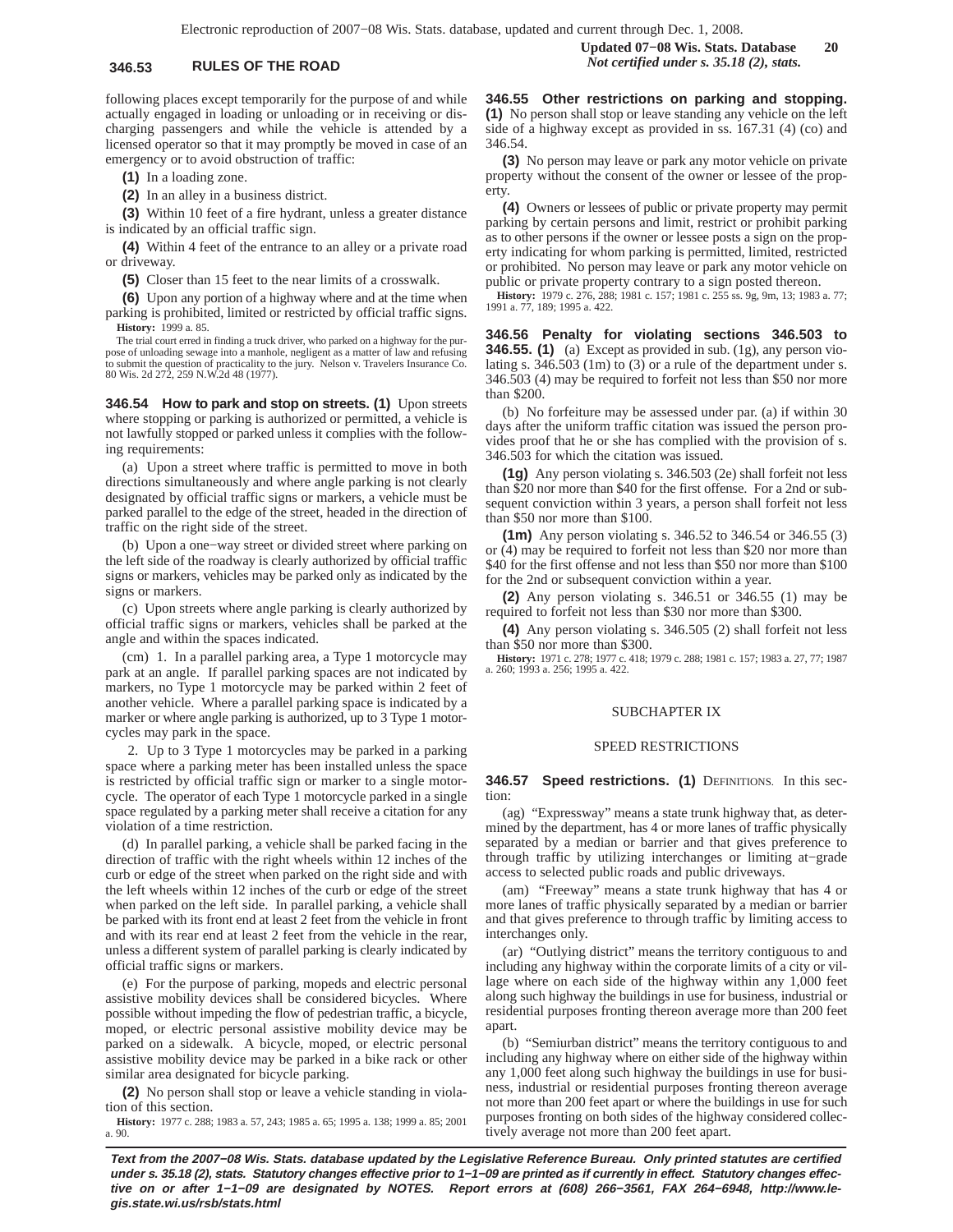following places except temporarily for the purpose of and while actually engaged in loading or unloading or in receiving or discharging passengers and while the vehicle is attended by a licensed operator so that it may promptly be moved in case of an emergency or to avoid obstruction of traffic:

**(1)** In a loading zone.

**(2)** In an alley in a business district.

**(3)** Within 10 feet of a fire hydrant, unless a greater distance is indicated by an official traffic sign.

**(4)** Within 4 feet of the entrance to an alley or a private road or driveway.

**(5)** Closer than 15 feet to the near limits of a crosswalk.

**(6)** Upon any portion of a highway where and at the time when parking is prohibited, limited or restricted by official traffic signs.

**History:** 1999 a. 85.

The trial court erred in finding a truck driver, who parked on a highway for the purpose of unloading sewage into a manhole, negligent as a matter of law and refusing to submit the question of practicality to the jury. Nelson v. Travelers Insurance Co. 80 Wis. 2d 272, 259 N.W.2d 48 (1977).

**346.54 How to park and stop on streets. (1)** Upon streets where stopping or parking is authorized or permitted, a vehicle is not lawfully stopped or parked unless it complies with the following requirements:

(a) Upon a street where traffic is permitted to move in both directions simultaneously and where angle parking is not clearly designated by official traffic signs or markers, a vehicle must be parked parallel to the edge of the street, headed in the direction of traffic on the right side of the street.

(b) Upon a one−way street or divided street where parking on the left side of the roadway is clearly authorized by official traffic signs or markers, vehicles may be parked only as indicated by the signs or markers.

(c) Upon streets where angle parking is clearly authorized by official traffic signs or markers, vehicles shall be parked at the angle and within the spaces indicated.

(cm) 1. In a parallel parking area, a Type 1 motorcycle may park at an angle. If parallel parking spaces are not indicated by markers, no Type 1 motorcycle may be parked within 2 feet of another vehicle. Where a parallel parking space is indicated by a marker or where angle parking is authorized, up to 3 Type 1 motorcycles may park in the space.

2. Up to 3 Type 1 motorcycles may be parked in a parking space where a parking meter has been installed unless the space is restricted by official traffic sign or marker to a single motorcycle. The operator of each Type 1 motorcycle parked in a single space regulated by a parking meter shall receive a citation for any violation of a time restriction.

(d) In parallel parking, a vehicle shall be parked facing in the direction of traffic with the right wheels within 12 inches of the curb or edge of the street when parked on the right side and with the left wheels within 12 inches of the curb or edge of the street when parked on the left side. In parallel parking, a vehicle shall be parked with its front end at least 2 feet from the vehicle in front and with its rear end at least 2 feet from the vehicle in the rear, unless a different system of parallel parking is clearly indicated by official traffic signs or markers.

(e) For the purpose of parking, mopeds and electric personal assistive mobility devices shall be considered bicycles. Where possible without impeding the flow of pedestrian traffic, a bicycle, moped, or electric personal assistive mobility device may be parked on a sidewalk. A bicycle, moped, or electric personal assistive mobility device may be parked in a bike rack or other similar area designated for bicycle parking.

**(2)** No person shall stop or leave a vehicle standing in violation of this section.

**History:** 1977 c. 288; 1983 a. 57, 243; 1985 a. 65; 1995 a. 138; 1999 a. 85; 2001 a. 90.

**346.55 Other restrictions on parking and stopping. (1)** No person shall stop or leave standing any vehicle on the left side of a highway except as provided in ss. 167.31 (4) (co) and 346.54.

**(3)** No person may leave or park any motor vehicle on private property without the consent of the owner or lessee of the property.

**(4)** Owners or lessees of public or private property may permit parking by certain persons and limit, restrict or prohibit parking as to other persons if the owner or lessee posts a sign on the property indicating for whom parking is permitted, limited, restricted or prohibited. No person may leave or park any motor vehicle on public or private property contrary to a sign posted thereon.

**History:** 1979 c. 276, 288; 1981 c. 157; 1981 c. 255 ss. 9g, 9m, 13; 1983 a. 77; 1991 a. 77, 189; 1995 a. 422.

**346.56 Penalty for violating sections 346.503 to 346.55. (1)** (a) Except as provided in sub. (1g), any person violating s. 346.503 (1m) to (3) or a rule of the department under s. 346.503 (4) may be required to forfeit not less than $50 nor more than $200.

(b) No forfeiture may be assessed under par. (a) if within 30 days after the uniform traffic citation was issued the person provides proof that he or she has complied with the provision of s. 346.503 for which the citation was issued.

**(1g)** Any person violating s. 346.503 (2e) shall forfeit not less than $20 nor more than $40 for the first offense. For a 2nd or subsequent conviction within 3 years, a person shall forfeit not less than $50 nor more than $100.

**(1m)** Any person violating s. 346.52 to 346.54 or 346.55 (3) or (4) may be required to forfeit not less than $20 nor more than $40 for the first offense and not less than $50 nor more than $100 for the 2nd or subsequent conviction within a year.

**(2)** Any person violating s. 346.51 or 346.55 (1) may be required to forfeit not less than $30 nor more than $300.

**(4)** Any person violating s. 346.505 (2) shall forfeit not less than $50 nor more than $300.

**History:** 1971 c. 278; 1977 c. 418; 1979 c. 288; 1981 c. 157; 1983 a. 27, 77; 1987 a. 260; 1993 a. 256; 1995 a. 422.

## SUBCHAPTER IX

## SPEED RESTRICTIONS

**346.57 Speed restrictions. (1)** DEFINITIONS. In this section:

(ag) "Expressway" means a state trunk highway that, as determined by the department, has 4 or more lanes of traffic physically separated by a median or barrier and that gives preference to through traffic by utilizing interchanges or limiting at−grade access to selected public roads and public driveways.

(am) "Freeway" means a state trunk highway that has 4 or more lanes of traffic physically separated by a median or barrier and that gives preference to through traffic by limiting access to interchanges only.

(ar) "Outlying district" means the territory contiguous to and including any highway within the corporate limits of a city or village where on each side of the highway within any 1,000 feet along such highway the buildings in use for business, industrial or residential purposes fronting thereon average more than 200 feet apart.

(b) "Semiurban district" means the territory contiguous to and including any highway where on either side of the highway within any 1,000 feet along such highway the buildings in use for business, industrial or residential purposes fronting thereon average not more than 200 feet apart or where the buildings in use for such purposes fronting on both sides of the highway considered collectively average not more than 200 feet apart.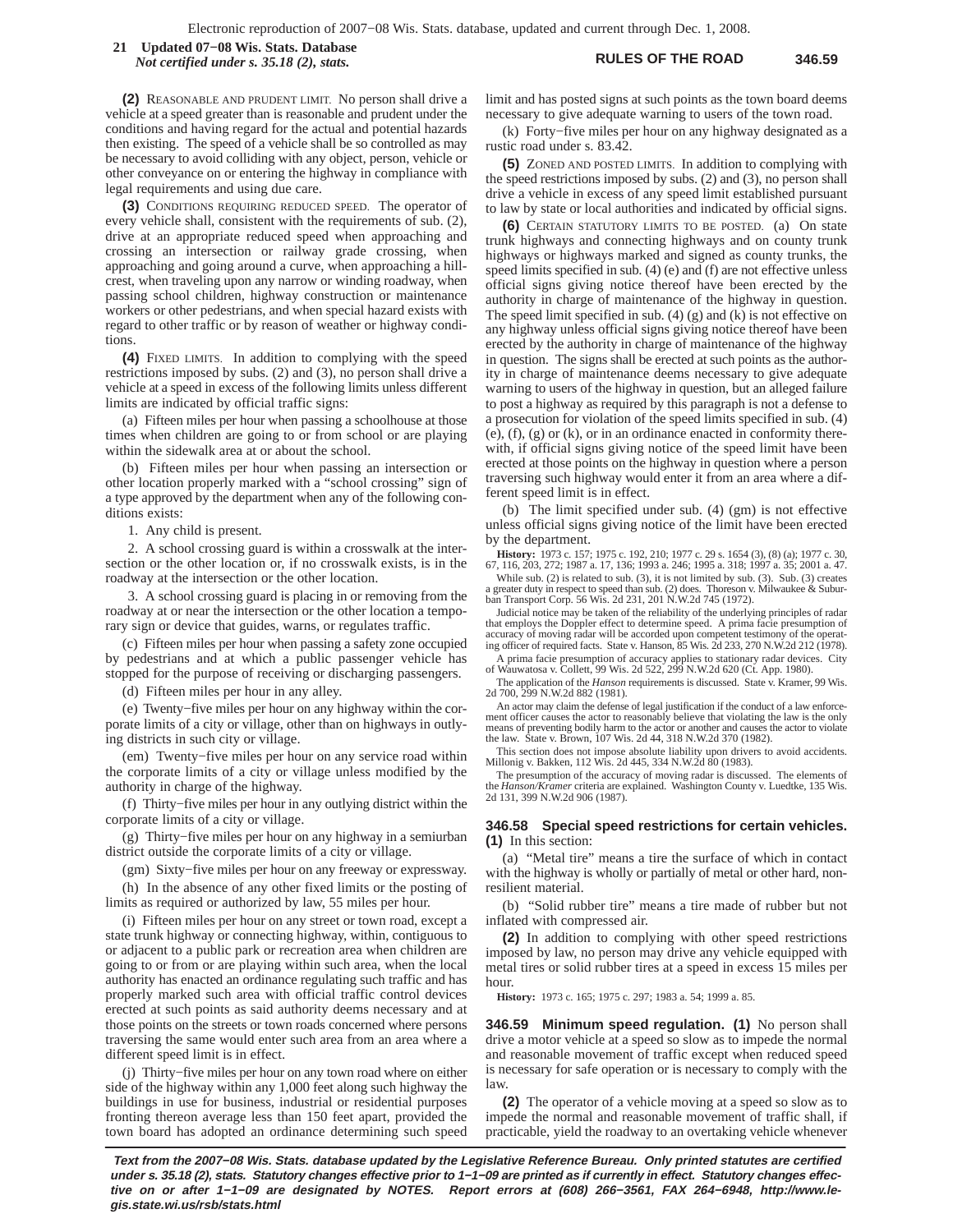**(2)** REASONABLE AND PRUDENT LIMIT. No person shall drive a vehicle at a speed greater than is reasonable and prudent under the conditions and having regard for the actual and potential hazards then existing. The speed of a vehicle shall be so controlled as may be necessary to avoid colliding with any object, person, vehicle or other conveyance on or entering the highway in compliance with legal requirements and using due care.

**(3)** CONDITIONS REQUIRING REDUCED SPEED. The operator of every vehicle shall, consistent with the requirements of sub. (2), drive at an appropriate reduced speed when approaching and crossing an intersection or railway grade crossing, when approaching and going around a curve, when approaching a hillcrest, when traveling upon any narrow or winding roadway, when passing school children, highway construction or maintenance workers or other pedestrians, and when special hazard exists with regard to other traffic or by reason of weather or highway conditions.

**(4)** FIXED LIMITS. In addition to complying with the speed restrictions imposed by subs. (2) and (3), no person shall drive a vehicle at a speed in excess of the following limits unless different limits are indicated by official traffic signs:

(a) Fifteen miles per hour when passing a schoolhouse at those times when children are going to or from school or are playing within the sidewalk area at or about the school.

(b) Fifteen miles per hour when passing an intersection or other location properly marked with a "school crossing" sign of a type approved by the department when any of the following conditions exists:

1. Any child is present.

2. A school crossing guard is within a crosswalk at the intersection or the other location or, if no crosswalk exists, is in the roadway at the intersection or the other location.

3. A school crossing guard is placing in or removing from the roadway at or near the intersection or the other location a temporary sign or device that guides, warns, or regulates traffic.

(c) Fifteen miles per hour when passing a safety zone occupied by pedestrians and at which a public passenger vehicle has stopped for the purpose of receiving or discharging passengers.

(d) Fifteen miles per hour in any alley.

(e) Twenty−five miles per hour on any highway within the corporate limits of a city or village, other than on highways in outlying districts in such city or village.

(em) Twenty−five miles per hour on any service road within the corporate limits of a city or village unless modified by the authority in charge of the highway.

(f) Thirty−five miles per hour in any outlying district within the corporate limits of a city or village.

(g) Thirty−five miles per hour on any highway in a semiurban district outside the corporate limits of a city or village.

(gm) Sixty−five miles per hour on any freeway or expressway.

(h) In the absence of any other fixed limits or the posting of limits as required or authorized by law, 55 miles per hour.

(i) Fifteen miles per hour on any street or town road, except a state trunk highway or connecting highway, within, contiguous to or adjacent to a public park or recreation area when children are going to or from or are playing within such area, when the local authority has enacted an ordinance regulating such traffic and has properly marked such area with official traffic control devices erected at such points as said authority deems necessary and at those points on the streets or town roads concerned where persons traversing the same would enter such area from an area where a different speed limit is in effect.

(j) Thirty−five miles per hour on any town road where on either side of the highway within any 1,000 feet along such highway the buildings in use for business, industrial or residential purposes fronting thereon average less than 150 feet apart, provided the town board has adopted an ordinance determining such speed limit and has posted signs at such points as the town board deems necessary to give adequate warning to users of the town road.

(k) Forty−five miles per hour on any highway designated as a rustic road under s. 83.42.

**(5)** ZONED AND POSTED LIMITS. In addition to complying with the speed restrictions imposed by subs. (2) and (3), no person shall drive a vehicle in excess of any speed limit established pursuant to law by state or local authorities and indicated by official signs.

**(6)** CERTAIN STATUTORY LIMITS TO BE POSTED. (a) On state trunk highways and connecting highways and on county trunk highways or highways marked and signed as county trunks, the speed limits specified in sub. (4) (e) and (f) are not effective unless official signs giving notice thereof have been erected by the authority in charge of maintenance of the highway in question. The speed limit specified in sub. (4) (g) and (k) is not effective on any highway unless official signs giving notice thereof have been erected by the authority in charge of maintenance of the highway in question. The signs shall be erected at such points as the authority in charge of maintenance deems necessary to give adequate warning to users of the highway in question, but an alleged failure to post a highway as required by this paragraph is not a defense to a prosecution for violation of the speed limits specified in sub. (4) (e), (f), (g) or (k), or in an ordinance enacted in conformity therewith, if official signs giving notice of the speed limit have been erected at those points on the highway in question where a person traversing such highway would enter it from an area where a different speed limit is in effect.

(b) The limit specified under sub. (4) (gm) is not effective unless official signs giving notice of the limit have been erected by the department.

**History:** 1973 c. 157; 1975 c. 192, 210; 1977 c. 29 s. 1654 (3), (8) (a); 1977 c. 30, 67, 116, 203, 272; 1987 a. 17, 136; 1993 a. 246; 1995 a. 318; 1997 a. 35; 2001 a. 47.

While sub. (2) is related to sub. (3), it is not limited by sub. (3). Sub. (3) creates a greater duty in respect to speed than sub. (2) does. Thoreson v. Milwaukee & Suburban Transport Corp. 56 Wis. 2d 231, 201 N.W.2d 745 (1972).

Judicial notice may be taken of the reliability of the underlying principles of radar that employs the Doppler effect to determine speed. A prima facie presumption of accuracy of moving radar will be accorded upon competent testimony of the operating officer of required facts. State v. Hanson, 85 Wis. 2d 233, 270 N.W.2d 212 (1978).

A prima facie presumption of accuracy applies to stationary radar devices. City of Wauwatosa v. Collett, 99 Wis. 2d 522, 299 N.W.2d 620 (Ct. App. 1980).

The application of the *Hanson* requirements is discussed. State v. Kramer, 99 Wis. 2d 700, 299 N.W.2d 882 (1981).

An actor may claim the defense of legal justification if the conduct of a law enforcement officer causes the actor to reasonably believe that violating the law is the only means of preventing bodily harm to the actor or another and causes the actor to violate the law. State v. Brown, 107 Wis. 2d 44, 318 N.W.2d 370 (1982).

This section does not impose absolute liability upon drivers to avoid accidents. Millonig v. Bakken, 112 Wis. 2d 445, 334 N.W.2d 80 (1983).

The presumption of the accuracy of moving radar is discussed. The elements of the *Hanson/Kramer* criteria are explained. Washington County v. Luedtke, 135 Wis. 2d 131, 399 N.W.2d 906 (1987).

## 346.58 Special speed restrictions for certain vehicles.

**(1)** In this section:

(a) "Metal tire" means a tire the surface of which in contact with the highway is wholly or partially of metal or other hard, nonresilient material.

(b) "Solid rubber tire" means a tire made of rubber but not inflated with compressed air.

**(2)** In addition to complying with other speed restrictions imposed by law, no person may drive any vehicle equipped with metal tires or solid rubber tires at a speed in excess 15 miles per hour.

**History:** 1973 c. 165; 1975 c. 297; 1983 a. 54; 1999 a. 85.

## 346.59 Minimum speed regulation.

**(1)** No person shall drive a motor vehicle at a speed so slow as to impede the normal and reasonable movement of traffic except when reduced speed is necessary for safe operation or is necessary to comply with the law.

**(2)** The operator of a vehicle moving at a speed so slow as to impede the normal and reasonable movement of traffic shall, if practicable, yield the roadway to an overtaking vehicle whenever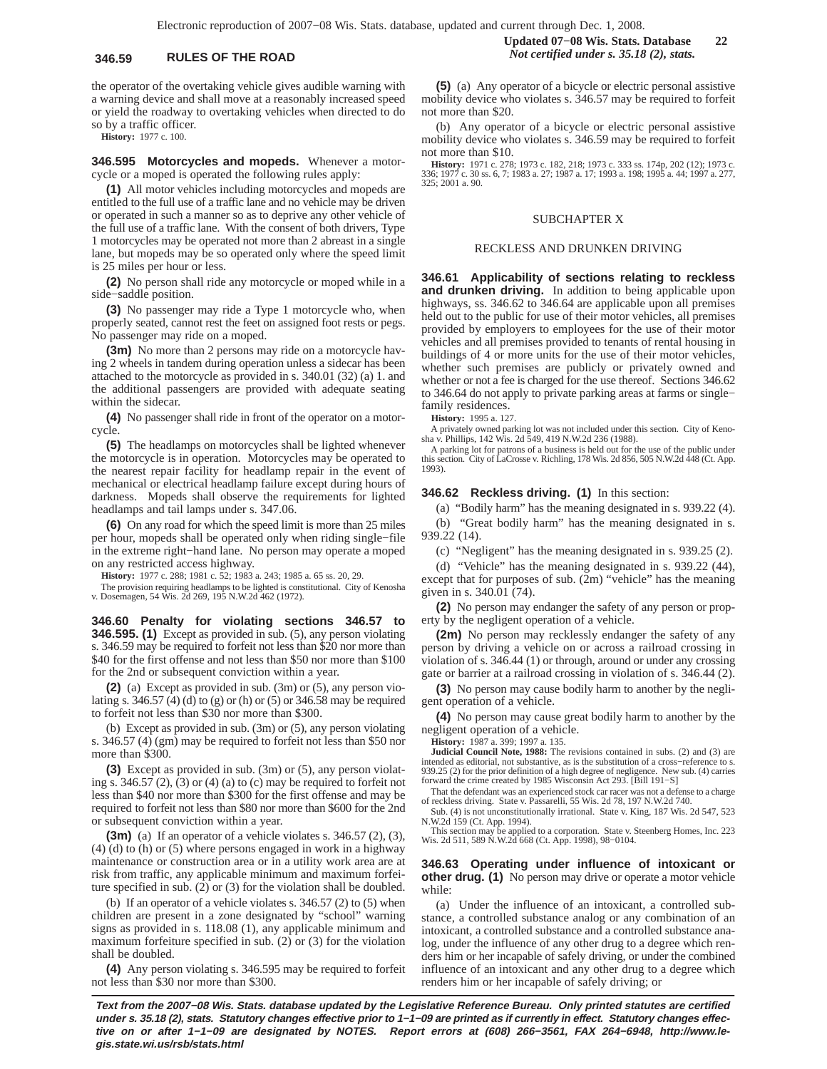the operator of the overtaking vehicle gives audible warning with a warning device and shall move at a reasonably increased speed or yield the roadway to overtaking vehicles when directed to do so by a traffic officer.

**History:** 1977 c. 100.

**346.595 Motorcycles and mopeds.** Whenever a motorcycle or a moped is operated the following rules apply:

**(1)** All motor vehicles including motorcycles and mopeds are entitled to the full use of a traffic lane and no vehicle may be driven or operated in such a manner so as to deprive any other vehicle of the full use of a traffic lane. With the consent of both drivers, Type 1 motorcycles may be operated not more than 2 abreast in a single lane, but mopeds may be so operated only where the speed limit is 25 miles per hour or less.

**(2)** No person shall ride any motorcycle or moped while in a side−saddle position.

**(3)** No passenger may ride a Type 1 motorcycle who, when properly seated, cannot rest the feet on assigned foot rests or pegs. No passenger may ride on a moped.

**(3m)** No more than 2 persons may ride on a motorcycle having 2 wheels in tandem during operation unless a sidecar has been attached to the motorcycle as provided in s. 340.01 (32) (a) 1. and the additional passengers are provided with adequate seating within the sidecar.

**(4)** No passenger shall ride in front of the operator on a motorcycle.

**(5)** The headlamps on motorcycles shall be lighted whenever the motorcycle is in operation. Motorcycles may be operated to the nearest repair facility for headlamp repair in the event of mechanical or electrical headlamp failure except during hours of darkness. Mopeds shall observe the requirements for lighted headlamps and tail lamps under s. 347.06.

**(6)** On any road for which the speed limit is more than 25 miles per hour, mopeds shall be operated only when riding single−file in the extreme right−hand lane. No person may operate a moped on any restricted access highway.

**History:** 1977 c. 288; 1981 c. 52; 1983 a. 243; 1985 a. 65 ss. 20, 29.

The provision requiring headlamps to be lighted is constitutional. City of Kenosha v. Dosemagen, 54 Wis. 2d 269, 195 N.W.2d 462 (1972).

**346.60 Penalty for violating sections 346.57 to 346.595. (1)** Except as provided in sub. (5), any person violating s. 346.59 may be required to forfeit not less than $20 nor more than $40 for the first offense and not less than $50 nor more than $100 for the 2nd or subsequent conviction within a year.

**(2)** (a) Except as provided in sub. (3m) or (5), any person violating s. 346.57 (4) (d) to (g) or (h) or (5) or 346.58 may be required to forfeit not less than $30 nor more than $300.

(b) Except as provided in sub. (3m) or (5), any person violating s. 346.57 (4) (gm) may be required to forfeit not less than $50 nor more than $300.

**(3)** Except as provided in sub. (3m) or (5), any person violating s. 346.57 (2), (3) or (4) (a) to (c) may be required to forfeit not less than $40 nor more than $300 for the first offense and may be required to forfeit not less than $80 nor more than $600 for the 2nd or subsequent conviction within a year.

**(3m)** (a) If an operator of a vehicle violates s. 346.57 (2), (3), (4) (d) to (h) or (5) where persons engaged in work in a highway maintenance or construction area or in a utility work area are at risk from traffic, any applicable minimum and maximum forfeiture specified in sub. (2) or (3) for the violation shall be doubled.

(b) If an operator of a vehicle violates s. 346.57 (2) to (5) when children are present in a zone designated by "school" warning signs as provided in s. 118.08 (1), any applicable minimum and maximum forfeiture specified in sub. (2) or (3) for the violation shall be doubled.

**(4)** Any person violating s. 346.595 may be required to forfeit not less than $30 nor more than $300.

**(5)** (a) Any operator of a bicycle or electric personal assistive mobility device who violates s. 346.57 may be required to forfeit not more than $20.

(b) Any operator of a bicycle or electric personal assistive mobility device who violates s. 346.59 may be required to forfeit not more than $10.

**History:** 1971 c. 278; 1973 c. 182, 218; 1973 c. 333 ss. 174p, 202 (12); 1973 c. 336; 1977 c. 30 ss. 6, 7; 1983 a. 27; 1987 a. 17; 1993 a. 198; 1995 a. 44; 1997 a. 277, 325; 2001 a. 90.

## SUBCHAPTER X

## RECKLESS AND DRUNKEN DRIVING

**346.61 Applicability of sections relating to reckless and drunken driving.** In addition to being applicable upon highways, ss. 346.62 to 346.64 are applicable upon all premises held out to the public for use of their motor vehicles, all premises provided by employers to employees for the use of their motor vehicles and all premises provided to tenants of rental housing in buildings of 4 or more units for the use of their motor vehicles, whether such premises are publicly or privately owned and whether or not a fee is charged for the use thereof. Sections 346.62 to 346.64 do not apply to private parking areas at farms or single−family residences.

**History:** 1995 a. 127.

A privately owned parking lot was not included under this section. City of Kenosha v. Phillips, 142 Wis. 2d 549, 419 N.W.2d 236 (1988).

A parking lot for patrons of a business is held out for the use of the public under this section. City of LaCrosse v. Richling, 178 Wis. 2d 856, 505 N.W.2d 448 (Ct. App. 1993).

**346.62 Reckless driving. (1)** In this section:

(a) "Bodily harm" has the meaning designated in s. 939.22 (4).

(b) "Great bodily harm" has the meaning designated in s. 939.22 (14).

(c) "Negligent" has the meaning designated in s. 939.25 (2).

(d) "Vehicle" has the meaning designated in s. 939.22 (44), except that for purposes of sub. (2m) "vehicle" has the meaning given in s. 340.01 (74).

**(2)** No person may endanger the safety of any person or property by the negligent operation of a vehicle.

**(2m)** No person may recklessly endanger the safety of any person by driving a vehicle on or across a railroad crossing in violation of s. 346.44 (1) or through, around or under any crossing gate or barrier at a railroad crossing in violation of s. 346.44 (2).

**(3)** No person may cause bodily harm to another by the negligent operation of a vehicle.

**(4)** No person may cause great bodily harm to another by the negligent operation of a vehicle.

**History:** 1987 a. 399; 1997 a. 135.

**Judicial Council Note, 1988:** The revisions contained in subs. (2) and (3) are intended as editorial, not substantive, as is the substitution of a cross−reference to s. 939.25 (2) for the prior definition of a high degree of negligence. New sub. (4) carries forward the crime created by 1985 Wisconsin Act 293. [Bill 191−S]

That the defendant was an experienced stock car racer was not a defense to a charge of reckless driving. State v. Passarelli, 55 Wis. 2d 78, 197 N.W.2d 740.

Sub. (4) is not unconstitutionally irrational. State v. King, 187 Wis. 2d 547, 523 N.W.2d 159 (Ct. App. 1994).

This section may be applied to a corporation. State v. Steenberg Homes, Inc. 223 Wis. 2d 511, 589 N.W.2d 668 (Ct. App. 1998), 98−0104.

**346.63 Operating under influence of intoxicant or other drug. (1)** No person may drive or operate a motor vehicle while:

(a) Under the influence of an intoxicant, a controlled substance, a controlled substance analog or any combination of an intoxicant, a controlled substance and a controlled substance analog, under the influence of any other drug to a degree which renders him or her incapable of safely driving, or under the combined influence of an intoxicant and any other drug to a degree which renders him or her incapable of safely driving; or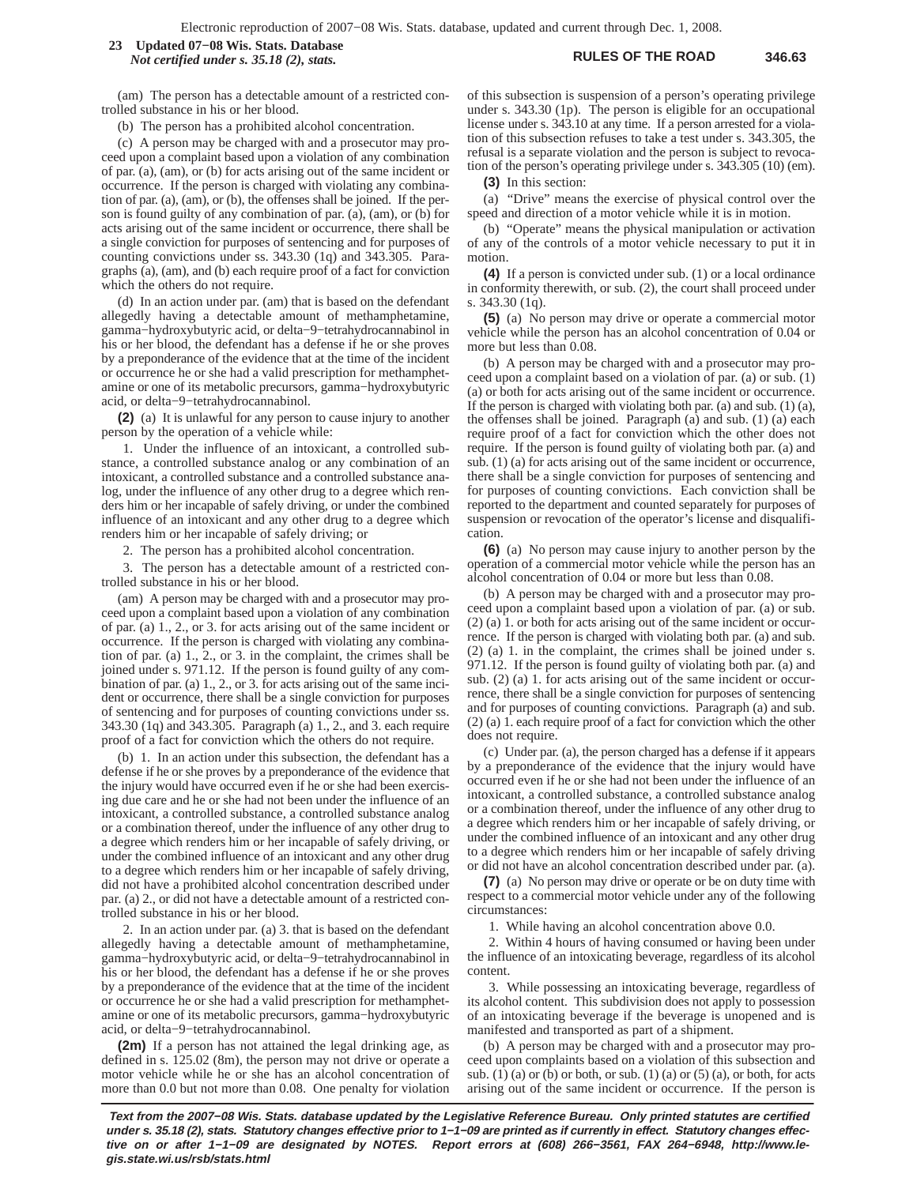(am) The person has a detectable amount of a restricted controlled substance in his or her blood.

(b) The person has a prohibited alcohol concentration.

(c) A person may be charged with and a prosecutor may proceed upon a complaint based upon a violation of any combination of par. (a), (am), or (b) for acts arising out of the same incident or occurrence. If the person is charged with violating any combination of par. (a), (am), or (b), the offenses shall be joined. If the person is found guilty of any combination of par. (a), (am), or (b) for acts arising out of the same incident or occurrence, there shall be a single conviction for purposes of sentencing and for purposes of counting convictions under ss. 343.30 (1q) and 343.305. Paragraphs (a), (am), and (b) each require proof of a fact for conviction which the others do not require.

(d) In an action under par. (am) that is based on the defendant allegedly having a detectable amount of methamphetamine, gamma−hydroxybutyric acid, or delta−9−tetrahydrocannabinol in his or her blood, the defendant has a defense if he or she proves by a preponderance of the evidence that at the time of the incident or occurrence he or she had a valid prescription for methamphetamine or one of its metabolic precursors, gamma−hydroxybutyric acid, or delta−9−tetrahydrocannabinol.

**(2)** (a) It is unlawful for any person to cause injury to another person by the operation of a vehicle while:

1. Under the influence of an intoxicant, a controlled substance, a controlled substance analog or any combination of an intoxicant, a controlled substance and a controlled substance analog, under the influence of any other drug to a degree which renders him or her incapable of safely driving, or under the combined influence of an intoxicant and any other drug to a degree which renders him or her incapable of safely driving; or

2. The person has a prohibited alcohol concentration.

3. The person has a detectable amount of a restricted controlled substance in his or her blood.

(am) A person may be charged with and a prosecutor may proceed upon a complaint based upon a violation of any combination of par. (a) 1., 2., or 3. for acts arising out of the same incident or occurrence. If the person is charged with violating any combination of par. (a) 1., 2., or 3. in the complaint, the crimes shall be joined under s. 971.12. If the person is found guilty of any combination of par. (a) 1., 2., or 3. for acts arising out of the same incident or occurrence, there shall be a single conviction for purposes of sentencing and for purposes of counting convictions under ss. 343.30 (1q) and 343.305. Paragraph (a) 1., 2., and 3. each require proof of a fact for conviction which the others do not require.

(b) 1. In an action under this subsection, the defendant has a defense if he or she proves by a preponderance of the evidence that the injury would have occurred even if he or she had been exercising due care and he or she had not been under the influence of an intoxicant, a controlled substance, a controlled substance analog or a combination thereof, under the influence of any other drug to a degree which renders him or her incapable of safely driving, or under the combined influence of an intoxicant and any other drug to a degree which renders him or her incapable of safely driving, did not have a prohibited alcohol concentration described under par. (a) 2., or did not have a detectable amount of a restricted controlled substance in his or her blood.

2. In an action under par. (a) 3. that is based on the defendant allegedly having a detectable amount of methamphetamine, gamma−hydroxybutyric acid, or delta−9−tetrahydrocannabinol in his or her blood, the defendant has a defense if he or she proves by a preponderance of the evidence that at the time of the incident or occurrence he or she had a valid prescription for methamphetamine or one of its metabolic precursors, gamma−hydroxybutyric acid, or delta−9−tetrahydrocannabinol.

**(2m)** If a person has not attained the legal drinking age, as defined in s. 125.02 (8m), the person may not drive or operate a motor vehicle while he or she has an alcohol concentration of more than 0.0 but not more than 0.08. One penalty for violation of this subsection is suspension of a person's operating privilege under s. 343.30 (1p). The person is eligible for an occupational license under s. 343.10 at any time. If a person arrested for a violation of this subsection refuses to take a test under s. 343.305, the refusal is a separate violation and the person is subject to revocation of the person's operating privilege under s. 343.305 (10) (em).

**(3)** In this section:

(a) "Drive" means the exercise of physical control over the speed and direction of a motor vehicle while it is in motion.

(b) "Operate" means the physical manipulation or activation of any of the controls of a motor vehicle necessary to put it in motion.

**(4)** If a person is convicted under sub. (1) or a local ordinance in conformity therewith, or sub. (2), the court shall proceed under s. 343.30 (1q).

**(5)** (a) No person may drive or operate a commercial motor vehicle while the person has an alcohol concentration of 0.04 or more but less than 0.08.

(b) A person may be charged with and a prosecutor may proceed upon a complaint based on a violation of par. (a) or sub. (1) (a) or both for acts arising out of the same incident or occurrence. If the person is charged with violating both par. (a) and sub. (1) (a), the offenses shall be joined. Paragraph (a) and sub. (1) (a) each require proof of a fact for conviction which the other does not require. If the person is found guilty of violating both par. (a) and sub. (1) (a) for acts arising out of the same incident or occurrence, there shall be a single conviction for purposes of sentencing and for purposes of counting convictions. Each conviction shall be reported to the department and counted separately for purposes of suspension or revocation of the operator's license and disqualification.

**(6)** (a) No person may cause injury to another person by the operation of a commercial motor vehicle while the person has an alcohol concentration of 0.04 or more but less than 0.08.

(b) A person may be charged with and a prosecutor may proceed upon a complaint based upon a violation of par. (a) or sub. (2) (a) 1. or both for acts arising out of the same incident or occurrence. If the person is charged with violating both par. (a) and sub. (2) (a) 1. in the complaint, the crimes shall be joined under s. 971.12. If the person is found guilty of violating both par. (a) and sub. (2) (a) 1. for acts arising out of the same incident or occurrence, there shall be a single conviction for purposes of sentencing and for purposes of counting convictions. Paragraph (a) and sub. (2) (a) 1. each require proof of a fact for conviction which the other does not require.

(c) Under par. (a), the person charged has a defense if it appears by a preponderance of the evidence that the injury would have occurred even if he or she had not been under the influence of an intoxicant, a controlled substance, a controlled substance analog or a combination thereof, under the influence of any other drug to a degree which renders him or her incapable of safely driving, or under the combined influence of an intoxicant and any other drug to a degree which renders him or her incapable of safely driving or did not have an alcohol concentration described under par. (a).

**(7)** (a) No person may drive or operate or be on duty time with respect to a commercial motor vehicle under any of the following circumstances:

1. While having an alcohol concentration above 0.0.

2. Within 4 hours of having consumed or having been under the influence of an intoxicating beverage, regardless of its alcohol content.

3. While possessing an intoxicating beverage, regardless of its alcohol content. This subdivision does not apply to possession of an intoxicating beverage if the beverage is unopened and is manifested and transported as part of a shipment.

(b) A person may be charged with and a prosecutor may proceed upon complaints based on a violation of this subsection and sub. (1) (a) or (b) or both, or sub. (1) (a) or (5) (a), or both, for acts arising out of the same incident or occurrence. If the person is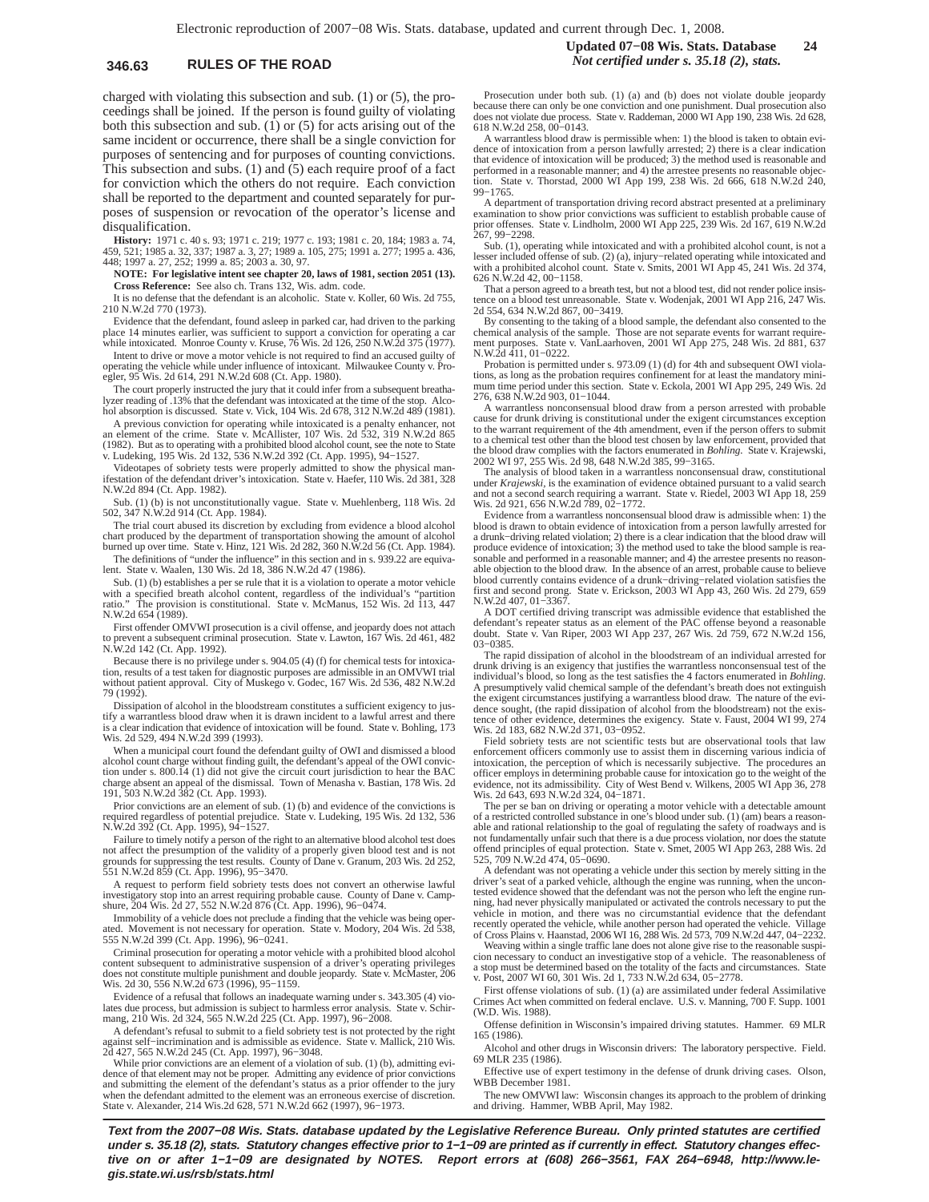charged with violating this subsection and sub. (1) or (5), the proceedings shall be joined. If the person is found guilty of violating both this subsection and sub. (1) or (5) for acts arising out of the same incident or occurrence, there shall be a single conviction for purposes of sentencing and for purposes of counting convictions. This subsection and subs. (1) and (5) each require proof of a fact for conviction which the others do not require. Each conviction shall be reported to the department and counted separately for purposes of suspension or revocation of the operator's license and disqualification.

**History:** 1971 c. 40 s. 93; 1971 c. 219; 1977 c. 193; 1981 c. 20, 184; 1983 a. 74, 459, 521; 1985 a. 32, 337; 1987 a. 3, 27; 1989 a. 105, 275; 1991 a. 277; 1995 a. 436, 448; 1997 a. 27, 252; 1999 a. 85; 2003 a. 30, 97.

**NOTE: For legislative intent see chapter 20, laws of 1981, section 2051 (13).**

**Cross Reference:** See also ch. Trans 132, Wis. adm. code.

It is no defense that the defendant is an alcoholic. State v. Koller, 60 Wis. 2d 755, 210 N.W.2d 770 (1973).

Evidence that the defendant, found asleep in parked car, had driven to the parking place 14 minutes earlier, was sufficient to support a conviction for operating a car while intoxicated. Monroe County v. Kruse, 76 Wis. 2d 126, 250 N.W.2d 375 (1977).

Intent to drive or move a motor vehicle is not required to find an accused guilty of operating the vehicle while under influence of intoxicant. Milwaukee County v. Proegler, 95 Wis. 2d 614, 291 N.W.2d 608 (Ct. App. 1980).

The court properly instructed the jury that it could infer from a subsequent breathalyzer reading of .13% that the defendant was intoxicated at the time of the stop. Alcohol absorption is discussed. State v. Vick, 104 Wis. 2d 678, 312 N.W.2d 489 (1981).

A previous conviction for operating while intoxicated is a penalty enhancer, not an element of the crime. State v. McAllister, 107 Wis. 2d 532, 319 N.W.2d 865 (1982). But as to operating with a prohibited blood alcohol count, see the note to State v. Ludeking, 195 Wis. 2d 132, 536 N.W.2d 392 (Ct. App. 1995), 94−1527.

Videotapes of sobriety tests were properly admitted to show the physical manifestation of the defendant driver's intoxication. State v. Haefer, 110 Wis. 2d 381, 328 N.W.2d 894 (Ct. App. 1982).

Sub. (1) (b) is not unconstitutionally vague. State v. Muehlenberg, 118 Wis. 2d 502, 347 N.W.2d 914 (Ct. App. 1984).

The trial court abused its discretion by excluding from evidence a blood alcohol chart produced by the department of transportation showing the amount of alcohol burned up over time. State v. Hinz, 121 Wis. 2d 282, 360 N.W.2d 56 (Ct. App. 1984).

The definitions of "under the influence" in this section and in s. 939.22 are equivalent. State v. Waalen, 130 Wis. 2d 18, 386 N.W.2d 47 (1986).

Sub. (1) (b) establishes a per se rule that it is a violation to operate a motor vehicle with a specified breath alcohol content, regardless of the individual's "partition ratio." The provision is constitutional. State v. McManus, 152 Wis. 2d 113, 447 N.W.2d 654 (1989).

First offender OMVWI prosecution is a civil offense, and jeopardy does not attach to prevent a subsequent criminal prosecution. State v. Lawton, 167 Wis. 2d 461, 482 N.W.2d 142 (Ct. App. 1992).

Because there is no privilege under s. 904.05 (4) (f) for chemical tests for intoxication, results of a test taken for diagnostic purposes are admissible in an OMVWI trial without patient approval. City of Muskego v. Godec, 167 Wis. 2d 536, 482 N.W.2d 79 (1992).

Dissipation of alcohol in the bloodstream constitutes a sufficient exigency to justify a warrantless blood draw when it is drawn incident to a lawful arrest and there is a clear indication that evidence of intoxication will be found. State v. Bohling, 173 Wis. 2d 529, 494 N.W.2d 399 (1993).

When a municipal court found the defendant guilty of OWI and dismissed a blood alcohol count charge without finding guilt, the defendant's appeal of the OWI conviction under s. 800.14 (1) did not give the circuit court jurisdiction to hear the BAC charge absent an appeal of the dismissal. Town of Menasha v. Bastian, 178 Wis. 2d 191, 503 N.W.2d 382 (Ct. App. 1993).

Prior convictions are an element of sub. (1) (b) and evidence of the convictions is required regardless of potential prejudice. State v. Ludeking, 195 Wis. 2d 132, 536 N.W.2d 392 (Ct. App. 1995), 94−1527.

Failure to timely notify a person of the right to an alternative blood alcohol test does not affect the presumption of the validity of a properly given blood test and is not grounds for suppressing the test results. County of Dane v. Granum, 203 Wis. 2d 252, 551 N.W.2d 859 (Ct. App. 1996), 95−3470.

A request to perform field sobriety tests does not convert an otherwise lawful investigatory stop into an arrest requiring probable cause. County of Dane v. Campshure, 204 Wis. 2d 27, 552 N.W.2d 876 (Ct. App. 1996), 96−0474.

Immobility of a vehicle does not preclude a finding that the vehicle was being operated. Movement is not necessary for operation. State v. Modory, 204 Wis. 2d 538, 555 N.W.2d 399 (Ct. App. 1996), 96−0241.

Criminal prosecution for operating a motor vehicle with a prohibited blood alcohol content subsequent to administrative suspension of a driver's operating privileges does not constitute multiple punishment and double jeopardy. State v. McMaster, 206 Wis. 2d 30, 556 N.W.2d 673 (1996), 95−1159.

Evidence of a refusal that follows an inadequate warning under s. 343.305 (4) violates due process, but admission is subject to harmless error analysis. State v. Schirmang, 210 Wis. 2d 324, 565 N.W.2d 225 (Ct. App. 1997), 96−2008.

A defendant's refusal to submit to a field sobriety test is not protected by the right against self−incrimination and is admissible as evidence. State v. Mallick, 210 Wis. 2d 427, 565 N.W.2d 245 (Ct. App. 1997), 96−3048.

While prior convictions are an element of a violation of sub. (1) (b), admitting evidence of that element may not be proper. Admitting any evidence of prior convictions and submitting the element of the defendant's status as a prior offender to the jury when the defendant admitted to the element was an erroneous exercise of discretion. State v. Alexander, 214 Wis.2d 628, 571 N.W.2d 662 (1997), 96−1973.

Prosecution under both sub. (1) (a) and (b) does not violate double jeopardy because there can only be one conviction and one punishment. Dual prosecution also does not violate due process. State v. Raddeman, 2000 WI App 190, 238 Wis. 2d 628, 618 N.W.2d 258, 00−0143.

A warrantless blood draw is permissible when: 1) the blood is taken to obtain evidence of intoxication from a person lawfully arrested; 2) there is a clear indication that evidence of intoxication will be produced; 3) the method used is reasonable and performed in a reasonable manner; and 4) the arrestee presents no reasonable objection. State v. Thorstad, 2000 WI App 199, 238 Wis. 2d 666, 618 N.W.2d 240, 99−1765.

A department of transportation driving record abstract presented at a preliminary examination to show prior convictions was sufficient to establish probable cause of prior offenses. State v. Lindholm, 2000 WI App 225, 239 Wis. 2d 167, 619 N.W.2d 267, 99−2298.

Sub. (1), operating while intoxicated and with a prohibited alcohol count, is not a lesser included offense of sub. (2) (a), injury−related operating while intoxicated and with a prohibited alcohol count. State v. Smits, 2001 WI App 45, 241 Wis. 2d 374, 626 N.W.2d 42, 00−1158.

That a person agreed to a breath test, but not a blood test, did not render police insistence on a blood test unreasonable. State v. Wodenjak, 2001 WI App 216, 247 Wis. 2d 554, 634 N.W.2d 867, 00−3419.

By consenting to the taking of a blood sample, the defendant also consented to the chemical analysis of the sample. Those are not separate events for warrant requirement purposes. State v. VanLaarhoven, 2001 WI App 275, 248 Wis. 2d 881, 637 N.W.2d 411, 01−0222.

Probation is permitted under s. 973.09 (1) (d) for 4th and subsequent OWI violations, as long as the probation requires confinement for at least the mandatory minimum time period under this section. State v. Eckola, 2001 WI App 295, 249 Wis. 2d 276, 638 N.W.2d 903, 01−1044.

A warrantless nonconsensual blood draw from a person arrested with probable cause for drunk driving is constitutional under the exigent circumstances exception to the warrant requirement of the 4th amendment, even if the person offers to submit to a chemical test other than the blood test chosen by law enforcement, provided that the blood draw complies with the factors enumerated in *Bohling*. State v. Krajewski, 2002 WI 97, 255 Wis. 2d 98, 648 N.W.2d 385, 99−3165.

The analysis of blood taken in a warrantless nonconsensual draw, constitutional under *Krajewski*, is the examination of evidence obtained pursuant to a valid search and not a second search requiring a warrant. State v. Riedel, 2003 WI App 18, 259 Wis. 2d 921, 656 N.W.2d 789, 02−1772.

Evidence from a warrantless nonconsensual blood draw is admissible when: 1) the blood is drawn to obtain evidence of intoxication from a person lawfully arrested for a drunk−driving related violation; 2) there is a clear indication that the blood draw will produce evidence of intoxication; 3) the method used to take the blood sample is reasonable and performed in a reasonable manner; and 4) the arrestee presents no reasonable objection to the blood draw. In the absence of an arrest, probable cause to believe blood currently contains evidence of a drunk−driving−related violation satisfies the first and second prong. State v. Erickson, 2003 WI App 43, 260 Wis. 2d 279, 659 N.W.2d 407, 01−3367.

A DOT certified driving transcript was admissible evidence that established the defendant's repeater status as an element of the PAC offense beyond a reasonable doubt. State v. Van Riper, 2003 WI App 237, 267 Wis. 2d 759, 672 N.W.2d 156, 03−0385.

The rapid dissipation of alcohol in the bloodstream of an individual arrested for drunk driving is an exigency that justifies the warrantless nonconsensual test of the individual's blood, so long as the test satisfies the 4 factors enumerated in *Bohling*. A presumptively valid chemical sample of the defendant's breath does not extinguish the exigent circumstances justifying a warrantless blood draw. The nature of the evidence sought, (the rapid dissipation of alcohol from the bloodstream) not the existence of other evidence, determines the exigency. State v. Faust, 2004 WI 99, 274 Wis. 2d 183, 682 N.W.2d 371, 03−0952.

Field sobriety tests are not scientific tests but are observational tools that law enforcement officers commonly use to assist them in discerning various indicia of intoxication, the perception of which is necessarily subjective. The procedures an officer employs in determining probable cause for intoxication go to the weight of the evidence, not its admissibility. City of West Bend v. Wilkens, 2005 WI App 36, 278 Wis. 2d 643, 693 N.W.2d 324, 04−1871.

The per se ban on driving or operating a motor vehicle with a detectable amount of a restricted controlled substance in one's blood under sub. (1) (am) bears a reasonable and rational relationship to the goal of regulating the safety of roadways and is not fundamentally unfair such that there is a due process violation, nor does the statute offend principles of equal protection. State v. Smet, 2005 WI App 263, 288 Wis. 2d 525, 709 N.W.2d 474, 05−0690.

A defendant was not operating a vehicle under this section by merely sitting in the driver's seat of a parked vehicle, although the engine was running, when the uncontested evidence showed that the defendant was not the person who left the engine running, had never physically manipulated or activated the controls necessary to put the vehicle in motion, and there was no circumstantial evidence that the defendant recently operated the vehicle, while another person had operated the vehicle. Village of Cross Plains v. Haanstad, 2006 WI 16, 288 Wis. 2d 573, 709 N.W.2d 447, 04−2232.

Weaving within a single traffic lane does not alone give rise to the reasonable suspicion necessary to conduct an investigative stop of a vehicle. The reasonableness of a stop must be determined based on the totality of the facts and circumstances. State v. Post, 2007 WI 60, 301 Wis. 2d 1, 733 N.W.2d 634, 05−2778.

First offense violations of sub. (1) (a) are assimilated under federal Assimilative Crimes Act when committed on federal enclave. U.S. v. Manning, 700 F. Supp. 1001 (W.D. Wis. 1988).

Offense definition in Wisconsin's impaired driving statutes. Hammer. 69 MLR 165 (1986).

Alcohol and other drugs in Wisconsin drivers: The laboratory perspective. Field. 69 MLR 235 (1986).

Effective use of expert testimony in the defense of drunk driving cases. Olson, WBB December 1981.

The new OMVWI law: Wisconsin changes its approach to the problem of drinking and driving. Hammer, WBB April, May 1982.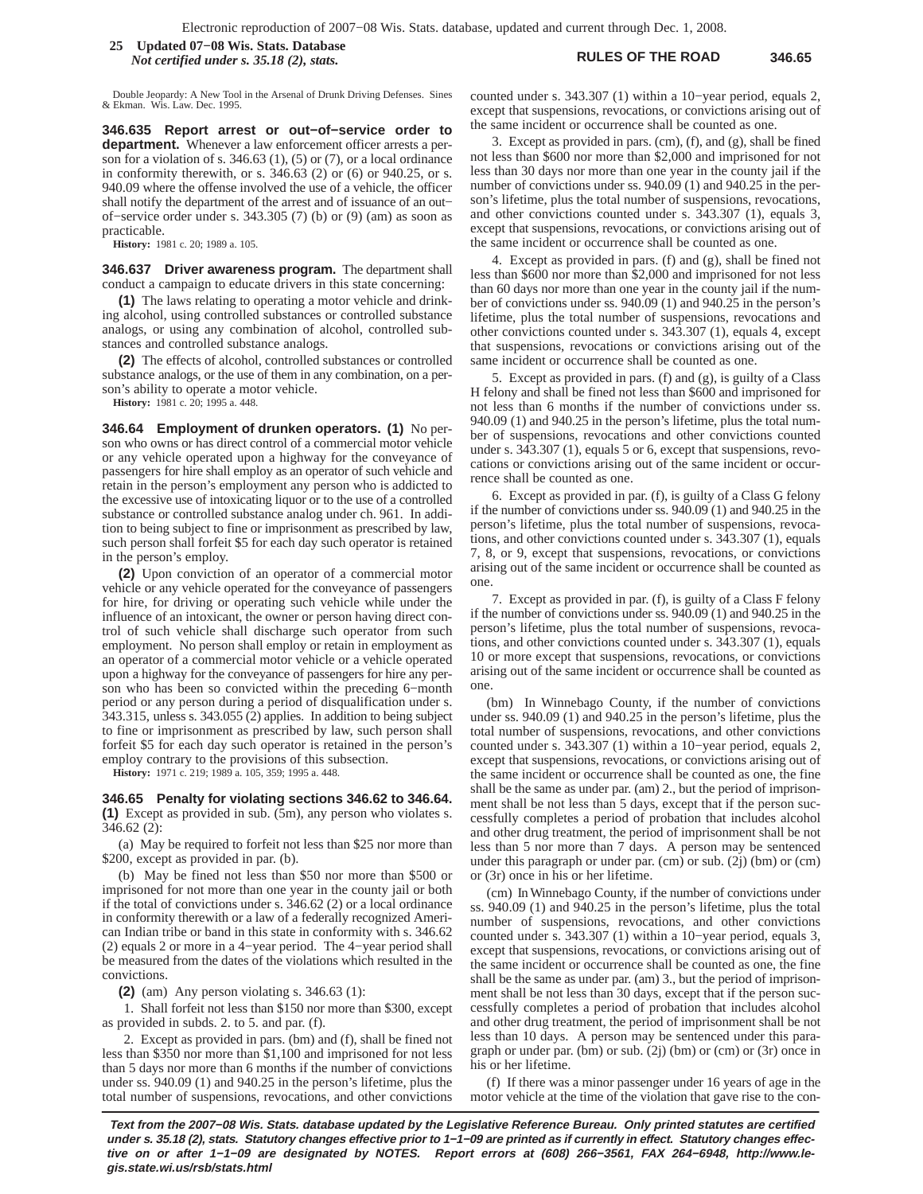Double Jeopardy: A New Tool in the Arsenal of Drunk Driving Defenses. Sines & Ekman. Wis. Law. Dec. 1995.

**346.635 Report arrest or out−of−service order to department.** Whenever a law enforcement officer arrests a person for a violation of s. 346.63 (1), (5) or (7), or a local ordinance in conformity therewith, or s. 346.63 (2) or (6) or 940.25, or s. 940.09 where the offense involved the use of a vehicle, the officer shall notify the department of the arrest and of issuance of an out−of−service order under s. 343.305 (7) (b) or (9) (am) as soon as practicable.

**History:** 1981 c. 20; 1989 a. 105.

**346.637 Driver awareness program.** The department shall conduct a campaign to educate drivers in this state concerning:

**(1)** The laws relating to operating a motor vehicle and drinking alcohol, using controlled substances or controlled substance analogs, or using any combination of alcohol, controlled substances and controlled substance analogs.

**(2)** The effects of alcohol, controlled substances or controlled substance analogs, or the use of them in any combination, on a person's ability to operate a motor vehicle.

**History:** 1981 c. 20; 1995 a. 448.

**346.64 Employment of drunken operators. (1)** No person who owns or has direct control of a commercial motor vehicle or any vehicle operated upon a highway for the conveyance of passengers for hire shall employ as an operator of such vehicle and retain in the person's employment any person who is addicted to the excessive use of intoxicating liquor or to the use of a controlled substance or controlled substance analog under ch. 961. In addition to being subject to fine or imprisonment as prescribed by law, such person shall forfeit $5 for each day such operator is retained in the person's employ.

**(2)** Upon conviction of an operator of a commercial motor vehicle or any vehicle operated for the conveyance of passengers for hire, for driving or operating such vehicle while under the influence of an intoxicant, the owner or person having direct control of such vehicle shall discharge such operator from such employment. No person shall employ or retain in employment as an operator of a commercial motor vehicle or a vehicle operated upon a highway for the conveyance of passengers for hire any person who has been so convicted within the preceding 6−month period or any person during a period of disqualification under s. 343.315, unless s. 343.055 (2) applies. In addition to being subject to fine or imprisonment as prescribed by law, such person shall forfeit $5 for each day such operator is retained in the person's employ contrary to the provisions of this subsection.

**History:** 1971 c. 219; 1989 a. 105, 359; 1995 a. 448.

**346.65 Penalty for violating sections 346.62 to 346.64. (1)** Except as provided in sub. (5m), any person who violates s. 346.62 (2):

(a) May be required to forfeit not less than $25 nor more than $200, except as provided in par. (b).

(b) May be fined not less than $50 nor more than $500 or imprisoned for not more than one year in the county jail or both if the total of convictions under s. 346.62 (2) or a local ordinance in conformity therewith or a law of a federally recognized American Indian tribe or band in this state in conformity with s. 346.62 (2) equals 2 or more in a 4−year period. The 4−year period shall be measured from the dates of the violations which resulted in the convictions.

**(2)** (am) Any person violating s. 346.63 (1):

1. Shall forfeit not less than $150 nor more than $300, except as provided in subds. 2. to 5. and par. (f).

2. Except as provided in pars. (bm) and (f), shall be fined not less than $350 nor more than $1,100 and imprisoned for not less than 5 days nor more than 6 months if the number of convictions under ss. 940.09 (1) and 940.25 in the person's lifetime, plus the total number of suspensions, revocations, and other convictions counted under s. 343.307 (1) within a 10−year period, equals 2, except that suspensions, revocations, or convictions arising out of the same incident or occurrence shall be counted as one.

3. Except as provided in pars. (cm), (f), and (g), shall be fined not less than $600 nor more than $2,000 and imprisoned for not less than 30 days nor more than one year in the county jail if the number of convictions under ss. 940.09 (1) and 940.25 in the person's lifetime, plus the total number of suspensions, revocations, and other convictions counted under s. 343.307 (1), equals 3, except that suspensions, revocations, or convictions arising out of the same incident or occurrence shall be counted as one.

4. Except as provided in pars. (f) and (g), shall be fined not less than $600 nor more than $2,000 and imprisoned for not less than 60 days nor more than one year in the county jail if the number of convictions under ss. 940.09 (1) and 940.25 in the person's lifetime, plus the total number of suspensions, revocations and other convictions counted under s. 343.307 (1), equals 4, except that suspensions, revocations or convictions arising out of the same incident or occurrence shall be counted as one.

5. Except as provided in pars. (f) and (g), is guilty of a Class H felony and shall be fined not less than $600 and imprisoned for not less than 6 months if the number of convictions under ss. 940.09 (1) and 940.25 in the person's lifetime, plus the total number of suspensions, revocations and other convictions counted under s. 343.307 (1), equals 5 or 6, except that suspensions, revocations or convictions arising out of the same incident or occurrence shall be counted as one.

6. Except as provided in par. (f), is guilty of a Class G felony if the number of convictions under ss. 940.09 (1) and 940.25 in the person's lifetime, plus the total number of suspensions, revocations, and other convictions counted under s. 343.307 (1), equals 7, 8, or 9, except that suspensions, revocations, or convictions arising out of the same incident or occurrence shall be counted as one.

7. Except as provided in par. (f), is guilty of a Class F felony if the number of convictions under ss. 940.09 (1) and 940.25 in the person's lifetime, plus the total number of suspensions, revocations, and other convictions counted under s. 343.307 (1), equals 10 or more except that suspensions, revocations, or convictions arising out of the same incident or occurrence shall be counted as one.

(bm) In Winnebago County, if the number of convictions under ss. 940.09 (1) and 940.25 in the person's lifetime, plus the total number of suspensions, revocations, and other convictions counted under s. 343.307 (1) within a 10−year period, equals 2, except that suspensions, revocations, or convictions arising out of the same incident or occurrence shall be counted as one, the fine shall be the same as under par. (am) 2., but the period of imprisonment shall be not less than 5 days, except that if the person successfully completes a period of probation that includes alcohol and other drug treatment, the period of imprisonment shall be not less than 5 nor more than 7 days. A person may be sentenced under this paragraph or under par. (cm) or sub. (2j) (bm) or (cm) or (3r) once in his or her lifetime.

(cm) In Winnebago County, if the number of convictions under ss. 940.09 (1) and 940.25 in the person's lifetime, plus the total number of suspensions, revocations, and other convictions counted under s. 343.307 (1) within a 10−year period, equals 3, except that suspensions, revocations, or convictions arising out of the same incident or occurrence shall be counted as one, the fine shall be the same as under par. (am) 3., but the period of imprisonment shall be not less than 30 days, except that if the person successfully completes a period of probation that includes alcohol and other drug treatment, the period of imprisonment shall be not less than 10 days. A person may be sentenced under this paragraph or under par. (bm) or sub. (2j) (bm) or (cm) or (3r) once in his or her lifetime.

(f) If there was a minor passenger under 16 years of age in the motor vehicle at the time of the violation that gave rise to the con-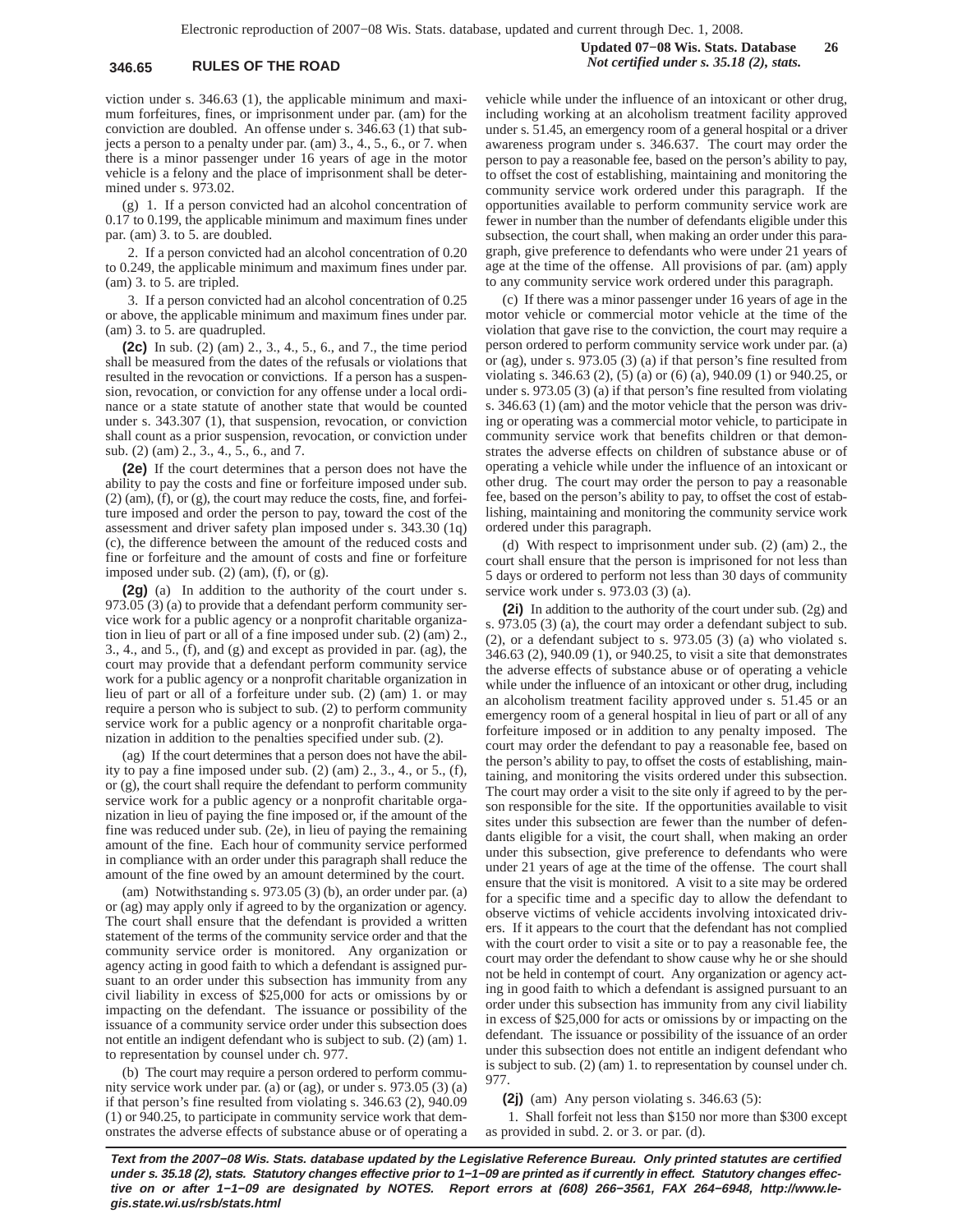viction under s. 346.63 (1), the applicable minimum and maximum forfeitures, fines, or imprisonment under par. (am) for the conviction are doubled. An offense under s. 346.63 (1) that subjects a person to a penalty under par. (am) 3., 4., 5., 6., or 7. when there is a minor passenger under 16 years of age in the motor vehicle is a felony and the place of imprisonment shall be determined under s. 973.02.

(g) 1. If a person convicted had an alcohol concentration of 0.17 to 0.199, the applicable minimum and maximum fines under par. (am) 3. to 5. are doubled.

2. If a person convicted had an alcohol concentration of 0.20 to 0.249, the applicable minimum and maximum fines under par. (am) 3. to 5. are tripled.

3. If a person convicted had an alcohol concentration of 0.25 or above, the applicable minimum and maximum fines under par. (am) 3. to 5. are quadrupled.

**(2c)** In sub. (2) (am) 2., 3., 4., 5., 6., and 7., the time period shall be measured from the dates of the refusals or violations that resulted in the revocation or convictions. If a person has a suspension, revocation, or conviction for any offense under a local ordinance or a state statute of another state that would be counted under s. 343.307 (1), that suspension, revocation, or conviction shall count as a prior suspension, revocation, or conviction under sub. (2) (am) 2., 3., 4., 5., 6., and 7.

**(2e)** If the court determines that a person does not have the ability to pay the costs and fine or forfeiture imposed under sub. (2) (am), (f), or (g), the court may reduce the costs, fine, and forfeiture imposed and order the person to pay, toward the cost of the assessment and driver safety plan imposed under s. 343.30 (1q) (c), the difference between the amount of the reduced costs and fine or forfeiture and the amount of costs and fine or forfeiture imposed under sub. (2) (am), (f), or (g).

**(2g)** (a) In addition to the authority of the court under s. 973.05 (3) (a) to provide that a defendant perform community service work for a public agency or a nonprofit charitable organization in lieu of part or all of a fine imposed under sub. (2) (am) 2., 3., 4., and 5., (f), and (g) and except as provided in par. (ag), the court may provide that a defendant perform community service work for a public agency or a nonprofit charitable organization in lieu of part or all of a forfeiture under sub. (2) (am) 1. or may require a person who is subject to sub. (2) to perform community service work for a public agency or a nonprofit charitable organization in addition to the penalties specified under sub. (2).

(ag) If the court determines that a person does not have the ability to pay a fine imposed under sub. (2) (am) 2., 3., 4., or 5., (f), or (g), the court shall require the defendant to perform community service work for a public agency or a nonprofit charitable organization in lieu of paying the fine imposed or, if the amount of the fine was reduced under sub. (2e), in lieu of paying the remaining amount of the fine. Each hour of community service performed in compliance with an order under this paragraph shall reduce the amount of the fine owed by an amount determined by the court.

(am) Notwithstanding s. 973.05 (3) (b), an order under par. (a) or (ag) may apply only if agreed to by the organization or agency. The court shall ensure that the defendant is provided a written statement of the terms of the community service order and that the community service order is monitored. Any organization or agency acting in good faith to which a defendant is assigned pursuant to an order under this subsection has immunity from any civil liability in excess of $25,000 for acts or omissions by or impacting on the defendant. The issuance or possibility of the issuance of a community service order under this subsection does not entitle an indigent defendant who is subject to sub. (2) (am) 1. to representation by counsel under ch. 977.

(b) The court may require a person ordered to perform community service work under par. (a) or (ag), or under s. 973.05 (3) (a) if that person's fine resulted from violating s. 346.63 (2), 940.09 (1) or 940.25, to participate in community service work that demonstrates the adverse effects of substance abuse or of operating a vehicle while under the influence of an intoxicant or other drug, including working at an alcoholism treatment facility approved under s. 51.45, an emergency room of a general hospital or a driver awareness program under s. 346.637. The court may order the person to pay a reasonable fee, based on the person's ability to pay, to offset the cost of establishing, maintaining and monitoring the community service work ordered under this paragraph. If the opportunities available to perform community service work are fewer in number than the number of defendants eligible under this subsection, the court shall, when making an order under this paragraph, give preference to defendants who were under 21 years of age at the time of the offense. All provisions of par. (am) apply to any community service work ordered under this paragraph.

(c) If there was a minor passenger under 16 years of age in the motor vehicle or commercial motor vehicle at the time of the violation that gave rise to the conviction, the court may require a person ordered to perform community service work under par. (a) or (ag), under s. 973.05 (3) (a) if that person's fine resulted from violating s. 346.63 (2), (5) (a) or (6) (a), 940.09 (1) or 940.25, or under s. 973.05 (3) (a) if that person's fine resulted from violating s. 346.63 (1) (am) and the motor vehicle that the person was driving or operating was a commercial motor vehicle, to participate in community service work that benefits children or that demonstrates the adverse effects on children of substance abuse or of operating a vehicle while under the influence of an intoxicant or other drug. The court may order the person to pay a reasonable fee, based on the person's ability to pay, to offset the cost of establishing, maintaining and monitoring the community service work ordered under this paragraph.

(d) With respect to imprisonment under sub. (2) (am) 2., the court shall ensure that the person is imprisoned for not less than 5 days or ordered to perform not less than 30 days of community service work under s. 973.03 (3) (a).

**(2i)** In addition to the authority of the court under sub. (2g) and s. 973.05 (3) (a), the court may order a defendant subject to sub. (2), or a defendant subject to s. 973.05 (3) (a) who violated s. 346.63 (2), 940.09 (1), or 940.25, to visit a site that demonstrates the adverse effects of substance abuse or of operating a vehicle while under the influence of an intoxicant or other drug, including an alcoholism treatment facility approved under s. 51.45 or an emergency room of a general hospital in lieu of part or all of any forfeiture imposed or in addition to any penalty imposed. The court may order the defendant to pay a reasonable fee, based on the person's ability to pay, to offset the costs of establishing, maintaining, and monitoring the visits ordered under this subsection. The court may order a visit to the site only if agreed to by the person responsible for the site. If the opportunities available to visit sites under this subsection are fewer than the number of defendants eligible for a visit, the court shall, when making an order under this subsection, give preference to defendants who were under 21 years of age at the time of the offense. The court shall ensure that the visit is monitored. A visit to a site may be ordered for a specific time and a specific day to allow the defendant to observe victims of vehicle accidents involving intoxicated drivers. If it appears to the court that the defendant has not complied with the court order to visit a site or to pay a reasonable fee, the court may order the defendant to show cause why he or she should not be held in contempt of court. Any organization or agency acting in good faith to which a defendant is assigned pursuant to an order under this subsection has immunity from any civil liability in excess of $25,000 for acts or omissions by or impacting on the defendant. The issuance or possibility of the issuance of an order under this subsection does not entitle an indigent defendant who is subject to sub. (2) (am) 1. to representation by counsel under ch. 977.

**(2j)** (am) Any person violating s. 346.63 (5):

1. Shall forfeit not less than $150 nor more than $300 except as provided in subd. 2. or 3. or par. (d).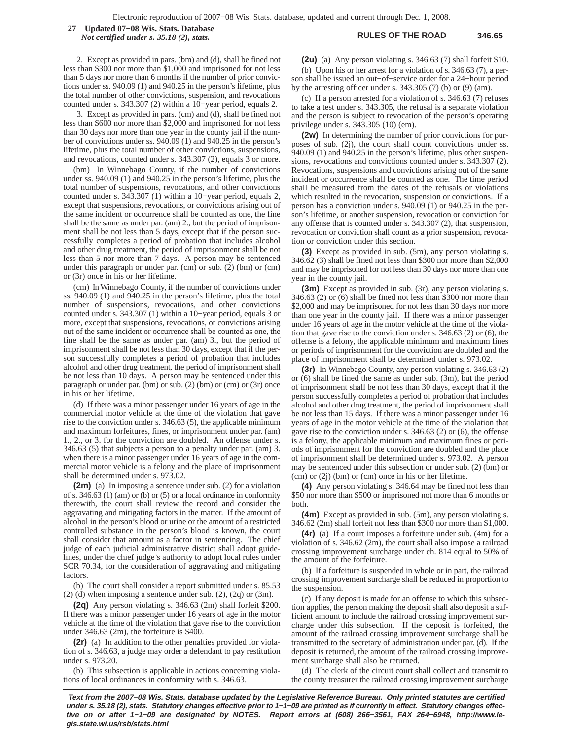2. Except as provided in pars. (bm) and (d), shall be fined not less than $300 nor more than $1,000 and imprisoned for not less than 5 days nor more than 6 months if the number of prior convictions under ss. 940.09 (1) and 940.25 in the person's lifetime, plus the total number of other convictions, suspension, and revocations counted under s. 343.307 (2) within a 10−year period, equals 2.

3. Except as provided in pars. (cm) and (d), shall be fined not less than $600 nor more than $2,000 and imprisoned for not less than 30 days nor more than one year in the county jail if the number of convictions under ss. 940.09 (1) and 940.25 in the person's lifetime, plus the total number of other convictions, suspensions, and revocations, counted under s. 343.307 (2), equals 3 or more.

(bm) In Winnebago County, if the number of convictions under ss. 940.09 (1) and 940.25 in the person's lifetime, plus the total number of suspensions, revocations, and other convictions counted under s. 343.307 (1) within a 10−year period, equals 2, except that suspensions, revocations, or convictions arising out of the same incident or occurrence shall be counted as one, the fine shall be the same as under par. (am) 2., but the period of imprisonment shall be not less than 5 days, except that if the person successfully completes a period of probation that includes alcohol and other drug treatment, the period of imprisonment shall be not less than 5 nor more than 7 days. A person may be sentenced under this paragraph or under par. (cm) or sub. (2) (bm) or (cm) or (3r) once in his or her lifetime.

(cm) In Winnebago County, if the number of convictions under ss. 940.09 (1) and 940.25 in the person's lifetime, plus the total number of suspensions, revocations, and other convictions counted under s. 343.307 (1) within a 10−year period, equals 3 or more, except that suspensions, revocations, or convictions arising out of the same incident or occurrence shall be counted as one, the fine shall be the same as under par. (am) 3., but the period of imprisonment shall be not less than 30 days, except that if the person successfully completes a period of probation that includes alcohol and other drug treatment, the period of imprisonment shall be not less than 10 days. A person may be sentenced under this paragraph or under par. (bm) or sub. (2) (bm) or (cm) or (3r) once in his or her lifetime.

(d) If there was a minor passenger under 16 years of age in the commercial motor vehicle at the time of the violation that gave rise to the conviction under s. 346.63 (5), the applicable minimum and maximum forfeitures, fines, or imprisonment under par. (am) 1., 2., or 3. for the conviction are doubled. An offense under s. 346.63 (5) that subjects a person to a penalty under par. (am) 3. when there is a minor passenger under 16 years of age in the commercial motor vehicle is a felony and the place of imprisonment shall be determined under s. 973.02.

**(2m)** (a) In imposing a sentence under sub. (2) for a violation of s. 346.63 (1) (am) or (b) or (5) or a local ordinance in conformity therewith, the court shall review the record and consider the aggravating and mitigating factors in the matter. If the amount of alcohol in the person's blood or urine or the amount of a restricted controlled substance in the person's blood is known, the court shall consider that amount as a factor in sentencing. The chief judge of each judicial administrative district shall adopt guidelines, under the chief judge's authority to adopt local rules under SCR 70.34, for the consideration of aggravating and mitigating factors.

(b) The court shall consider a report submitted under s. 85.53 (2) (d) when imposing a sentence under sub. (2), (2q) or (3m).

**(2q)** Any person violating s. 346.63 (2m) shall forfeit $200. If there was a minor passenger under 16 years of age in the motor vehicle at the time of the violation that gave rise to the conviction under 346.63 (2m), the forfeiture is $400.

**(2r)** (a) In addition to the other penalties provided for violation of s. 346.63, a judge may order a defendant to pay restitution under s. 973.20.

(b) This subsection is applicable in actions concerning violations of local ordinances in conformity with s. 346.63.

**(2u)** (a) Any person violating s. 346.63 (7) shall forfeit $10.

(b) Upon his or her arrest for a violation of s. 346.63 (7), a person shall be issued an out−of−service order for a 24−hour period by the arresting officer under s. 343.305 (7) (b) or (9) (am).

(c) If a person arrested for a violation of s. 346.63 (7) refuses to take a test under s. 343.305, the refusal is a separate violation and the person is subject to revocation of the person's operating privilege under s. 343.305 (10) (em).

**(2w)** In determining the number of prior convictions for purposes of sub. (2j), the court shall count convictions under ss. 940.09 (1) and 940.25 in the person's lifetime, plus other suspensions, revocations and convictions counted under s. 343.307 (2). Revocations, suspensions and convictions arising out of the same incident or occurrence shall be counted as one. The time period shall be measured from the dates of the refusals or violations which resulted in the revocation, suspension or convictions. If a person has a conviction under s. 940.09 (1) or 940.25 in the person's lifetime, or another suspension, revocation or conviction for any offense that is counted under s. 343.307 (2), that suspension, revocation or conviction shall count as a prior suspension, revocation or conviction under this section.

**(3)** Except as provided in sub. (5m), any person violating s. 346.62 (3) shall be fined not less than $300 nor more than $2,000 and may be imprisoned for not less than 30 days nor more than one year in the county jail.

**(3m)** Except as provided in sub. (3r), any person violating s. 346.63 (2) or (6) shall be fined not less than $300 nor more than $2,000 and may be imprisoned for not less than 30 days nor more than one year in the county jail. If there was a minor passenger under 16 years of age in the motor vehicle at the time of the violation that gave rise to the conviction under s. 346.63 (2) or (6), the offense is a felony, the applicable minimum and maximum fines or periods of imprisonment for the conviction are doubled and the place of imprisonment shall be determined under s. 973.02.

**(3r)** In Winnebago County, any person violating s. 346.63 (2) or (6) shall be fined the same as under sub. (3m), but the period of imprisonment shall be not less than 30 days, except that if the person successfully completes a period of probation that includes alcohol and other drug treatment, the period of imprisonment shall be not less than 15 days. If there was a minor passenger under 16 years of age in the motor vehicle at the time of the violation that gave rise to the conviction under s. 346.63 (2) or (6), the offense is a felony, the applicable minimum and maximum fines or periods of imprisonment for the conviction are doubled and the place of imprisonment shall be determined under s. 973.02. A person may be sentenced under this subsection or under sub. (2) (bm) or (cm) or (2j) (bm) or (cm) once in his or her lifetime.

**(4)** Any person violating s. 346.64 may be fined not less than $50 nor more than $500 or imprisoned not more than 6 months or both.

**(4m)** Except as provided in sub. (5m), any person violating s. 346.62 (2m) shall forfeit not less than $300 nor more than $1,000.

**(4r)** (a) If a court imposes a forfeiture under sub. (4m) for a violation of s. 346.62 (2m), the court shall also impose a railroad crossing improvement surcharge under ch. 814 equal to 50% of the amount of the forfeiture.

(b) If a forfeiture is suspended in whole or in part, the railroad crossing improvement surcharge shall be reduced in proportion to the suspension.

(c) If any deposit is made for an offense to which this subsection applies, the person making the deposit shall also deposit a sufficient amount to include the railroad crossing improvement surcharge under this subsection. If the deposit is forfeited, the amount of the railroad crossing improvement surcharge shall be transmitted to the secretary of administration under par. (d). If the deposit is returned, the amount of the railroad crossing improvement surcharge shall also be returned.

(d) The clerk of the circuit court shall collect and transmit to the county treasurer the railroad crossing improvement surcharge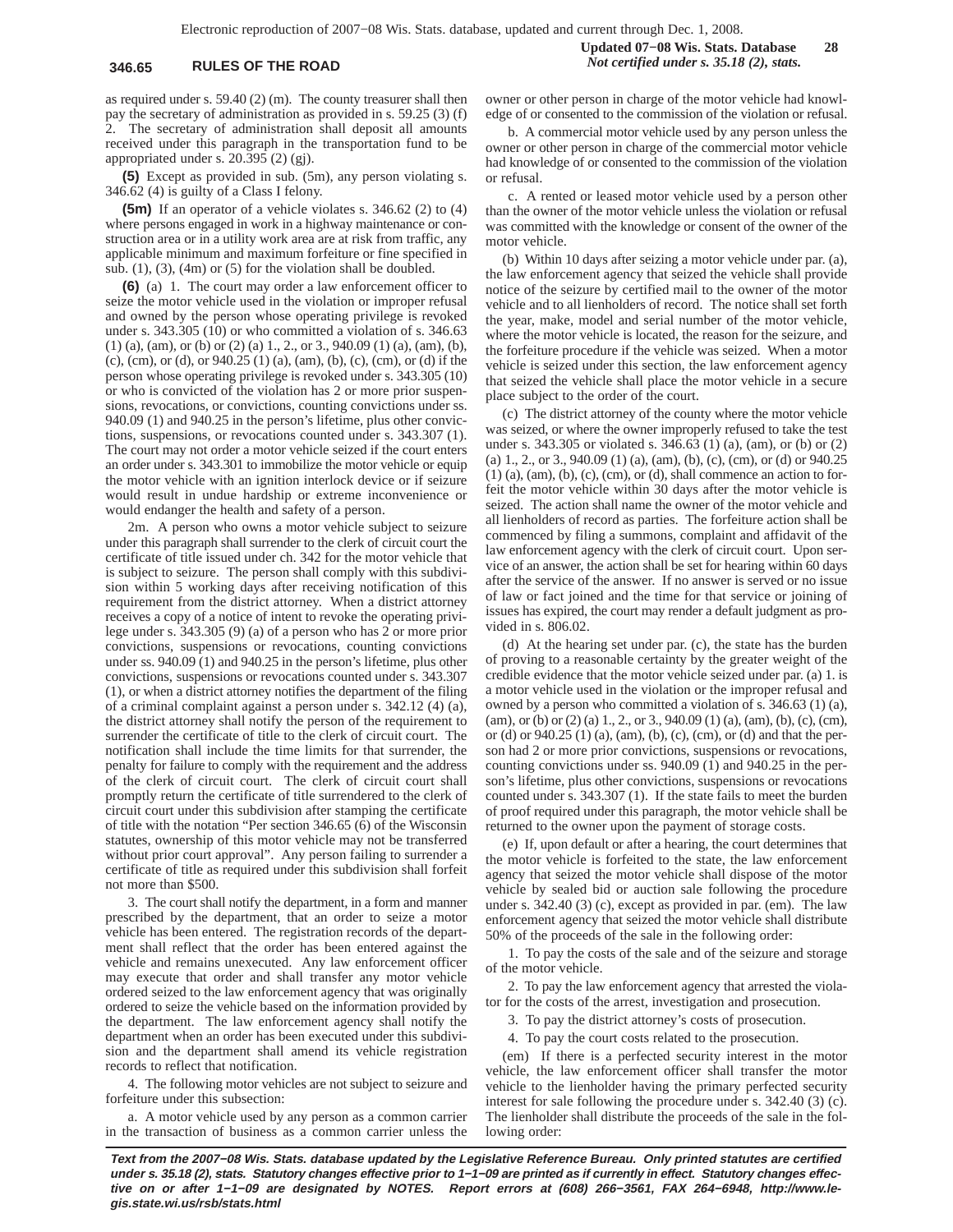as required under s. 59.40 (2) (m). The county treasurer shall then pay the secretary of administration as provided in s. 59.25 (3) (f) 2. The secretary of administration shall deposit all amounts received under this paragraph in the transportation fund to be appropriated under s. 20.395 (2) (gj).

**(5)** Except as provided in sub. (5m), any person violating s. 346.62 (4) is guilty of a Class I felony.

**(5m)** If an operator of a vehicle violates s. 346.62 (2) to (4) where persons engaged in work in a highway maintenance or construction area or in a utility work area are at risk from traffic, any applicable minimum and maximum forfeiture or fine specified in sub. (1), (3), (4m) or (5) for the violation shall be doubled.

**(6)** (a) 1. The court may order a law enforcement officer to seize the motor vehicle used in the violation or improper refusal and owned by the person whose operating privilege is revoked under s. 343.305 (10) or who committed a violation of s. 346.63 (1) (a), (am), or (b) or (2) (a) 1., 2., or 3., 940.09 (1) (a), (am), (b), (c), (cm), or (d), or 940.25 (1) (a), (am), (b), (c), (cm), or (d) if the person whose operating privilege is revoked under s. 343.305 (10) or who is convicted of the violation has 2 or more prior suspensions, revocations, or convictions, counting convictions under ss. 940.09 (1) and 940.25 in the person's lifetime, plus other convictions, suspensions, or revocations counted under s. 343.307 (1). The court may not order a motor vehicle seized if the court enters an order under s. 343.301 to immobilize the motor vehicle or equip the motor vehicle with an ignition interlock device or if seizure would result in undue hardship or extreme inconvenience or would endanger the health and safety of a person.

2m. A person who owns a motor vehicle subject to seizure under this paragraph shall surrender to the clerk of circuit court the certificate of title issued under ch. 342 for the motor vehicle that is subject to seizure. The person shall comply with this subdivision within 5 working days after receiving notification of this requirement from the district attorney. When a district attorney receives a copy of a notice of intent to revoke the operating privilege under s. 343.305 (9) (a) of a person who has 2 or more prior convictions, suspensions or revocations, counting convictions under ss. 940.09 (1) and 940.25 in the person's lifetime, plus other convictions, suspensions or revocations counted under s. 343.307 (1), or when a district attorney notifies the department of the filing of a criminal complaint against a person under s. 342.12 (4) (a), the district attorney shall notify the person of the requirement to surrender the certificate of title to the clerk of circuit court. The notification shall include the time limits for that surrender, the penalty for failure to comply with the requirement and the address of the clerk of circuit court. The clerk of circuit court shall promptly return the certificate of title surrendered to the clerk of circuit court under this subdivision after stamping the certificate of title with the notation "Per section 346.65 (6) of the Wisconsin statutes, ownership of this motor vehicle may not be transferred without prior court approval". Any person failing to surrender a certificate of title as required under this subdivision shall forfeit not more than $500.

3. The court shall notify the department, in a form and manner prescribed by the department, that an order to seize a motor vehicle has been entered. The registration records of the department shall reflect that the order has been entered against the vehicle and remains unexecuted. Any law enforcement officer may execute that order and shall transfer any motor vehicle ordered seized to the law enforcement agency that was originally ordered to seize the vehicle based on the information provided by the department. The law enforcement agency shall notify the department when an order has been executed under this subdivision and the department shall amend its vehicle registration records to reflect that notification.

4. The following motor vehicles are not subject to seizure and forfeiture under this subsection:

a. A motor vehicle used by any person as a common carrier in the transaction of business as a common carrier unless the owner or other person in charge of the motor vehicle had knowledge of or consented to the commission of the violation or refusal.

b. A commercial motor vehicle used by any person unless the owner or other person in charge of the commercial motor vehicle had knowledge of or consented to the commission of the violation or refusal.

c. A rented or leased motor vehicle used by a person other than the owner of the motor vehicle unless the violation or refusal was committed with the knowledge or consent of the owner of the motor vehicle.

(b) Within 10 days after seizing a motor vehicle under par. (a), the law enforcement agency that seized the vehicle shall provide notice of the seizure by certified mail to the owner of the motor vehicle and to all lienholders of record. The notice shall set forth the year, make, model and serial number of the motor vehicle, where the motor vehicle is located, the reason for the seizure, and the forfeiture procedure if the vehicle was seized. When a motor vehicle is seized under this section, the law enforcement agency that seized the vehicle shall place the motor vehicle in a secure place subject to the order of the court.

(c) The district attorney of the county where the motor vehicle was seized, or where the owner improperly refused to take the test under s. 343.305 or violated s. 346.63 (1) (a), (am), or (b) or (2) (a) 1., 2., or 3., 940.09 (1) (a), (am), (b), (c), (cm), or (d) or 940.25 (1) (a), (am), (b), (c), (cm), or (d), shall commence an action to forfeit the motor vehicle within 30 days after the motor vehicle is seized. The action shall name the owner of the motor vehicle and all lienholders of record as parties. The forfeiture action shall be commenced by filing a summons, complaint and affidavit of the law enforcement agency with the clerk of circuit court. Upon service of an answer, the action shall be set for hearing within 60 days after the service of the answer. If no answer is served or no issue of law or fact joined and the time for that service or joining of issues has expired, the court may render a default judgment as provided in s. 806.02.

(d) At the hearing set under par. (c), the state has the burden of proving to a reasonable certainty by the greater weight of the credible evidence that the motor vehicle seized under par. (a) 1. is a motor vehicle used in the violation or the improper refusal and owned by a person who committed a violation of s. 346.63 (1) (a), (am), or (b) or (2) (a) 1., 2., or 3., 940.09 (1) (a), (am), (b), (c), (cm), or (d) or 940.25 (1) (a), (am), (b), (c), (cm), or (d) and that the person had 2 or more prior convictions, suspensions or revocations, counting convictions under ss. 940.09 (1) and 940.25 in the person's lifetime, plus other convictions, suspensions or revocations counted under s. 343.307 (1). If the state fails to meet the burden of proof required under this paragraph, the motor vehicle shall be returned to the owner upon the payment of storage costs.

(e) If, upon default or after a hearing, the court determines that the motor vehicle is forfeited to the state, the law enforcement agency that seized the motor vehicle shall dispose of the motor vehicle by sealed bid or auction sale following the procedure under s. 342.40 (3) (c), except as provided in par. (em). The law enforcement agency that seized the motor vehicle shall distribute 50% of the proceeds of the sale in the following order:

1. To pay the costs of the sale and of the seizure and storage of the motor vehicle.

2. To pay the law enforcement agency that arrested the violator for the costs of the arrest, investigation and prosecution.

3. To pay the district attorney's costs of prosecution.

4. To pay the court costs related to the prosecution.

(em) If there is a perfected security interest in the motor vehicle, the law enforcement officer shall transfer the motor vehicle to the lienholder having the primary perfected security interest for sale following the procedure under s. 342.40 (3) (c). The lienholder shall distribute the proceeds of the sale in the following order: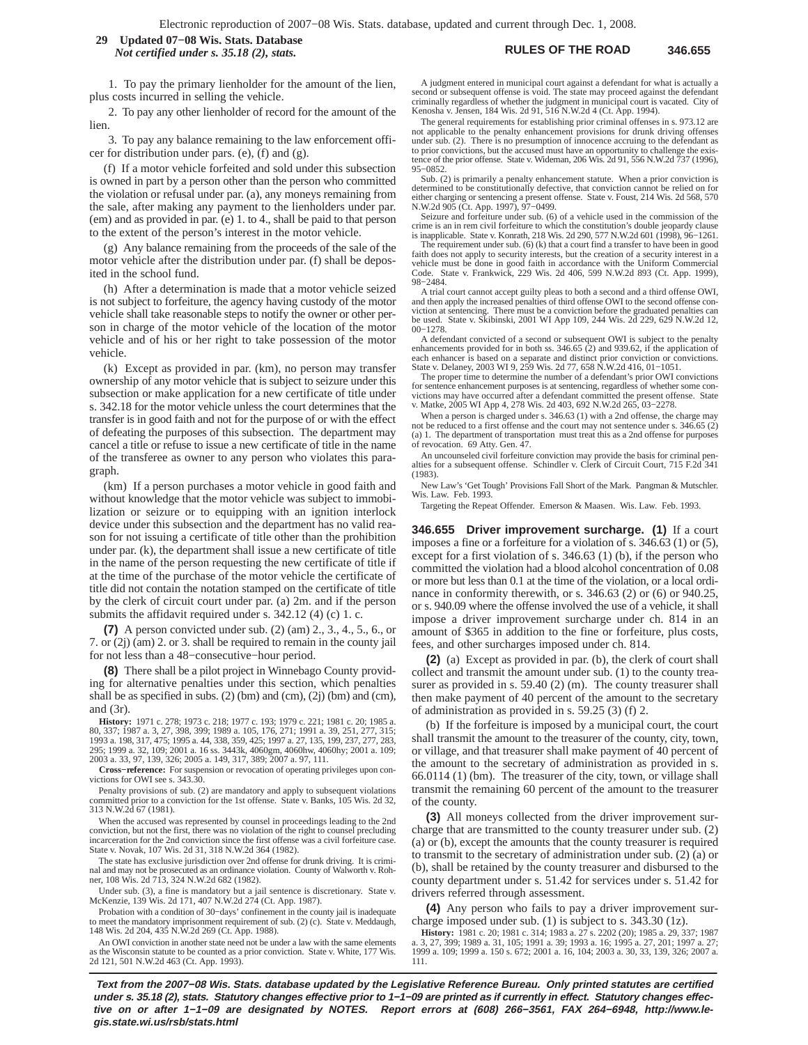1. To pay the primary lienholder for the amount of the lien, plus costs incurred in selling the vehicle.

2. To pay any other lienholder of record for the amount of the lien.

3. To pay any balance remaining to the law enforcement officer for distribution under pars. (e), (f) and (g).

(f) If a motor vehicle forfeited and sold under this subsection is owned in part by a person other than the person who committed the violation or refusal under par. (a), any moneys remaining from the sale, after making any payment to the lienholders under par. (em) and as provided in par. (e) 1. to 4., shall be paid to that person to the extent of the person's interest in the motor vehicle.

(g) Any balance remaining from the proceeds of the sale of the motor vehicle after the distribution under par. (f) shall be deposited in the school fund.

(h) After a determination is made that a motor vehicle seized is not subject to forfeiture, the agency having custody of the motor vehicle shall take reasonable steps to notify the owner or other person in charge of the motor vehicle of the location of the motor vehicle and of his or her right to take possession of the motor vehicle.

(k) Except as provided in par. (km), no person may transfer ownership of any motor vehicle that is subject to seizure under this subsection or make application for a new certificate of title under s. 342.18 for the motor vehicle unless the court determines that the transfer is in good faith and not for the purpose of or with the effect of defeating the purposes of this subsection. The department may cancel a title or refuse to issue a new certificate of title in the name of the transferee as owner to any person who violates this paragraph.

(km) If a person purchases a motor vehicle in good faith and without knowledge that the motor vehicle was subject to immobilization or seizure or to equipping with an ignition interlock device under this subsection and the department has no valid reason for not issuing a certificate of title other than the prohibition under par. (k), the department shall issue a new certificate of title in the name of the person requesting the new certificate of title if at the time of the purchase of the motor vehicle the certificate of title did not contain the notation stamped on the certificate of title by the clerk of circuit court under par. (a) 2m. and if the person submits the affidavit required under s. 342.12 (4) (c) 1. c.

**(7)** A person convicted under sub. (2) (am) 2., 3., 4., 5., 6., or 7. or (2j) (am) 2. or 3. shall be required to remain in the county jail for not less than a 48−consecutive−hour period.

**(8)** There shall be a pilot project in Winnebago County providing for alternative penalties under this section, which penalties shall be as specified in subs. (2) (bm) and (cm), (2j) (bm) and (cm), and (3r).

**History:** 1971 c. 278; 1973 c. 218; 1977 c. 193; 1979 c. 221; 1981 c. 20; 1985 a. 80, 337; 1987 a. 3, 27, 398, 399; 1989 a. 105, 176, 271; 1991 a. 39, 251, 277, 315; 1993 a. 198, 317, 475; 1995 a. 44, 338, 359, 425; 1997 a. 27, 135, 199, 237, 277, 283, 295; 1999 a. 32, 109; 2001 a. 16 ss. 3443k, 4060gm, 4060hw, 4060hy; 2001 a. 109; 2003 a. 33, 97, 139, 326; 2005 a. 149, 317, 389; 2007 a. 97, 111.

**Cross−reference:** For suspension or revocation of operating privileges upon convictions for OWI see s. 343.30.

Penalty provisions of sub. (2) are mandatory and apply to subsequent violations committed prior to a conviction for the 1st offense. State v. Banks, 105 Wis. 2d 32, 313 N.W.2d 67 (1981).

When the accused was represented by counsel in proceedings leading to the 2nd conviction, but not the first, there was no violation of the right to counsel precluding incarceration for the 2nd conviction since the first offense was a civil forfeiture case. State v. Novak, 107 Wis. 2d 31, 318 N.W.2d 364 (1982).

The state has exclusive jurisdiction over 2nd offense for drunk driving. It is criminal and may not be prosecuted as an ordinance violation. County of Walworth v. Rohner, 108 Wis. 2d 713, 324 N.W.2d 682 (1982).

Under sub. (3), a fine is mandatory but a jail sentence is discretionary. State v. McKenzie, 139 Wis. 2d 171, 407 N.W.2d 274 (Ct. App. 1987).

Probation with a condition of 30−days' confinement in the county jail is inadequate to meet the mandatory imprisonment requirement of sub. (2) (c). State v. Meddaugh, 148 Wis. 2d 204, 435 N.W.2d 269 (Ct. App. 1988).

An OWI conviction in another state need not be under a law with the same elements as the Wisconsin statute to be counted as a prior conviction. State v. White, 177 Wis. 2d 121, 501 N.W.2d 463 (Ct. App. 1993).

A judgment entered in municipal court against a defendant for what is actually a second or subsequent offense is void. The state may proceed against the defendant criminally regardless of whether the judgment in municipal court is vacated. City of Kenosha v. Jensen, 184 Wis. 2d 91, 516 N.W.2d 4 (Ct. App. 1994).

The general requirements for establishing prior criminal offenses in s. 973.12 are not applicable to the penalty enhancement provisions for drunk driving offenses under sub. (2). There is no presumption of innocence accruing to the defendant as to prior convictions, but the accused must have an opportunity to challenge the existence of the prior offense. State v. Wideman, 206 Wis. 2d 91, 556 N.W.2d 737 (1996), 95−0852.

Sub. (2) is primarily a penalty enhancement statute. When a prior conviction is determined to be constitutionally defective, that conviction cannot be relied on for either charging or sentencing a present offense. State v. Foust, 214 Wis. 2d 568, 570 N.W.2d 905 (Ct. App. 1997), 97−0499.

Seizure and forfeiture under sub. (6) of a vehicle used in the commission of the crime is an in rem civil forfeiture to which the constitution's double jeopardy clause is inapplicable. State v. Konrath, 218 Wis. 2d 290, 577 N.W.2d 601 (1998), 96−1261.

The requirement under sub. (6) (k) that a court find a transfer to have been in good faith does not apply to security interests, but the creation of a security interest in a vehicle must be done in good faith in accordance with the Uniform Commercial Code. State v. Frankwick, 229 Wis. 2d 406, 599 N.W.2d 893 (Ct. App. 1999), 98−2484.

A trial court cannot accept guilty pleas to both a second and a third offense OWI, and then apply the increased penalties of third offense OWI to the second offense conviction at sentencing. There must be a conviction before the graduated penalties can be used. State v. Skibinski, 2001 WI App 109, 244 Wis. 2d 229, 629 N.W.2d 12, 00−1278.

A defendant convicted of a second or subsequent OWI is subject to the penalty enhancements provided for in both ss. 346.65 (2) and 939.62, if the application of each enhancer is based on a separate and distinct prior conviction or convictions. State v. Delaney, 2003 WI 9, 259 Wis. 2d 77, 658 N.W.2d 416, 01−1051.

The proper time to determine the number of a defendant's prior OWI convictions for sentence enhancement purposes is at sentencing, regardless of whether some convictions may have occurred after a defendant committed the present offense. State v. Matke, 2005 WI App 4, 278 Wis. 2d 403, 692 N.W.2d 265, 03−2278.

When a person is charged under s. 346.63 (1) with a 2nd offense, the charge may not be reduced to a first offense and the court may not sentence under s. 346.65 (2) (a) 1. The department of transportation must treat this as a 2nd offense for purposes of revocation. 69 Atty. Gen. 47.

An uncounseled civil forfeiture conviction may provide the basis for criminal penalties for a subsequent offense. Schindler v. Clerk of Circuit Court, 715 F.2d 341 (1983).

New Law's 'Get Tough' Provisions Fall Short of the Mark. Pangman & Mutschler. Wis. Law. Feb. 1993.

Targeting the Repeat Offender. Emerson & Maasen. Wis. Law. Feb. 1993.

**346.655 Driver improvement surcharge. (1)** If a court imposes a fine or a forfeiture for a violation of s. 346.63 (1) or (5), except for a first violation of s. 346.63 (1) (b), if the person who committed the violation had a blood alcohol concentration of 0.08 or more but less than 0.1 at the time of the violation, or a local ordinance in conformity therewith, or s. 346.63 (2) or (6) or 940.25, or s. 940.09 where the offense involved the use of a vehicle, it shall impose a driver improvement surcharge under ch. 814 in an amount of $365 in addition to the fine or forfeiture, plus costs, fees, and other surcharges imposed under ch. 814.

**(2)** (a) Except as provided in par. (b), the clerk of court shall collect and transmit the amount under sub. (1) to the county treasurer as provided in s. 59.40 (2) (m). The county treasurer shall then make payment of 40 percent of the amount to the secretary of administration as provided in s. 59.25 (3) (f) 2.

(b) If the forfeiture is imposed by a municipal court, the court shall transmit the amount to the treasurer of the county, city, town, or village, and that treasurer shall make payment of 40 percent of the amount to the secretary of administration as provided in s. 66.0114 (1) (bm). The treasurer of the city, town, or village shall transmit the remaining 60 percent of the amount to the treasurer of the county.

**(3)** All moneys collected from the driver improvement surcharge that are transmitted to the county treasurer under sub. (2) (a) or (b), except the amounts that the county treasurer is required to transmit to the secretary of administration under sub. (2) (a) or (b), shall be retained by the county treasurer and disbursed to the county department under s. 51.42 for services under s. 51.42 for drivers referred through assessment.

**(4)** Any person who fails to pay a driver improvement surcharge imposed under sub. (1) is subject to s. 343.30 (1z).

**History:** 1981 c. 20; 1981 c. 314; 1983 a. 27 s. 2202 (20); 1985 a. 29, 337; 1987 a. 3, 27, 399; 1989 a. 31, 105; 1991 a. 39; 1993 a. 16; 1995 a. 27, 201; 1997 a. 27; 1999 a. 109; 1999 a. 150 s. 672; 2001 a. 16, 104; 2003 a. 30, 33, 139, 326; 2007 a. 111.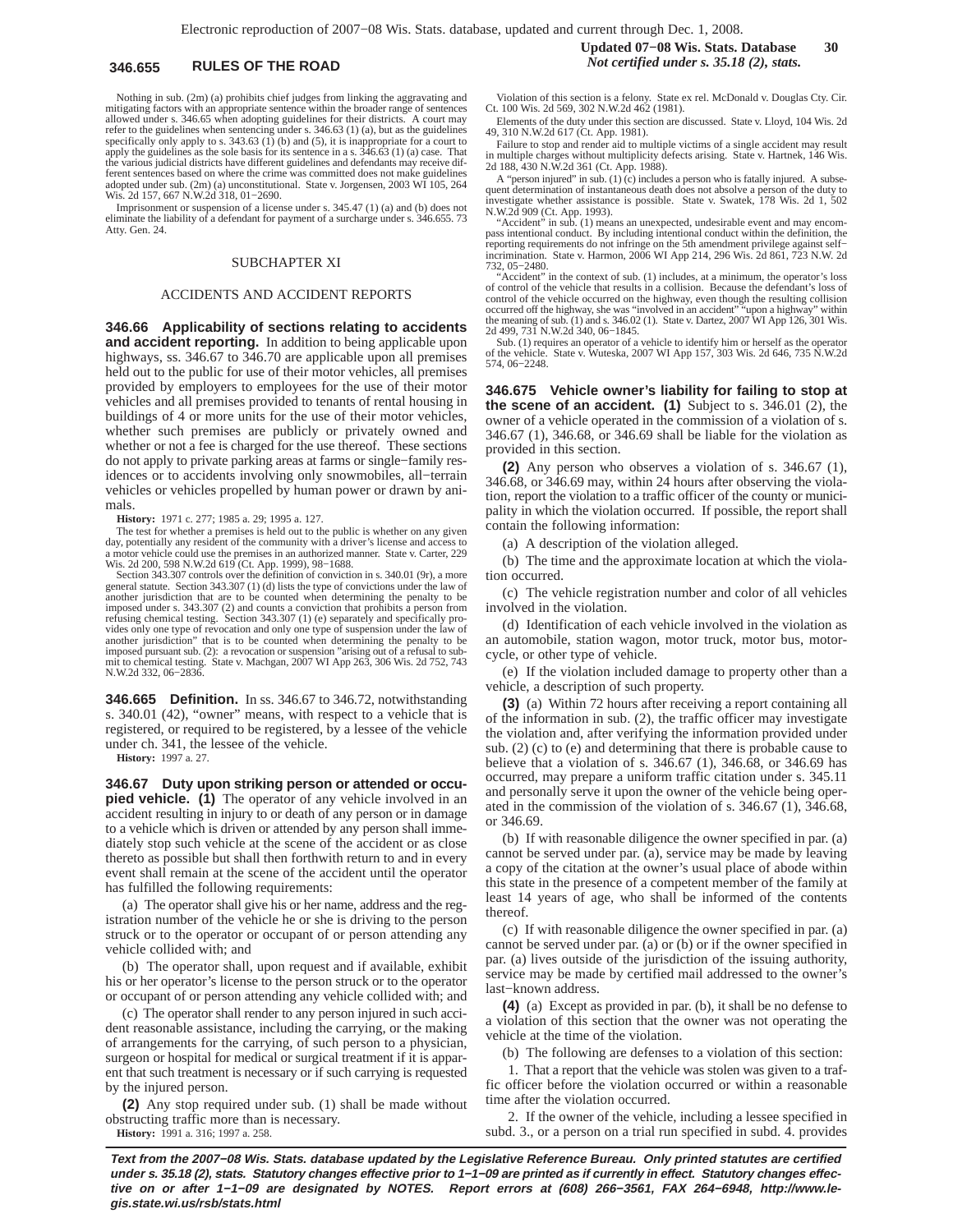Nothing in sub. (2m) (a) prohibits chief judges from linking the aggravating and mitigating factors with an appropriate sentence within the broader range of sentences allowed under s. 346.65 when adopting guidelines for their districts. A court may refer to the guidelines when sentencing under s. 346.63 (1) (a), but as the guidelines specifically only apply to s. 343.63 (1) (b) and (5), it is inappropriate for a court to apply the guidelines as the sole basis for its sentence in a s. 346.63 (1) (a) case. That the various judicial districts have different guidelines and defendants may receive different sentences based on where the crime was committed does not make guidelines adopted under sub. (2m) (a) unconstitutional. State v. Jorgensen, 2003 WI 105, 264 Wis. 2d 157, 667 N.W.2d 318, 01−2690.

Imprisonment or suspension of a license under s. 345.47 (1) (a) and (b) does not eliminate the liability of a defendant for payment of a surcharge under s. 346.655. 73 Atty. Gen. 24.

## SUBCHAPTER XI

## ACCIDENTS AND ACCIDENT REPORTS

**346.66 Applicability of sections relating to accidents and accident reporting.** In addition to being applicable upon highways, ss. 346.67 to 346.70 are applicable upon all premises held out to the public for use of their motor vehicles, all premises provided by employers to employees for the use of their motor vehicles and all premises provided to tenants of rental housing in buildings of 4 or more units for the use of their motor vehicles, whether such premises are publicly or privately owned and whether or not a fee is charged for the use thereof. These sections do not apply to private parking areas at farms or single−family residences or to accidents involving only snowmobiles, all−terrain vehicles or vehicles propelled by human power or drawn by animals.

**History:** 1971 c. 277; 1985 a. 29; 1995 a. 127.

The test for whether a premises is held out to the public is whether on any given day, potentially any resident of the community with a driver's license and access to a motor vehicle could use the premises in an authorized manner. State v. Carter, 229 Wis. 2d 200, 598 N.W.2d 619 (Ct. App. 1999), 98−1688.

Section 343.307 controls over the definition of conviction in s. 340.01 (9r), a more general statute. Section 343.307 (1) (d) lists the type of convictions under the law of another jurisdiction that are to be counted when determining the penalty to be imposed under s. 343.307 (2) and counts a conviction that prohibits a person from refusing chemical testing. Section 343.307 (1) (e) separately and specifically provides only one type of revocation and only one type of suspension under the law of another jurisdiction" that is to be counted when determining the penalty to be imposed pursuant sub. (2): a revocation or suspension "arising out of a refusal to submit to chemical testing. State v. Machgan, 2007 WI App 263, 306 Wis. 2d 752, 743 N.W.2d 332, 06−2836.

**346.665 Definition.** In ss. 346.67 to 346.72, notwithstanding s. 340.01 (42), "owner" means, with respect to a vehicle that is registered, or required to be registered, by a lessee of the vehicle under ch. 341, the lessee of the vehicle.

**History:** 1997 a. 27.

**346.67 Duty upon striking person or attended or occupied vehicle. (1)** The operator of any vehicle involved in an accident resulting in injury to or death of any person or in damage to a vehicle which is driven or attended by any person shall immediately stop such vehicle at the scene of the accident or as close thereto as possible but shall then forthwith return to and in every event shall remain at the scene of the accident until the operator has fulfilled the following requirements:

(a) The operator shall give his or her name, address and the registration number of the vehicle he or she is driving to the person struck or to the operator or occupant of or person attending any vehicle collided with; and

(b) The operator shall, upon request and if available, exhibit his or her operator's license to the person struck or to the operator or occupant of or person attending any vehicle collided with; and

(c) The operator shall render to any person injured in such accident reasonable assistance, including the carrying, or the making of arrangements for the carrying, of such person to a physician, surgeon or hospital for medical or surgical treatment if it is apparent that such treatment is necessary or if such carrying is requested by the injured person.

**(2)** Any stop required under sub. (1) shall be made without obstructing traffic more than is necessary.

**History:** 1991 a. 316; 1997 a. 258.

Violation of this section is a felony. State ex rel. McDonald v. Douglas Cty. Cir. Ct. 100 Wis. 2d 569, 302 N.W.2d 462 (1981).

Elements of the duty under this section are discussed. State v. Lloyd, 104 Wis. 2d 49, 310 N.W.2d 617 (Ct. App. 1981).

Failure to stop and render aid to multiple victims of a single accident may result in multiple charges without multiplicity defects arising. State v. Hartnek, 146 Wis. 2d 188, 430 N.W.2d 361 (Ct. App. 1988).

A "person injured" in sub. (1) (c) includes a person who is fatally injured. A subsequent determination of instantaneous death does not absolve a person of the duty to investigate whether assistance is possible. State v. Swatek, 178 Wis. 2d 1, 502 N.W.2d 909 (Ct. App. 1993).

"Accident" in sub. (1) means an unexpected, undesirable event and may encompass intentional conduct. By including intentional conduct within the definition, the reporting requirements do not infringe on the 5th amendment privilege against self−incrimination. State v. Harmon, 2006 WI App 214, 296 Wis. 2d 861, 723 N.W. 2d 732, 05−2480.

"Accident" in the context of sub. (1) includes, at a minimum, the operator's loss of control of the vehicle that results in a collision. Because the defendant's loss of control of the vehicle occurred on the highway, even though the resulting collision occurred off the highway, she was "involved in an accident" "upon a highway" within the meaning of sub. (1) and s. 346.02 (1). State v. Dartez, 2007 WI App 126, 301 Wis. 2d 499, 731 N.W.2d 340, 06−1845.

Sub. (1) requires an operator of a vehicle to identify him or herself as the operator of the vehicle. State v. Wuteska, 2007 WI App 157, 303 Wis. 2d 646, 735 N.W.2d 574, 06−2248.

**346.675 Vehicle owner's liability for failing to stop at the scene of an accident. (1)** Subject to s. 346.01 (2), the owner of a vehicle operated in the commission of a violation of s. 346.67 (1), 346.68, or 346.69 shall be liable for the violation as provided in this section.

**(2)** Any person who observes a violation of s. 346.67 (1), 346.68, or 346.69 may, within 24 hours after observing the violation, report the violation to a traffic officer of the county or municipality in which the violation occurred. If possible, the report shall contain the following information:

(a) A description of the violation alleged.

(b) The time and the approximate location at which the violation occurred.

(c) The vehicle registration number and color of all vehicles involved in the violation.

(d) Identification of each vehicle involved in the violation as an automobile, station wagon, motor truck, motor bus, motorcycle, or other type of vehicle.

(e) If the violation included damage to property other than a vehicle, a description of such property.

**(3)** (a) Within 72 hours after receiving a report containing all of the information in sub. (2), the traffic officer may investigate the violation and, after verifying the information provided under sub. (2) (c) to (e) and determining that there is probable cause to believe that a violation of s. 346.67 (1), 346.68, or 346.69 has occurred, may prepare a uniform traffic citation under s. 345.11 and personally serve it upon the owner of the vehicle being operated in the commission of the violation of s. 346.67 (1), 346.68, or 346.69.

(b) If with reasonable diligence the owner specified in par. (a) cannot be served under par. (a), service may be made by leaving a copy of the citation at the owner's usual place of abode within this state in the presence of a competent member of the family at least 14 years of age, who shall be informed of the contents thereof.

(c) If with reasonable diligence the owner specified in par. (a) cannot be served under par. (a) or (b) or if the owner specified in par. (a) lives outside of the jurisdiction of the issuing authority, service may be made by certified mail addressed to the owner's last−known address.

**(4)** (a) Except as provided in par. (b), it shall be no defense to a violation of this section that the owner was not operating the vehicle at the time of the violation.

(b) The following are defenses to a violation of this section:

1. That a report that the vehicle was stolen was given to a traffic officer before the violation occurred or within a reasonable time after the violation occurred.

2. If the owner of the vehicle, including a lessee specified in subd. 3., or a person on a trial run specified in subd. 4. provides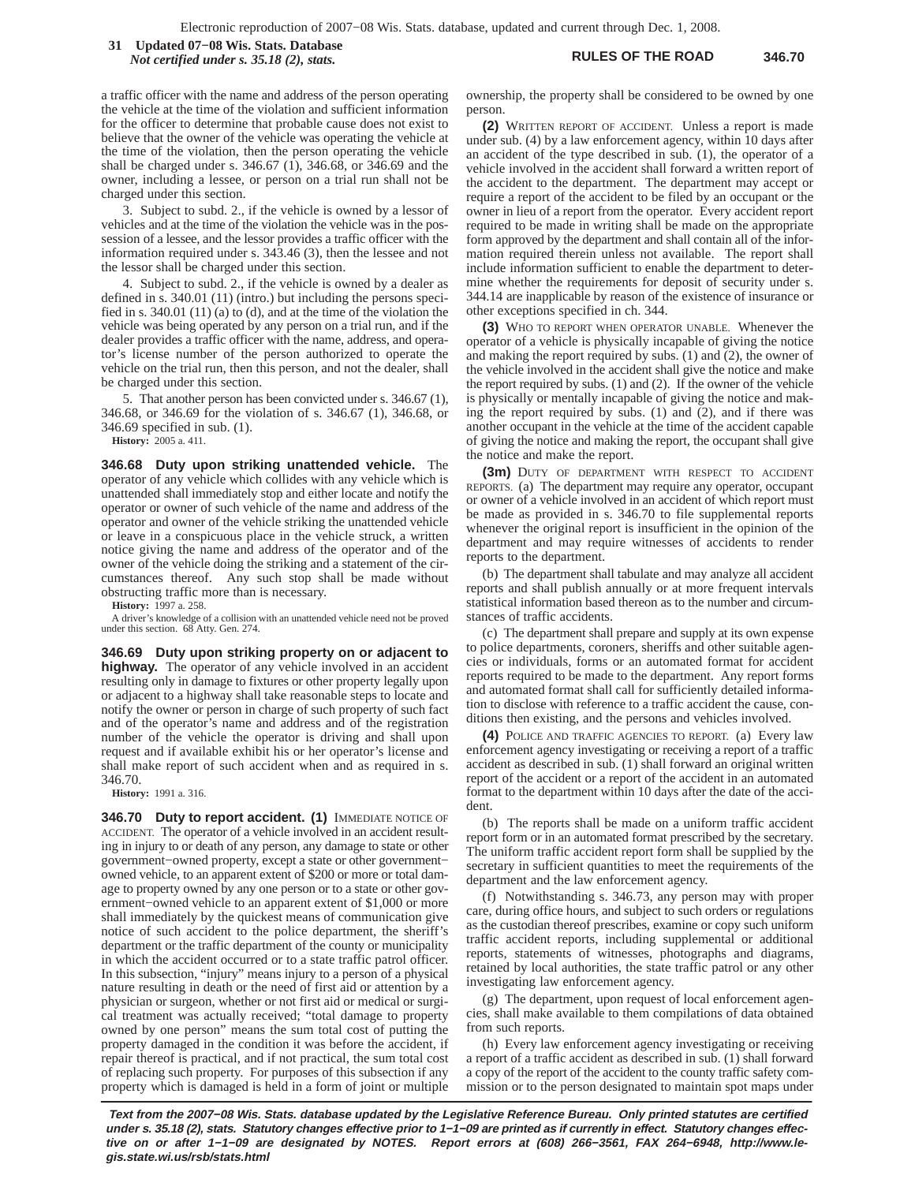a traffic officer with the name and address of the person operating the vehicle at the time of the violation and sufficient information for the officer to determine that probable cause does not exist to believe that the owner of the vehicle was operating the vehicle at the time of the violation, then the person operating the vehicle shall be charged under s. 346.67 (1), 346.68, or 346.69 and the owner, including a lessee, or person on a trial run shall not be charged under this section.

3. Subject to subd. 2., if the vehicle is owned by a lessor of vehicles and at the time of the violation the vehicle was in the possession of a lessee, and the lessor provides a traffic officer with the information required under s. 343.46 (3), then the lessee and not the lessor shall be charged under this section.

4. Subject to subd. 2., if the vehicle is owned by a dealer as defined in s. 340.01 (11) (intro.) but including the persons specified in s. 340.01 (11) (a) to (d), and at the time of the violation the vehicle was being operated by any person on a trial run, and if the dealer provides a traffic officer with the name, address, and operator's license number of the person authorized to operate the vehicle on the trial run, then this person, and not the dealer, shall be charged under this section.

5. That another person has been convicted under s. 346.67 (1), 346.68, or 346.69 for the violation of s. 346.67 (1), 346.68, or 346.69 specified in sub. (1).

**History:** 2005 a. 411.

**346.68 Duty upon striking unattended vehicle.** The operator of any vehicle which collides with any vehicle which is unattended shall immediately stop and either locate and notify the operator or owner of such vehicle of the name and address of the operator and owner of the vehicle striking the unattended vehicle or leave in a conspicuous place in the vehicle struck, a written notice giving the name and address of the operator and of the owner of the vehicle doing the striking and a statement of the circumstances thereof. Any such stop shall be made without obstructing traffic more than is necessary.

**History:** 1997 a. 258.

A driver's knowledge of a collision with an unattended vehicle need not be proved under this section. 68 Atty. Gen. 274.

**346.69 Duty upon striking property on or adjacent to highway.** The operator of any vehicle involved in an accident resulting only in damage to fixtures or other property legally upon or adjacent to a highway shall take reasonable steps to locate and notify the owner or person in charge of such property of such fact and of the operator's name and address and of the registration number of the vehicle the operator is driving and shall upon request and if available exhibit his or her operator's license and shall make report of such accident when and as required in s. 346.70.

**History:** 1991 a. 316.

**346.70 Duty to report accident.** **(1)** IMMEDIATE NOTICE OF ACCIDENT. The operator of a vehicle involved in an accident resulting in injury to or death of any person, any damage to state or other government−owned property, except a state or other government−owned vehicle, to an apparent extent of $200 or more or total damage to property owned by any one person or to a state or other government−owned vehicle to an apparent extent of $1,000 or more shall immediately by the quickest means of communication give notice of such accident to the police department, the sheriff's department or the traffic department of the county or municipality in which the accident occurred or to a state traffic patrol officer. In this subsection, "injury" means injury to a person of a physical nature resulting in death or the need of first aid or attention by a physician or surgeon, whether or not first aid or medical or surgical treatment was actually received; "total damage to property owned by one person" means the sum total cost of putting the property damaged in the condition it was before the accident, if repair thereof is practical, and if not practical, the sum total cost of replacing such property. For purposes of this subsection if any property which is damaged is held in a form of joint or multiple ownership, the property shall be considered to be owned by one person.

**(2)** WRITTEN REPORT OF ACCIDENT. Unless a report is made under sub. (4) by a law enforcement agency, within 10 days after an accident of the type described in sub. (1), the operator of a vehicle involved in the accident shall forward a written report of the accident to the department. The department may accept or require a report of the accident to be filed by an occupant or the owner in lieu of a report from the operator. Every accident report required to be made in writing shall be made on the appropriate form approved by the department and shall contain all of the information required therein unless not available. The report shall include information sufficient to enable the department to determine whether the requirements for deposit of security under s. 344.14 are inapplicable by reason of the existence of insurance or other exceptions specified in ch. 344.

**(3)** WHO TO REPORT WHEN OPERATOR UNABLE. Whenever the operator of a vehicle is physically incapable of giving the notice and making the report required by subs. (1) and (2), the owner of the vehicle involved in the accident shall give the notice and make the report required by subs. (1) and (2). If the owner of the vehicle is physically or mentally incapable of giving the notice and making the report required by subs. (1) and (2), and if there was another occupant in the vehicle at the time of the accident capable of giving the notice and making the report, the occupant shall give the notice and make the report.

**(3m)** DUTY OF DEPARTMENT WITH RESPECT TO ACCIDENT REPORTS. (a) The department may require any operator, occupant or owner of a vehicle involved in an accident of which report must be made as provided in s. 346.70 to file supplemental reports whenever the original report is insufficient in the opinion of the department and may require witnesses of accidents to render reports to the department.

(b) The department shall tabulate and may analyze all accident reports and shall publish annually or at more frequent intervals statistical information based thereon as to the number and circumstances of traffic accidents.

(c) The department shall prepare and supply at its own expense to police departments, coroners, sheriffs and other suitable agencies or individuals, forms or an automated format for accident reports required to be made to the department. Any report forms and automated format shall call for sufficiently detailed information to disclose with reference to a traffic accident the cause, conditions then existing, and the persons and vehicles involved.

**(4)** POLICE AND TRAFFIC AGENCIES TO REPORT. (a) Every law enforcement agency investigating or receiving a report of a traffic accident as described in sub. (1) shall forward an original written report of the accident or a report of the accident in an automated format to the department within 10 days after the date of the accident.

(b) The reports shall be made on a uniform traffic accident report form or in an automated format prescribed by the secretary. The uniform traffic accident report form shall be supplied by the secretary in sufficient quantities to meet the requirements of the department and the law enforcement agency.

(f) Notwithstanding s. 346.73, any person may with proper care, during office hours, and subject to such orders or regulations as the custodian thereof prescribes, examine or copy such uniform traffic accident reports, including supplemental or additional reports, statements of witnesses, photographs and diagrams, retained by local authorities, the state traffic patrol or any other investigating law enforcement agency.

(g) The department, upon request of local enforcement agencies, shall make available to them compilations of data obtained from such reports.

(h) Every law enforcement agency investigating or receiving a report of a traffic accident as described in sub. (1) shall forward a copy of the report of the accident to the county traffic safety commission or to the person designated to maintain spot maps under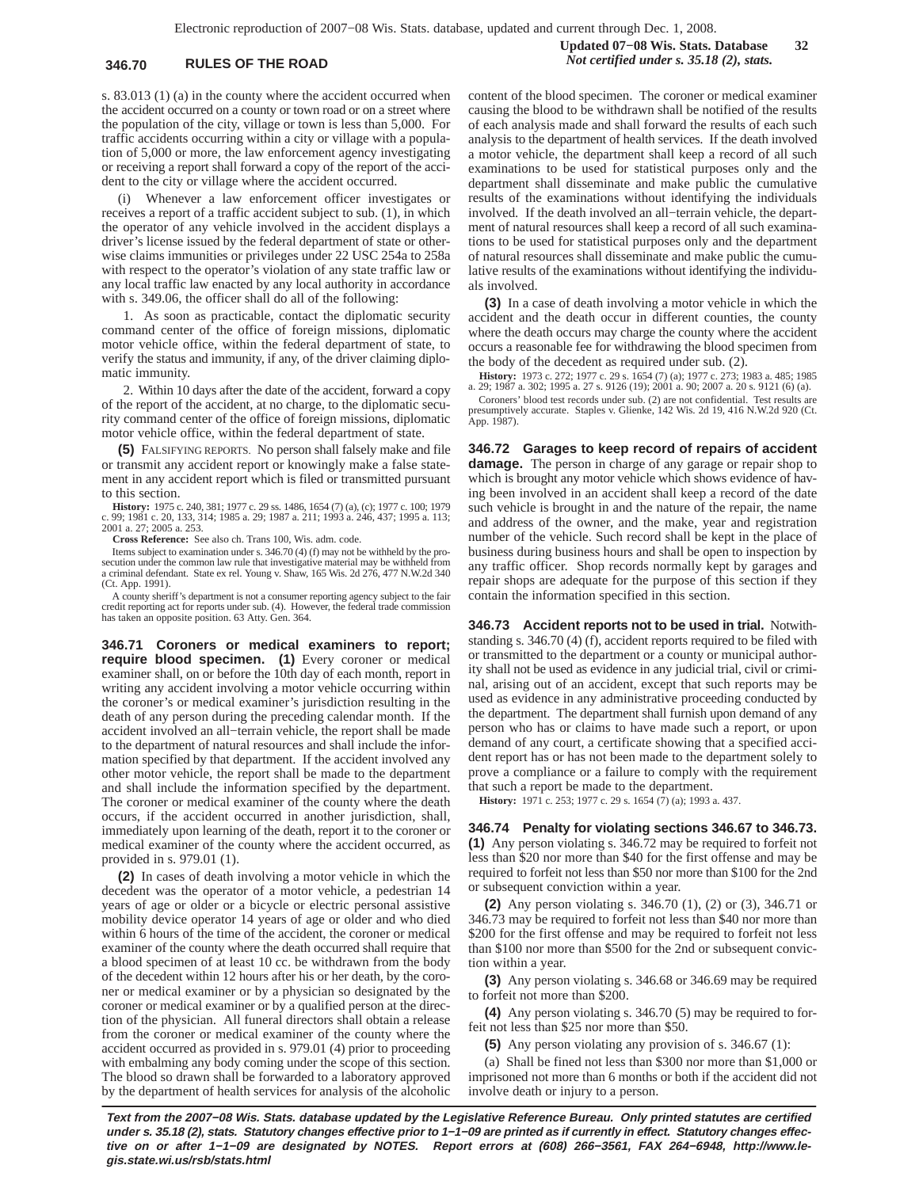s. 83.013 (1) (a) in the county where the accident occurred when the accident occurred on a county or town road or on a street where the population of the city, village or town is less than 5,000. For traffic accidents occurring within a city or village with a population of 5,000 or more, the law enforcement agency investigating or receiving a report shall forward a copy of the report of the accident to the city or village where the accident occurred.

(i) Whenever a law enforcement officer investigates or receives a report of a traffic accident subject to sub. (1), in which the operator of any vehicle involved in the accident displays a driver's license issued by the federal department of state or otherwise claims immunities or privileges under 22 USC 254a to 258a with respect to the operator's violation of any state traffic law or any local traffic law enacted by any local authority in accordance with s. 349.06, the officer shall do all of the following:

1. As soon as practicable, contact the diplomatic security command center of the office of foreign missions, diplomatic motor vehicle office, within the federal department of state, to verify the status and immunity, if any, of the driver claiming diplomatic immunity.

2. Within 10 days after the date of the accident, forward a copy of the report of the accident, at no charge, to the diplomatic security command center of the office of foreign missions, diplomatic motor vehicle office, within the federal department of state.

**(5)** FALSIFYING REPORTS. No person shall falsely make and file or transmit any accident report or knowingly make a false statement in any accident report which is filed or transmitted pursuant to this section.

**History:** 1975 c. 240, 381; 1977 c. 29 ss. 1486, 1654 (7) (a), (c); 1977 c. 100; 1979 c. 99; 1981 c. 20, 133, 314; 1985 a. 29; 1987 a. 211; 1993 a. 246, 437; 1995 a. 113; 2001 a. 27; 2005 a. 253.

**Cross Reference:** See also ch. Trans 100, Wis. adm. code.

Items subject to examination under s. 346.70 (4) (f) may not be withheld by the prosecution under the common law rule that investigative material may be withheld from a criminal defendant. State ex rel. Young v. Shaw, 165 Wis. 2d 276, 477 N.W.2d 340 (Ct. App. 1991).

A county sheriff's department is not a consumer reporting agency subject to the fair credit reporting act for reports under sub. (4). However, the federal trade commission has taken an opposite position. 63 Atty. Gen. 364.

**346.71 Coroners or medical examiners to report; require blood specimen. (1)** Every coroner or medical examiner shall, on or before the 10th day of each month, report in writing any accident involving a motor vehicle occurring within the coroner's or medical examiner's jurisdiction resulting in the death of any person during the preceding calendar month. If the accident involved an all-terrain vehicle, the report shall be made to the department of natural resources and shall include the information specified by that department. If the accident involved any other motor vehicle, the report shall be made to the department and shall include the information specified by the department. The coroner or medical examiner of the county where the death occurs, if the accident occurred in another jurisdiction, shall, immediately upon learning of the death, report it to the coroner or medical examiner of the county where the accident occurred, as provided in s. 979.01 (1).

**(2)** In cases of death involving a motor vehicle in which the decedent was the operator of a motor vehicle, a pedestrian 14 years of age or older or a bicycle or electric personal assistive mobility device operator 14 years of age or older and who died within 6 hours of the time of the accident, the coroner or medical examiner of the county where the death occurred shall require that a blood specimen of at least 10 cc. be withdrawn from the body of the decedent within 12 hours after his or her death, by the coroner or medical examiner or by a physician so designated by the coroner or medical examiner or by a qualified person at the direction of the physician. All funeral directors shall obtain a release from the coroner or medical examiner of the county where the accident occurred as provided in s. 979.01 (4) prior to proceeding with embalming any body coming under the scope of this section. The blood so drawn shall be forwarded to a laboratory approved by the department of health services for analysis of the alcoholic content of the blood specimen. The coroner or medical examiner causing the blood to be withdrawn shall be notified of the results of each analysis made and shall forward the results of each such analysis to the department of health services. If the death involved a motor vehicle, the department shall keep a record of all such examinations to be used for statistical purposes only and the department shall disseminate and make public the cumulative results of the examinations without identifying the individuals involved. If the death involved an all-terrain vehicle, the department of natural resources shall keep a record of all such examinations to be used for statistical purposes only and the department of natural resources shall disseminate and make public the cumulative results of the examinations without identifying the individuals involved.

**(3)** In a case of death involving a motor vehicle in which the accident and the death occur in different counties, the county where the death occurs may charge the county where the accident occurs a reasonable fee for withdrawing the blood specimen from the body of the decedent as required under sub. (2).

**History:** 1973 c. 272; 1977 c. 29 s. 1654 (7) (a); 1977 c. 273; 1983 a. 485; 1985 a. 29; 1987 a. 302; 1995 a. 27 s. 9126 (19); 2001 a. 90; 2007 a. 20 s. 9121 (6) (a).

Coroners' blood test records under sub. (2) are not confidential. Test results are presumptively accurate. Staples v. Glienke, 142 Wis. 2d 19, 416 N.W.2d 920 (Ct. App. 1987).

**346.72 Garages to keep record of repairs of accident damage.** The person in charge of any garage or repair shop to which is brought any motor vehicle which shows evidence of having been involved in an accident shall keep a record of the date such vehicle is brought in and the nature of the repair, the name and address of the owner, and the make, year and registration number of the vehicle. Such record shall be kept in the place of business during business hours and shall be open to inspection by any traffic officer. Shop records normally kept by garages and repair shops are adequate for the purpose of this section if they contain the information specified in this section.

**346.73 Accident reports not to be used in trial.** Notwithstanding s. 346.70 (4) (f), accident reports required to be filed with or transmitted to the department or a county or municipal authority shall not be used as evidence in any judicial trial, civil or criminal, arising out of an accident, except that such reports may be used as evidence in any administrative proceeding conducted by the department. The department shall furnish upon demand of any person who has or claims to have made such a report, or upon demand of any court, a certificate showing that a specified accident report has or has not been made to the department solely to prove a compliance or a failure to comply with the requirement that such a report be made to the department.

**History:** 1971 c. 253; 1977 c. 29 s. 1654 (7) (a); 1993 a. 437.

**346.74 Penalty for violating sections 346.67 to 346.73. (1)** Any person violating s. 346.72 may be required to forfeit not less than $20 nor more than $40 for the first offense and may be required to forfeit not less than $50 nor more than $100 for the 2nd or subsequent conviction within a year.

**(2)** Any person violating s. 346.70 (1), (2) or (3), 346.71 or 346.73 may be required to forfeit not less than $40 nor more than $200 for the first offense and may be required to forfeit not less than $100 nor more than $500 for the 2nd or subsequent conviction within a year.

**(3)** Any person violating s. 346.68 or 346.69 may be required to forfeit not more than $200.

**(4)** Any person violating s. 346.70 (5) may be required to forfeit not less than $25 nor more than $50.

**(5)** Any person violating any provision of s. 346.67 (1):

(a) Shall be fined not less than $300 nor more than $1,000 or imprisoned not more than 6 months or both if the accident did not involve death or injury to a person.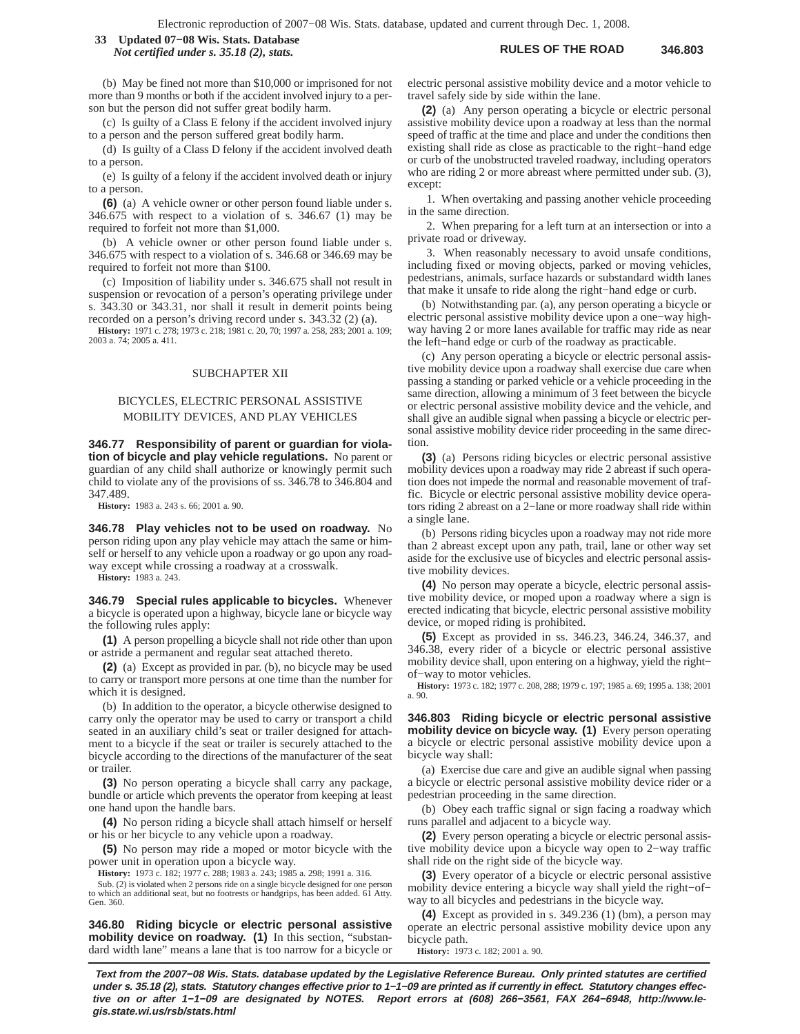(b) May be fined not more than $10,000 or imprisoned for not more than 9 months or both if the accident involved injury to a person but the person did not suffer great bodily harm.

(c) Is guilty of a Class E felony if the accident involved injury to a person and the person suffered great bodily harm.

(d) Is guilty of a Class D felony if the accident involved death to a person.

(e) Is guilty of a felony if the accident involved death or injury to a person.

**(6)** (a) A vehicle owner or other person found liable under s. 346.675 with respect to a violation of s. 346.67 (1) may be required to forfeit not more than $1,000.

(b) A vehicle owner or other person found liable under s. 346.675 with respect to a violation of s. 346.68 or 346.69 may be required to forfeit not more than $100.

(c) Imposition of liability under s. 346.675 shall not result in suspension or revocation of a person's operating privilege under s. 343.30 or 343.31, nor shall it result in demerit points being recorded on a person's driving record under s. 343.32 (2) (a).

**History:** 1971 c. 278; 1973 c. 218; 1981 c. 20, 70; 1997 a. 258, 283; 2001 a. 109; 2003 a. 74; 2005 a. 411.

## SUBCHAPTER XII

## BICYCLES, ELECTRIC PERSONAL ASSISTIVE MOBILITY DEVICES, AND PLAY VEHICLES

**346.77 Responsibility of parent or guardian for violation of bicycle and play vehicle regulations.** No parent or guardian of any child shall authorize or knowingly permit such child to violate any of the provisions of ss. 346.78 to 346.804 and 347.489.

**History:** 1983 a. 243 s. 66; 2001 a. 90.

**346.78 Play vehicles not to be used on roadway.** No person riding upon any play vehicle may attach the same or himself or herself to any vehicle upon a roadway or go upon any roadway except while crossing a roadway at a crosswalk.

**History:** 1983 a. 243.

**346.79 Special rules applicable to bicycles.** Whenever a bicycle is operated upon a highway, bicycle lane or bicycle way the following rules apply:

**(1)** A person propelling a bicycle shall not ride other than upon or astride a permanent and regular seat attached thereto.

**(2)** (a) Except as provided in par. (b), no bicycle may be used to carry or transport more persons at one time than the number for which it is designed.

(b) In addition to the operator, a bicycle otherwise designed to carry only the operator may be used to carry or transport a child seated in an auxiliary child's seat or trailer designed for attachment to a bicycle if the seat or trailer is securely attached to the bicycle according to the directions of the manufacturer of the seat or trailer.

**(3)** No person operating a bicycle shall carry any package, bundle or article which prevents the operator from keeping at least one hand upon the handle bars.

**(4)** No person riding a bicycle shall attach himself or herself or his or her bicycle to any vehicle upon a roadway.

**(5)** No person may ride a moped or motor bicycle with the power unit in operation upon a bicycle way.

**History:** 1973 c. 182; 1977 c. 288; 1983 a. 243; 1985 a. 298; 1991 a. 316.

Sub. (2) is violated when 2 persons ride on a single bicycle designed for one person to which an additional seat, but no footrests or handgrips, has been added. 61 Atty. Gen. 360.

**346.80 Riding bicycle or electric personal assistive mobility device on roadway. (1)** In this section, "substandard width lane" means a lane that is too narrow for a bicycle or electric personal assistive mobility device and a motor vehicle to travel safely side by side within the lane.

**(2)** (a) Any person operating a bicycle or electric personal assistive mobility device upon a roadway at less than the normal speed of traffic at the time and place and under the conditions then existing shall ride as close as practicable to the right−hand edge or curb of the unobstructed traveled roadway, including operators who are riding 2 or more abreast where permitted under sub. (3), except:

1. When overtaking and passing another vehicle proceeding in the same direction.

2. When preparing for a left turn at an intersection or into a private road or driveway.

3. When reasonably necessary to avoid unsafe conditions, including fixed or moving objects, parked or moving vehicles, pedestrians, animals, surface hazards or substandard width lanes that make it unsafe to ride along the right−hand edge or curb.

(b) Notwithstanding par. (a), any person operating a bicycle or electric personal assistive mobility device upon a one−way highway having 2 or more lanes available for traffic may ride as near the left−hand edge or curb of the roadway as practicable.

(c) Any person operating a bicycle or electric personal assistive mobility device upon a roadway shall exercise due care when passing a standing or parked vehicle or a vehicle proceeding in the same direction, allowing a minimum of 3 feet between the bicycle or electric personal assistive mobility device and the vehicle, and shall give an audible signal when passing a bicycle or electric personal assistive mobility device rider proceeding in the same direction.

**(3)** (a) Persons riding bicycles or electric personal assistive mobility devices upon a roadway may ride 2 abreast if such operation does not impede the normal and reasonable movement of traffic. Bicycle or electric personal assistive mobility device operators riding 2 abreast on a 2−lane or more roadway shall ride within a single lane.

(b) Persons riding bicycles upon a roadway may not ride more than 2 abreast except upon any path, trail, lane or other way set aside for the exclusive use of bicycles and electric personal assistive mobility devices.

**(4)** No person may operate a bicycle, electric personal assistive mobility device, or moped upon a roadway where a sign is erected indicating that bicycle, electric personal assistive mobility device, or moped riding is prohibited.

**(5)** Except as provided in ss. 346.23, 346.24, 346.37, and 346.38, every rider of a bicycle or electric personal assistive mobility device shall, upon entering on a highway, yield the right−of−way to motor vehicles.

**History:** 1973 c. 182; 1977 c. 208, 288; 1979 c. 197; 1985 a. 69; 1995 a. 138; 2001 a. 90.

**346.803 Riding bicycle or electric personal assistive mobility device on bicycle way. (1)** Every person operating a bicycle or electric personal assistive mobility device upon a bicycle way shall:

(a) Exercise due care and give an audible signal when passing a bicycle or electric personal assistive mobility device rider or a pedestrian proceeding in the same direction.

(b) Obey each traffic signal or sign facing a roadway which runs parallel and adjacent to a bicycle way.

**(2)** Every person operating a bicycle or electric personal assistive mobility device upon a bicycle way open to 2−way traffic shall ride on the right side of the bicycle way.

**(3)** Every operator of a bicycle or electric personal assistive mobility device entering a bicycle way shall yield the right−of−way to all bicycles and pedestrians in the bicycle way.

**(4)** Except as provided in s. 349.236 (1) (bm), a person may operate an electric personal assistive mobility device upon any bicycle path.

**History:** 1973 c. 182; 2001 a. 90.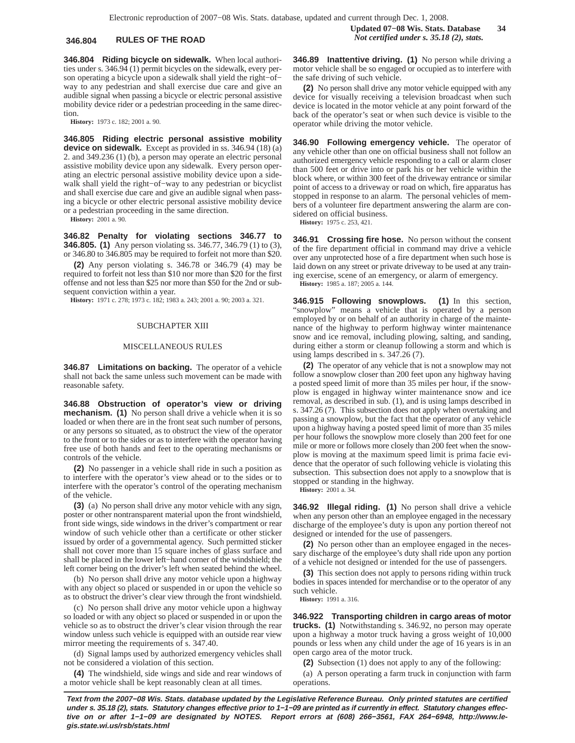**346.804 Riding bicycle on sidewalk.** When local authorities under s. 346.94 (1) permit bicycles on the sidewalk, every person operating a bicycle upon a sidewalk shall yield the right−of−way to any pedestrian and shall exercise due care and give an audible signal when passing a bicycle or electric personal assistive mobility device rider or a pedestrian proceeding in the same direction.

**History:** 1973 c. 182; 2001 a. 90.

**346.805 Riding electric personal assistive mobility device on sidewalk.** Except as provided in ss. 346.94 (18) (a) 2. and 349.236 (1) (b), a person may operate an electric personal assistive mobility device upon any sidewalk. Every person operating an electric personal assistive mobility device upon a sidewalk shall yield the right−of−way to any pedestrian or bicyclist and shall exercise due care and give an audible signal when passing a bicycle or other electric personal assistive mobility device or a pedestrian proceeding in the same direction.

**History:** 2001 a. 90.

**346.82 Penalty for violating sections 346.77 to 346.805. (1)** Any person violating ss. 346.77, 346.79 (1) to (3), or 346.80 to 346.805 may be required to forfeit not more than $20.

**(2)** Any person violating s. 346.78 or 346.79 (4) may be required to forfeit not less than $10 nor more than $20 for the first offense and not less than $25 nor more than $50 for the 2nd or subsequent conviction within a year.

**History:** 1971 c. 278; 1973 c. 182; 1983 a. 243; 2001 a. 90; 2003 a. 321.

## SUBCHAPTER XIII

## MISCELLANEOUS RULES

**346.87 Limitations on backing.** The operator of a vehicle shall not back the same unless such movement can be made with reasonable safety.

**346.88 Obstruction of operator's view or driving mechanism. (1)** No person shall drive a vehicle when it is so loaded or when there are in the front seat such number of persons, or any persons so situated, as to obstruct the view of the operator to the front or to the sides or as to interfere with the operator having free use of both hands and feet to the operating mechanisms or controls of the vehicle.

**(2)** No passenger in a vehicle shall ride in such a position as to interfere with the operator's view ahead or to the sides or to interfere with the operator's control of the operating mechanism of the vehicle.

**(3)** (a) No person shall drive any motor vehicle with any sign, poster or other nontransparent material upon the front windshield, front side wings, side windows in the driver's compartment or rear window of such vehicle other than a certificate or other sticker issued by order of a governmental agency. Such permitted sticker shall not cover more than 15 square inches of glass surface and shall be placed in the lower left−hand corner of the windshield; the left corner being on the driver's left when seated behind the wheel.

(b) No person shall drive any motor vehicle upon a highway with any object so placed or suspended in or upon the vehicle so as to obstruct the driver's clear view through the front windshield.

(c) No person shall drive any motor vehicle upon a highway so loaded or with any object so placed or suspended in or upon the vehicle so as to obstruct the driver's clear vision through the rear window unless such vehicle is equipped with an outside rear view mirror meeting the requirements of s. 347.40.

(d) Signal lamps used by authorized emergency vehicles shall not be considered a violation of this section.

**(4)** The windshield, side wings and side and rear windows of a motor vehicle shall be kept reasonably clean at all times.

**346.89 Inattentive driving. (1)** No person while driving a motor vehicle shall be so engaged or occupied as to interfere with the safe driving of such vehicle.

**(2)** No person shall drive any motor vehicle equipped with any device for visually receiving a television broadcast when such device is located in the motor vehicle at any point forward of the back of the operator's seat or when such device is visible to the operator while driving the motor vehicle.

**346.90 Following emergency vehicle.** The operator of any vehicle other than one on official business shall not follow an authorized emergency vehicle responding to a call or alarm closer than 500 feet or drive into or park his or her vehicle within the block where, or within 300 feet of the driveway entrance or similar point of access to a driveway or road on which, fire apparatus has stopped in response to an alarm. The personal vehicles of members of a volunteer fire department answering the alarm are considered on official business.

**History:** 1975 c. 253, 421.

**346.91 Crossing fire hose.** No person without the consent of the fire department official in command may drive a vehicle over any unprotected hose of a fire department when such hose is laid down on any street or private driveway to be used at any training exercise, scene of an emergency, or alarm of emergency.

**History:** 1985 a. 187; 2005 a. 144.

**346.915 Following snowplows. (1)** In this section, "snowplow" means a vehicle that is operated by a person employed by or on behalf of an authority in charge of the maintenance of the highway to perform highway winter maintenance snow and ice removal, including plowing, salting, and sanding, during either a storm or cleanup following a storm and which is using lamps described in s. 347.26 (7).

**(2)** The operator of any vehicle that is not a snowplow may not follow a snowplow closer than 200 feet upon any highway having a posted speed limit of more than 35 miles per hour, if the snowplow is engaged in highway winter maintenance snow and ice removal, as described in sub. (1), and is using lamps described in s. 347.26 (7). This subsection does not apply when overtaking and passing a snowplow, but the fact that the operator of any vehicle upon a highway having a posted speed limit of more than 35 miles per hour follows the snowplow more closely than 200 feet for one mile or more or follows more closely than 200 feet when the snowplow is moving at the maximum speed limit is prima facie evidence that the operator of such following vehicle is violating this subsection. This subsection does not apply to a snowplow that is stopped or standing in the highway.

**History:** 2001 a. 34.

**346.92 Illegal riding. (1)** No person shall drive a vehicle when any person other than an employee engaged in the necessary discharge of the employee's duty is upon any portion thereof not designed or intended for the use of passengers.

**(2)** No person other than an employee engaged in the necessary discharge of the employee's duty shall ride upon any portion of a vehicle not designed or intended for the use of passengers.

**(3)** This section does not apply to persons riding within truck bodies in spaces intended for merchandise or to the operator of any such vehicle.

**History:** 1991 a. 316.

**346.922 Transporting children in cargo areas of motor trucks. (1)** Notwithstanding s. 346.92, no person may operate upon a highway a motor truck having a gross weight of 10,000 pounds or less when any child under the age of 16 years is in an open cargo area of the motor truck.

**(2)** Subsection (1) does not apply to any of the following:

(a) A person operating a farm truck in conjunction with farm operations.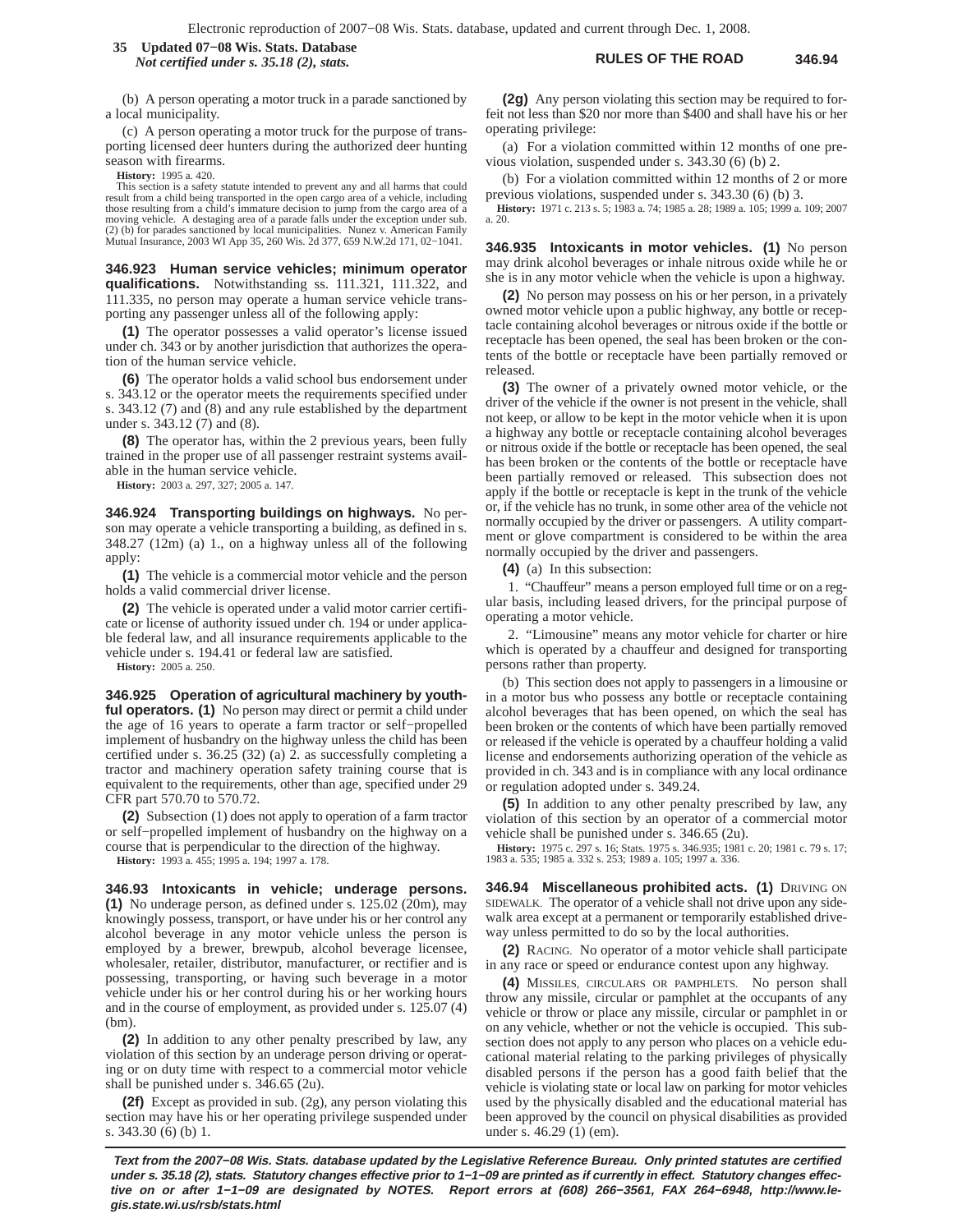(b) A person operating a motor truck in a parade sanctioned by a local municipality.

(c) A person operating a motor truck for the purpose of transporting licensed deer hunters during the authorized deer hunting season with firearms.

**History:** 1995 a. 420.

This section is a safety statute intended to prevent any and all harms that could result from a child being transported in the open cargo area of a vehicle, including those resulting from a child's immature decision to jump from the cargo area of a moving vehicle. A destaging area of a parade falls under the exception under sub. (2) (b) for parades sanctioned by local municipalities. Nunez v. American Family Mutual Insurance, 2003 WI App 35, 260 Wis. 2d 377, 659 N.W.2d 171, 02−1041.

**346.923 Human service vehicles; minimum operator qualifications.** Notwithstanding ss. 111.321, 111.322, and 111.335, no person may operate a human service vehicle transporting any passenger unless all of the following apply:

**(1)** The operator possesses a valid operator's license issued under ch. 343 or by another jurisdiction that authorizes the operation of the human service vehicle.

**(6)** The operator holds a valid school bus endorsement under s. 343.12 or the operator meets the requirements specified under s. 343.12 (7) and (8) and any rule established by the department under s. 343.12 (7) and (8).

**(8)** The operator has, within the 2 previous years, been fully trained in the proper use of all passenger restraint systems available in the human service vehicle.

**History:** 2003 a. 297, 327; 2005 a. 147.

**346.924 Transporting buildings on highways.** No person may operate a vehicle transporting a building, as defined in s. 348.27 (12m) (a) 1., on a highway unless all of the following apply:

**(1)** The vehicle is a commercial motor vehicle and the person holds a valid commercial driver license.

**(2)** The vehicle is operated under a valid motor carrier certificate or license of authority issued under ch. 194 or under applicable federal law, and all insurance requirements applicable to the vehicle under s. 194.41 or federal law are satisfied.

**History:** 2005 a. 250.

**346.925 Operation of agricultural machinery by youthful operators. (1)** No person may direct or permit a child under the age of 16 years to operate a farm tractor or self−propelled implement of husbandry on the highway unless the child has been certified under s. 36.25 (32) (a) 2. as successfully completing a tractor and machinery operation safety training course that is equivalent to the requirements, other than age, specified under 29 CFR part 570.70 to 570.72.

**(2)** Subsection (1) does not apply to operation of a farm tractor or self−propelled implement of husbandry on the highway on a course that is perpendicular to the direction of the highway.

**History:** 1993 a. 455; 1995 a. 194; 1997 a. 178.

**346.93 Intoxicants in vehicle; underage persons. (1)** No underage person, as defined under s. 125.02 (20m), may knowingly possess, transport, or have under his or her control any alcohol beverage in any motor vehicle unless the person is employed by a brewer, brewpub, alcohol beverage licensee, wholesaler, retailer, distributor, manufacturer, or rectifier and is possessing, transporting, or having such beverage in a motor vehicle under his or her control during his or her working hours and in the course of employment, as provided under s. 125.07 (4) (bm).

**(2)** In addition to any other penalty prescribed by law, any violation of this section by an underage person driving or operating or on duty time with respect to a commercial motor vehicle shall be punished under s. 346.65 (2u).

**(2f)** Except as provided in sub. (2g), any person violating this section may have his or her operating privilege suspended under s. 343.30 (6) (b) 1.

**(2g)** Any person violating this section may be required to forfeit not less than $20 nor more than $400 and shall have his or her operating privilege:

(a) For a violation committed within 12 months of one previous violation, suspended under s. 343.30 (6) (b) 2.

(b) For a violation committed within 12 months of 2 or more previous violations, suspended under s. 343.30 (6) (b) 3.

**History:** 1971 c. 213 s. 5; 1983 a. 74; 1985 a. 28; 1989 a. 105; 1999 a. 109; 2007 a. 20.

**346.935 Intoxicants in motor vehicles. (1)** No person may drink alcohol beverages or inhale nitrous oxide while he or she is in any motor vehicle when the vehicle is upon a highway.

**(2)** No person may possess on his or her person, in a privately owned motor vehicle upon a public highway, any bottle or receptacle containing alcohol beverages or nitrous oxide if the bottle or receptacle has been opened, the seal has been broken or the contents of the bottle or receptacle have been partially removed or released.

**(3)** The owner of a privately owned motor vehicle, or the driver of the vehicle if the owner is not present in the vehicle, shall not keep, or allow to be kept in the motor vehicle when it is upon a highway any bottle or receptacle containing alcohol beverages or nitrous oxide if the bottle or receptacle has been opened, the seal has been broken or the contents of the bottle or receptacle have been partially removed or released. This subsection does not apply if the bottle or receptacle is kept in the trunk of the vehicle or, if the vehicle has no trunk, in some other area of the vehicle not normally occupied by the driver or passengers. A utility compartment or glove compartment is considered to be within the area normally occupied by the driver and passengers.

**(4)** (a) In this subsection:

1. "Chauffeur" means a person employed full time or on a regular basis, including leased drivers, for the principal purpose of operating a motor vehicle.

2. "Limousine" means any motor vehicle for charter or hire which is operated by a chauffeur and designed for transporting persons rather than property.

(b) This section does not apply to passengers in a limousine or in a motor bus who possess any bottle or receptacle containing alcohol beverages that has been opened, on which the seal has been broken or the contents of which have been partially removed or released if the vehicle is operated by a chauffeur holding a valid license and endorsements authorizing operation of the vehicle as provided in ch. 343 and is in compliance with any local ordinance or regulation adopted under s. 349.24.

**(5)** In addition to any other penalty prescribed by law, any violation of this section by an operator of a commercial motor vehicle shall be punished under s. 346.65 (2u).

**History:** 1975 c. 297 s. 16; Stats. 1975 s. 346.935; 1981 c. 20; 1981 c. 79 s. 17; 1983 a. 535; 1985 a. 332 s. 253; 1989 a. 105; 1997 a. 336.

**346.94 Miscellaneous prohibited acts. (1)** DRIVING ON SIDEWALK. The operator of a vehicle shall not drive upon any sidewalk area except at a permanent or temporarily established driveway unless permitted to do so by the local authorities.

**(2)** RACING. No operator of a motor vehicle shall participate in any race or speed or endurance contest upon any highway.

**(4)** MISSILES, CIRCULARS OR PAMPHLETS. No person shall throw any missile, circular or pamphlet at the occupants of any vehicle or throw or place any missile, circular or pamphlet in or on any vehicle, whether or not the vehicle is occupied. This subsection does not apply to any person who places on a vehicle educational material relating to the parking privileges of physically disabled persons if the person has a good faith belief that the vehicle is violating state or local law on parking for motor vehicles used by the physically disabled and the educational material has been approved by the council on physical disabilities as provided under s. 46.29 (1) (em).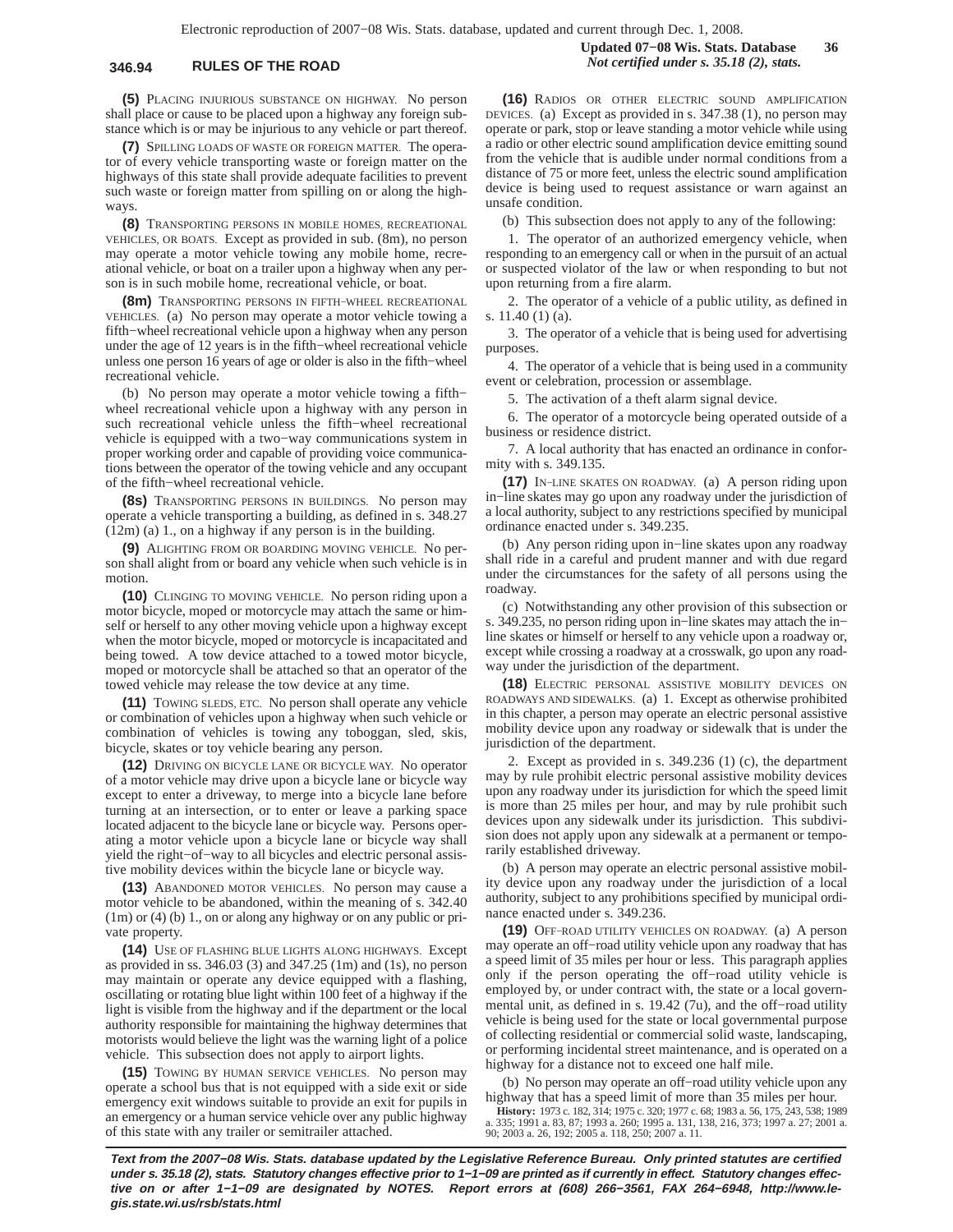**(5)** PLACING INJURIOUS SUBSTANCE ON HIGHWAY. No person shall place or cause to be placed upon a highway any foreign substance which is or may be injurious to any vehicle or part thereof.

**(7)** SPILLING LOADS OF WASTE OR FOREIGN MATTER. The operator of every vehicle transporting waste or foreign matter on the highways of this state shall provide adequate facilities to prevent such waste or foreign matter from spilling on or along the highways.

**(8)** TRANSPORTING PERSONS IN MOBILE HOMES, RECREATIONAL VEHICLES, OR BOATS. Except as provided in sub. (8m), no person may operate a motor vehicle towing any mobile home, recreational vehicle, or boat on a trailer upon a highway when any person is in such mobile home, recreational vehicle, or boat.

**(8m)** TRANSPORTING PERSONS IN FIFTH−WHEEL RECREATIONAL VEHICLES. (a) No person may operate a motor vehicle towing a fifth−wheel recreational vehicle upon a highway when any person under the age of 12 years is in the fifth−wheel recreational vehicle unless one person 16 years of age or older is also in the fifth−wheel recreational vehicle.

(b) No person may operate a motor vehicle towing a fifth−wheel recreational vehicle upon a highway with any person in such recreational vehicle unless the fifth−wheel recreational vehicle is equipped with a two−way communications system in proper working order and capable of providing voice communications between the operator of the towing vehicle and any occupant of the fifth−wheel recreational vehicle.

**(8s)** TRANSPORTING PERSONS IN BUILDINGS. No person may operate a vehicle transporting a building, as defined in s. 348.27 (12m) (a) 1., on a highway if any person is in the building.

**(9)** ALIGHTING FROM OR BOARDING MOVING VEHICLE. No person shall alight from or board any vehicle when such vehicle is in motion.

**(10)** CLINGING TO MOVING VEHICLE. No person riding upon a motor bicycle, moped or motorcycle may attach the same or himself or herself to any other moving vehicle upon a highway except when the motor bicycle, moped or motorcycle is incapacitated and being towed. A tow device attached to a towed motor bicycle, moped or motorcycle shall be attached so that an operator of the towed vehicle may release the tow device at any time.

**(11)** TOWING SLEDS, ETC. No person shall operate any vehicle or combination of vehicles upon a highway when such vehicle or combination of vehicles is towing any toboggan, sled, skis, bicycle, skates or toy vehicle bearing any person.

**(12)** DRIVING ON BICYCLE LANE OR BICYCLE WAY. No operator of a motor vehicle may drive upon a bicycle lane or bicycle way except to enter a driveway, to merge into a bicycle lane before turning at an intersection, or to enter or leave a parking space located adjacent to the bicycle lane or bicycle way. Persons operating a motor vehicle upon a bicycle lane or bicycle way shall yield the right−of−way to all bicycles and electric personal assistive mobility devices within the bicycle lane or bicycle way.

**(13)** ABANDONED MOTOR VEHICLES. No person may cause a motor vehicle to be abandoned, within the meaning of s. 342.40 (1m) or (4) (b) 1., on or along any highway or on any public or private property.

**(14)** USE OF FLASHING BLUE LIGHTS ALONG HIGHWAYS. Except as provided in ss. 346.03 (3) and 347.25 (1m) and (1s), no person may maintain or operate any device equipped with a flashing, oscillating or rotating blue light within 100 feet of a highway if the light is visible from the highway and if the department or the local authority responsible for maintaining the highway determines that motorists would believe the light was the warning light of a police vehicle. This subsection does not apply to airport lights.

**(15)** TOWING BY HUMAN SERVICE VEHICLES. No person may operate a school bus that is not equipped with a side exit or side emergency exit windows suitable to provide an exit for pupils in an emergency or a human service vehicle over any public highway of this state with any trailer or semitrailer attached.

**(16)** RADIOS OR OTHER ELECTRIC SOUND AMPLIFICATION DEVICES. (a) Except as provided in s. 347.38 (1), no person may operate or park, stop or leave standing a motor vehicle while using a radio or other electric sound amplification device emitting sound from the vehicle that is audible under normal conditions from a distance of 75 or more feet, unless the electric sound amplification device is being used to request assistance or warn against an unsafe condition.

(b) This subsection does not apply to any of the following:

1. The operator of an authorized emergency vehicle, when responding to an emergency call or when in the pursuit of an actual or suspected violator of the law or when responding to but not upon returning from a fire alarm.

2. The operator of a vehicle of a public utility, as defined in s. 11.40 (1) (a).

3. The operator of a vehicle that is being used for advertising purposes.

4. The operator of a vehicle that is being used in a community event or celebration, procession or assemblage.

5. The activation of a theft alarm signal device.

6. The operator of a motorcycle being operated outside of a business or residence district.

7. A local authority that has enacted an ordinance in conformity with s. 349.135.

**(17)** IN−LINE SKATES ON ROADWAY. (a) A person riding upon in−line skates may go upon any roadway under the jurisdiction of a local authority, subject to any restrictions specified by municipal ordinance enacted under s. 349.235.

(b) Any person riding upon in−line skates upon any roadway shall ride in a careful and prudent manner and with due regard under the circumstances for the safety of all persons using the roadway.

(c) Notwithstanding any other provision of this subsection or s. 349.235, no person riding upon in−line skates may attach the in−line skates or himself or herself to any vehicle upon a roadway or, except while crossing a roadway at a crosswalk, go upon any roadway under the jurisdiction of the department.

**(18)** ELECTRIC PERSONAL ASSISTIVE MOBILITY DEVICES ON ROADWAYS AND SIDEWALKS. (a) 1. Except as otherwise prohibited in this chapter, a person may operate an electric personal assistive mobility device upon any roadway or sidewalk that is under the jurisdiction of the department.

2. Except as provided in s. 349.236 (1) (c), the department may by rule prohibit electric personal assistive mobility devices upon any roadway under its jurisdiction for which the speed limit is more than 25 miles per hour, and may by rule prohibit such devices upon any sidewalk under its jurisdiction. This subdivision does not apply upon any sidewalk at a permanent or temporarily established driveway.

(b) A person may operate an electric personal assistive mobility device upon any roadway under the jurisdiction of a local authority, subject to any prohibitions specified by municipal ordinance enacted under s. 349.236.

**(19)** OFF−ROAD UTILITY VEHICLES ON ROADWAY. (a) A person may operate an off−road utility vehicle upon any roadway that has a speed limit of 35 miles per hour or less. This paragraph applies only if the person operating the off−road utility vehicle is employed by, or under contract with, the state or a local governmental unit, as defined in s. 19.42 (7u), and the off−road utility vehicle is being used for the state or local governmental purpose of collecting residential or commercial solid waste, landscaping, or performing incidental street maintenance, and is operated on a highway for a distance not to exceed one half mile.

(b) No person may operate an off−road utility vehicle upon any highway that has a speed limit of more than 35 miles per hour.

**History:** 1973 c. 182, 314; 1975 c. 320; 1977 c. 68; 1983 a. 56, 175, 243, 538; 1989 a. 335; 1991 a. 83, 87; 1993 a. 260; 1995 a. 131, 138, 216, 373; 1997 a. 27; 2001 a. 90; 2003 a. 26, 192; 2005 a. 118, 250; 2007 a. 11.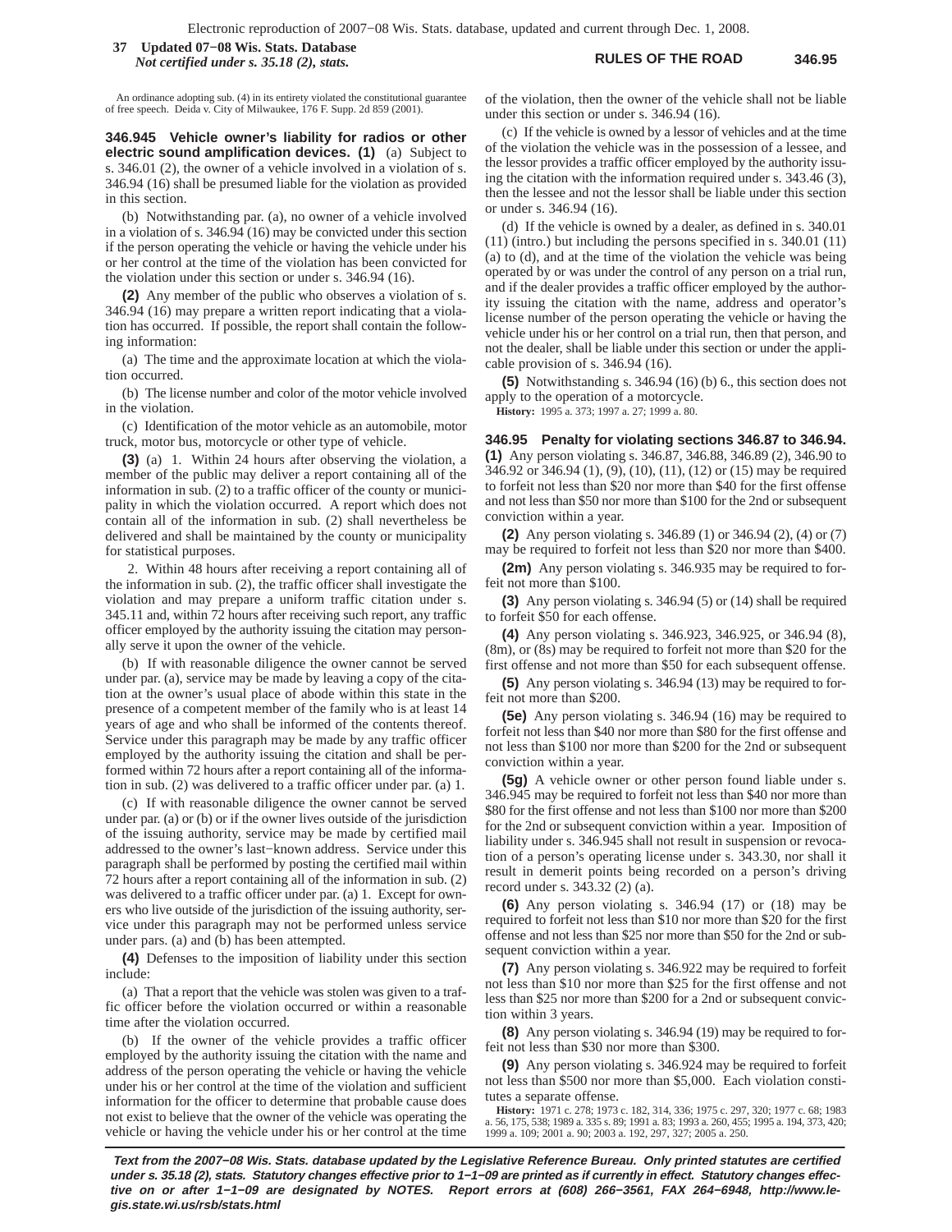An ordinance adopting sub. (4) in its entirety violated the constitutional guarantee of free speech. Deida v. City of Milwaukee, 176 F. Supp. 2d 859 (2001).

**346.945 Vehicle owner's liability for radios or other electric sound amplification devices. (1)** (a) Subject to s. 346.01 (2), the owner of a vehicle involved in a violation of s. 346.94 (16) shall be presumed liable for the violation as provided in this section.

(b) Notwithstanding par. (a), no owner of a vehicle involved in a violation of s. 346.94 (16) may be convicted under this section if the person operating the vehicle or having the vehicle under his or her control at the time of the violation has been convicted for the violation under this section or under s. 346.94 (16).

**(2)** Any member of the public who observes a violation of s. 346.94 (16) may prepare a written report indicating that a violation has occurred. If possible, the report shall contain the following information:

(a) The time and the approximate location at which the violation occurred.

(b) The license number and color of the motor vehicle involved in the violation.

(c) Identification of the motor vehicle as an automobile, motor truck, motor bus, motorcycle or other type of vehicle.

**(3)** (a) 1. Within 24 hours after observing the violation, a member of the public may deliver a report containing all of the information in sub. (2) to a traffic officer of the county or municipality in which the violation occurred. A report which does not contain all of the information in sub. (2) shall nevertheless be delivered and shall be maintained by the county or municipality for statistical purposes.

2. Within 48 hours after receiving a report containing all of the information in sub. (2), the traffic officer shall investigate the violation and may prepare a uniform traffic citation under s. 345.11 and, within 72 hours after receiving such report, any traffic officer employed by the authority issuing the citation may personally serve it upon the owner of the vehicle.

(b) If with reasonable diligence the owner cannot be served under par. (a), service may be made by leaving a copy of the citation at the owner's usual place of abode within this state in the presence of a competent member of the family who is at least 14 years of age and who shall be informed of the contents thereof. Service under this paragraph may be made by any traffic officer employed by the authority issuing the citation and shall be performed within 72 hours after a report containing all of the information in sub. (2) was delivered to a traffic officer under par. (a) 1.

(c) If with reasonable diligence the owner cannot be served under par. (a) or (b) or if the owner lives outside of the jurisdiction of the issuing authority, service may be made by certified mail addressed to the owner's last−known address. Service under this paragraph shall be performed by posting the certified mail within 72 hours after a report containing all of the information in sub. (2) was delivered to a traffic officer under par. (a) 1. Except for owners who live outside of the jurisdiction of the issuing authority, service under this paragraph may not be performed unless service under pars. (a) and (b) has been attempted.

**(4)** Defenses to the imposition of liability under this section include:

(a) That a report that the vehicle was stolen was given to a traffic officer before the violation occurred or within a reasonable time after the violation occurred.

(b) If the owner of the vehicle provides a traffic officer employed by the authority issuing the citation with the name and address of the person operating the vehicle or having the vehicle under his or her control at the time of the violation and sufficient information for the officer to determine that probable cause does not exist to believe that the owner of the vehicle was operating the vehicle or having the vehicle under his or her control at the time of the violation, then the owner of the vehicle shall not be liable under this section or under s. 346.94 (16).

(c) If the vehicle is owned by a lessor of vehicles and at the time of the violation the vehicle was in the possession of a lessee, and the lessor provides a traffic officer employed by the authority issuing the citation with the information required under s. 343.46 (3), then the lessee and not the lessor shall be liable under this section or under s. 346.94 (16).

(d) If the vehicle is owned by a dealer, as defined in s. 340.01 (11) (intro.) but including the persons specified in s. 340.01 (11) (a) to (d), and at the time of the violation the vehicle was being operated by or was under the control of any person on a trial run, and if the dealer provides a traffic officer employed by the authority issuing the citation with the name, address and operator's license number of the person operating the vehicle or having the vehicle under his or her control on a trial run, then that person, and not the dealer, shall be liable under this section or under the applicable provision of s. 346.94 (16).

**(5)** Notwithstanding s. 346.94 (16) (b) 6., this section does not apply to the operation of a motorcycle.

**History:** 1995 a. 373; 1997 a. 27; 1999 a. 80.

**346.95 Penalty for violating sections 346.87 to 346.94. (1)** Any person violating s. 346.87, 346.88, 346.89 (2), 346.90 to 346.92 or 346.94 (1), (9), (10), (11), (12) or (15) may be required to forfeit not less than $20 nor more than $40 for the first offense and not less than $50 nor more than $100 for the 2nd or subsequent conviction within a year.

**(2)** Any person violating s. 346.89 (1) or 346.94 (2), (4) or (7) may be required to forfeit not less than $20 nor more than $400.

**(2m)** Any person violating s. 346.935 may be required to forfeit not more than $100.

**(3)** Any person violating s. 346.94 (5) or (14) shall be required to forfeit $50 for each offense.

**(4)** Any person violating s. 346.923, 346.925, or 346.94 (8), (8m), or (8s) may be required to forfeit not more than $20 for the first offense and not more than $50 for each subsequent offense.

**(5)** Any person violating s. 346.94 (13) may be required to forfeit not more than $200.

**(5e)** Any person violating s. 346.94 (16) may be required to forfeit not less than $40 nor more than $80 for the first offense and not less than $100 nor more than $200 for the 2nd or subsequent conviction within a year.

**(5g)** A vehicle owner or other person found liable under s. 346.945 may be required to forfeit not less than $40 nor more than $80 for the first offense and not less than $100 nor more than $200 for the 2nd or subsequent conviction within a year. Imposition of liability under s. 346.945 shall not result in suspension or revocation of a person's operating license under s. 343.30, nor shall it result in demerit points being recorded on a person's driving record under s. 343.32 (2) (a).

**(6)** Any person violating s. 346.94 (17) or (18) may be required to forfeit not less than $10 nor more than $20 for the first offense and not less than $25 nor more than $50 for the 2nd or subsequent conviction within a year.

**(7)** Any person violating s. 346.922 may be required to forfeit not less than $10 nor more than $25 for the first offense and not less than $25 nor more than $200 for a 2nd or subsequent conviction within 3 years.

**(8)** Any person violating s. 346.94 (19) may be required to forfeit not less than $30 nor more than $300.

**(9)** Any person violating s. 346.924 may be required to forfeit not less than $500 nor more than $5,000. Each violation constitutes a separate offense.

**History:** 1971 c. 278; 1973 c. 182, 314, 336; 1975 c. 297, 320; 1977 c. 68; 1983 a. 56, 175, 538; 1989 a. 335 s. 89; 1991 a. 83; 1993 a. 260, 455; 1995 a. 194, 373, 420; 1999 a. 109; 2001 a. 90; 2003 a. 192, 297, 327; 2005 a. 250.